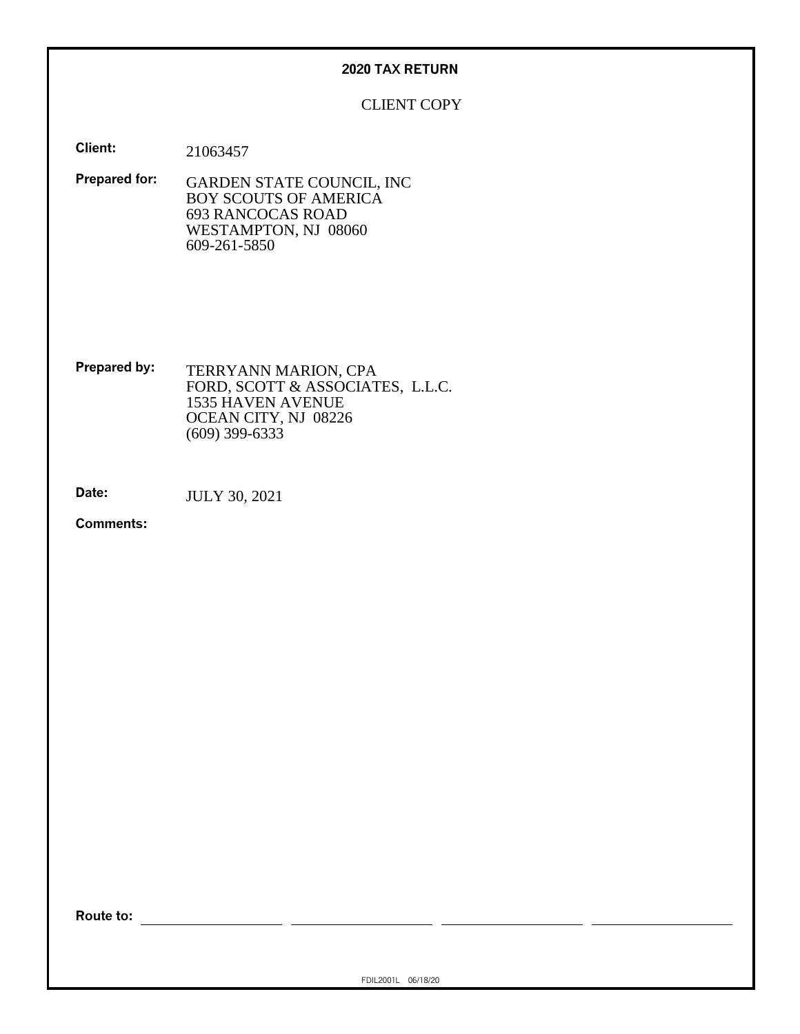# 2020 TAX RETURN

CLIENT COPY

**Client:** 21063457

**Prepared for:**
GARDEN STATE COUNCIL, INC
BOY SCOUTS OF AMERICA
693 RANCOCAS ROAD
WESTAMPTON, NJ 08060
609-261-5850

**Prepared by:**
TERRYANN MARION, CPA
FORD, SCOTT & ASSOCIATES, L.L.C.
1535 HAVEN AVENUE
OCEAN CITY, NJ 08226
(609) 399-6333

**Date:** JULY 30, 2021

**Comments:**

**Route to:** \_\_\_\_\_\_\_\_\_\_ \_\_\_\_\_\_\_\_\_\_ \_\_\_\_\_\_\_\_\_\_ \_\_\_\_\_\_\_\_\_\_

FDIL2001L 06/18/20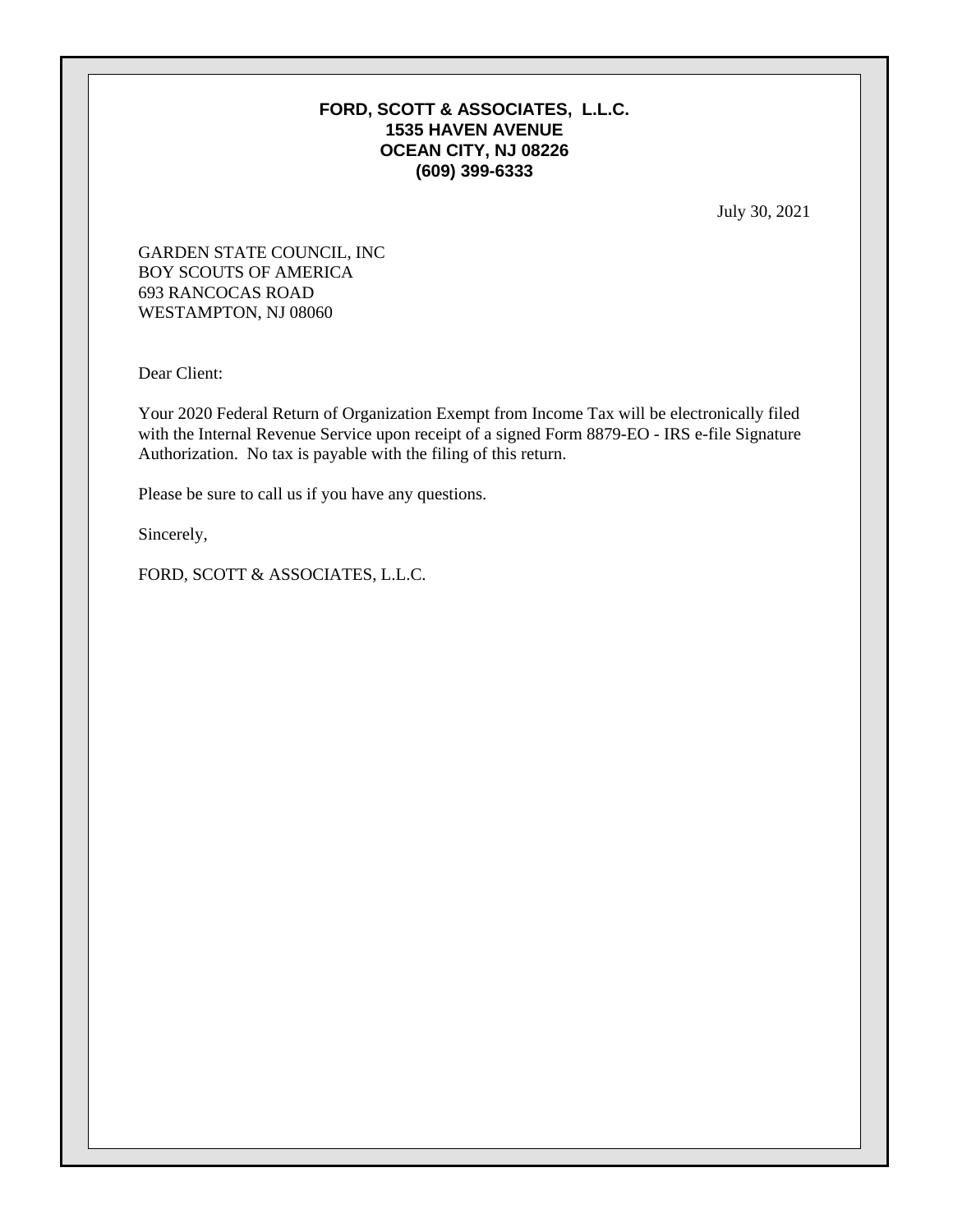**FORD, SCOTT & ASSOCIATES, L.L.C.**
**1535 HAVEN AVENUE**
**OCEAN CITY, NJ 08226**
**(609) 399-6333**

July 30, 2021

GARDEN STATE COUNCIL, INC
BOY SCOUTS OF AMERICA
693 RANCOCAS ROAD
WESTAMPTON, NJ 08060

Dear Client:

Your 2020 Federal Return of Organization Exempt from Income Tax will be electronically filed with the Internal Revenue Service upon receipt of a signed Form 8879-EO - IRS e-file Signature Authorization. No tax is payable with the filing of this return.

Please be sure to call us if you have any questions.

Sincerely,

FORD, SCOTT & ASSOCIATES, L.L.C.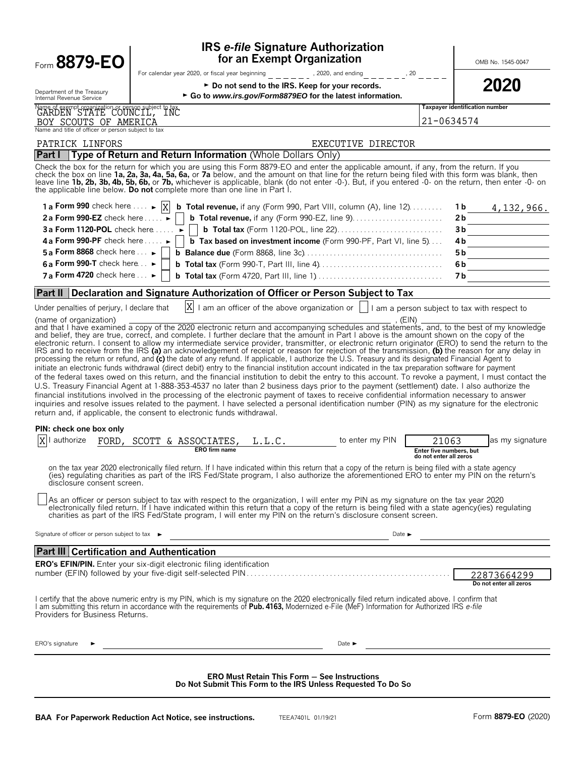# Form 8879-EO

## IRS *e-file* Signature Authorization for an Exempt Organization

OMB No. 1545-0047

For calendar year 2020, or fiscal year beginning \_\_\_\_\_\_, 2020, and ending \_\_\_\_\_\_, 20 \_\_\_\_

**2020**

Department of the Treasury
Internal Revenue Service

► **Do not send to the IRS. Keep for your records.**

► **Go to *www.irs.gov/Form8879EO* for the latest information.**

Name of exempt organization or person subject to tax: GARDEN STATE COUNCIL, INC BOY SCOUTS OF AMERICA

**Taxpayer identification number:** 21-0634574

Name and title of officer or person subject to tax: PATRICK LINFORS — EXECUTIVE DIRECTOR

## Part I — Type of Return and Return Information (Whole Dollars Only)

Check the box for the return for which you are using this Form 8879-EO and enter the applicable amount, if any, from the return. If you check the box on line **1a, 2a, 3a, 4a, 5a, 6a,** or **7a** below, and the amount on that line for the return being filed with this form was blank, then leave line **1b, 2b, 3b, 4b, 5b, 6b,** or **7b,** whichever is applicable, blank (do not enter -0-). But, if you entered -0- on the return, then enter -0- on the applicable line below. **Do not** complete more than one line in Part I.

| | | | |
|---|---|---|---|
| **1a Form 990** check here ► [X] | **b Total revenue,** if any (Form 990, Part VIII, column (A), line 12) | 1b | 4,132,966. |
| **2a Form 990-EZ** check here ► [ ] | **b Total revenue,** if any (Form 990-EZ, line 9) | 2b | |
| **3a Form 1120-POL** check here ► [ ] | **b Total tax** (Form 1120-POL, line 22) | 3b | |
| **4a Form 990-PF** check here ► [ ] | **b Tax based on investment income** (Form 990-PF, Part VI, line 5) | 4b | |
| **5a Form 8868** check here ► [ ] | **b Balance due** (Form 8868, line 3c) | 5b | |
| **6a Form 990-T** check here ► [ ] | **b Total tax** (Form 990-T, Part III, line 4) | 6b | |
| **7a Form 4720** check here ► [ ] | **b Total tax** (Form 4720, Part III, line 1) | 7b | |

## Part II — Declaration and Signature Authorization of Officer or Person Subject to Tax

Under penalties of perjury, I declare that [X] I am an officer of the above organization or [ ] I am a person subject to tax with respect to (name of organization) \_\_\_\_\_\_\_\_\_\_\_\_, (EIN) \_\_\_\_\_\_\_\_ and that I have examined a copy of the 2020 electronic return and accompanying schedules and statements, and, to the best of my knowledge and belief, they are true, correct, and complete. I further declare that the amount in Part I above is the amount shown on the copy of the electronic return. I consent to allow my intermediate service provider, transmitter, or electronic return originator (ERO) to send the return to the IRS and to receive from the IRS **(a)** an acknowledgement of receipt or reason for rejection of the transmission, **(b)** the reason for any delay in processing the return or refund, and **(c)** the date of any refund. If applicable, I authorize the U.S. Treasury and its designated Financial Agent to initiate an electronic funds withdrawal (direct debit) entry to the financial institution account indicated in the tax preparation software for payment of the federal taxes owed on this return, and the financial institution to debit the entry to this account. To revoke a payment, I must contact the U.S. Treasury Financial Agent at 1-888-353-4537 no later than 2 business days prior to the payment (settlement) date. I also authorize the financial institutions involved in the processing of the electronic payment of taxes to receive confidential information necessary to answer inquiries and resolve issues related to the payment. I have selected a personal identification number (PIN) as my signature for the electronic return and, if applicable, the consent to electronic funds withdrawal.

**PIN: check one box only**

[X] I authorize FORD, SCOTT & ASSOCIATES, L.L.C. (ERO firm name) to enter my PIN 21063 (Enter five numbers, but do not enter all zeros) as my signature on the tax year 2020 electronically filed return. If I have indicated within this return that a copy of the return is being filed with a state agency (ies) regulating charities as part of the IRS Fed/State program, I also authorize the aforementioned ERO to enter my PIN on the return's disclosure consent screen.

[ ] As an officer or person subject to tax with respect to the organization, I will enter my PIN as my signature on the tax year 2020 electronically filed return. If I have indicated within this return that a copy of the return is being filed with a state agency(ies) regulating charities as part of the IRS Fed/State program, I will enter my PIN on the return's disclosure consent screen.

Signature of officer or person subject to tax ► \_\_\_\_\_\_\_\_\_\_\_\_ Date ► \_\_\_\_\_\_\_\_

## Part III — Certification and Authentication

**ERO's EFIN/PIN.** Enter your six-digit electronic filing identification number (EFIN) followed by your five-digit self-selected PIN: 22873664299 (Do not enter all zeros)

I certify that the above numeric entry is my PIN, which is my signature on the 2020 electronically filed return indicated above. I confirm that I am submitting this return in accordance with the requirements of **Pub. 4163,** Modernized e-File (MeF) Information for Authorized IRS *e-file* Providers for Business Returns.

ERO's signature ► \_\_\_\_\_\_\_\_\_\_\_\_ Date ► \_\_\_\_\_\_\_\_

**ERO Must Retain This Form — See Instructions**
**Do Not Submit This Form to the IRS Unless Requested To Do So**

**BAA For Paperwork Reduction Act Notice, see instructions.** TEEA7401L 01/19/21 Form **8879-EO** (2020)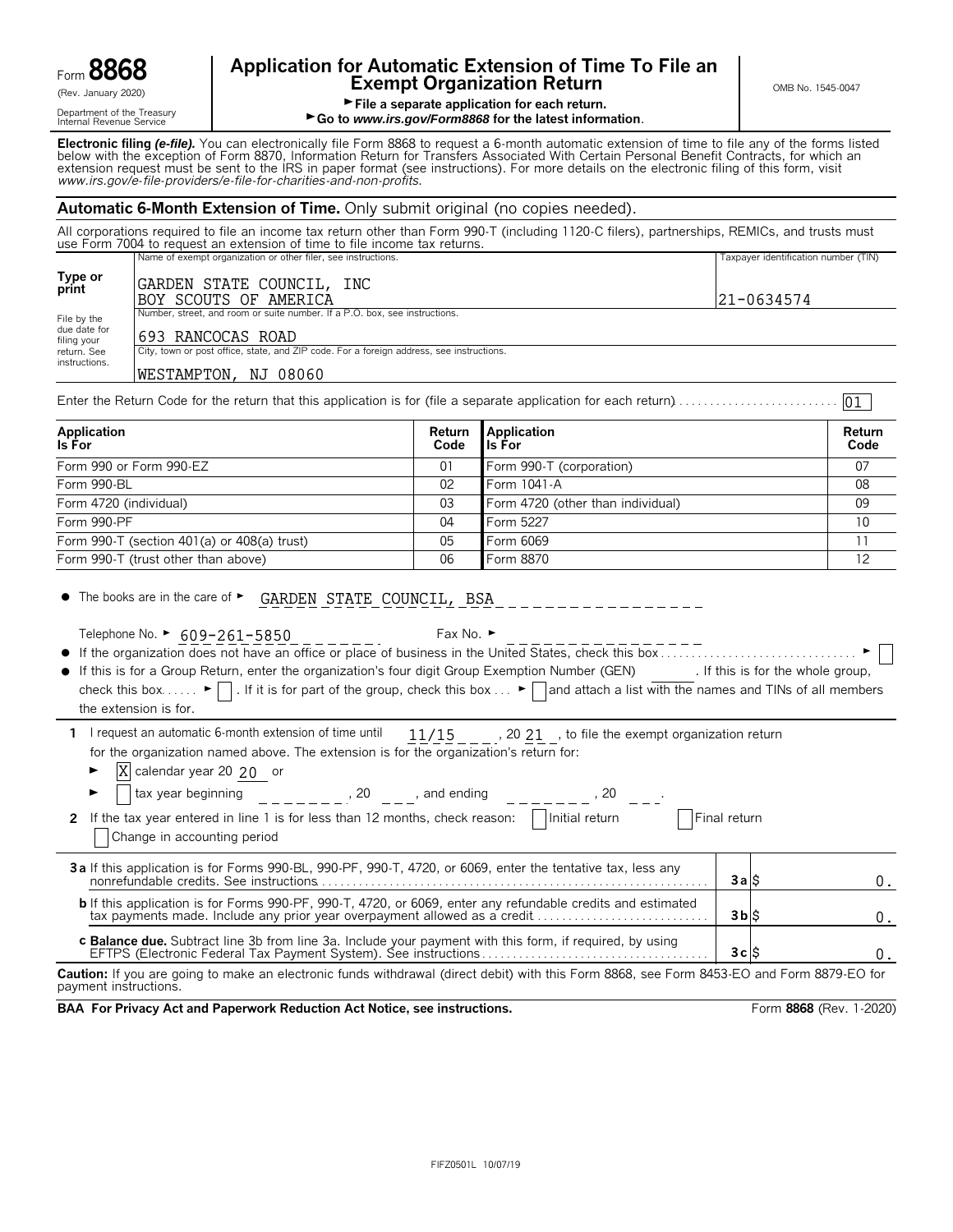Form **8868**
(Rev. January 2020)
Department of the Treasury
Internal Revenue Service

# Application for Automatic Extension of Time To File an Exempt Organization Return

► File a separate application for each return.
► Go to *www.irs.gov/Form8868* for the latest information.

OMB No. 1545-0047

**Electronic filing *(e-file)*.** You can electronically file Form 8868 to request a 6-month automatic extension of time to file any of the forms listed below with the exception of Form 8870, Information Return for Transfers Associated With Certain Personal Benefit Contracts, for which an extension request must be sent to the IRS in paper format (see instructions). For more details on the electronic filing of this form, visit *www.irs.gov/e-file-providers/e-file-for-charities-and-non-profits.*

## Automatic 6-Month Extension of Time. Only submit original (no copies needed).

All corporations required to file an income tax return other than Form 990-T (including 1120-C filers), partnerships, REMICs, and trusts must use Form 7004 to request an extension of time to file income tax returns.

| | Name of exempt organization or other filer, see instructions. | Taxpayer identification number (TIN) |
|---|---|---|
| **Type or print** | GARDEN STATE COUNCIL, INC<br>BOY SCOUTS OF AMERICA | 21-0634574 |
| File by the due date for filing your return. See instructions. | Number, street, and room or suite number. If a P.O. box, see instructions.<br>693 RANCOCAS ROAD | |
| | City, town or post office, state, and ZIP code. For a foreign address, see instructions.<br>WESTAMPTON, NJ 08060 | |

Enter the Return Code for the return that this application is for (file a separate application for each return) . . . . . . . . 01

| Application Is For | Return Code | Application Is For | Return Code |
|---|---|---|---|
| Form 990 or Form 990-EZ | 01 | Form 990-T (corporation) | 07 |
| Form 990-BL | 02 | Form 1041-A | 08 |
| Form 4720 (individual) | 03 | Form 4720 (other than individual) | 09 |
| Form 990-PF | 04 | Form 5227 | 10 |
| Form 990-T (section 401(a) or 408(a) trust) | 05 | Form 6069 | 11 |
| Form 990-T (trust other than above) | 06 | Form 8870 | 12 |

- The books are in the care of ► GARDEN STATE COUNCIL, BSA

  Telephone No. ► 609-261-5850 Fax No. ►
- If the organization does not have an office or place of business in the United States, check this box . . . . . . ► ☐
- If this is for a Group Return, enter the organization's four digit Group Exemption Number (GEN) ______. If this is for the whole group, check this box . . . . . ► ☐. If it is for part of the group, check this box . . . ► ☐ and attach a list with the names and TINs of all members the extension is for.

**1** I request an automatic 6-month extension of time until 11/15, 20 21, to file the exempt organization return for the organization named above. The extension is for the organization's return for:

► ☒ calendar year 20 20 or

► ☐ tax year beginning ________, 20 ___, and ending ________, 20 ___.

**2** If the tax year entered in line 1 is for less than 12 months, check reason: ☐ Initial return ☐ Final return ☐ Change in accounting period

| | | |
|---|---|---|
| **3a** If this application is for Forms 990-BL, 990-PF, 990-T, 4720, or 6069, enter the tentative tax, less any nonrefundable credits. See instructions. | **3a** | $ 0. |
| **b** If this application is for Forms 990-PF, 990-T, 4720, or 6069, enter any refundable credits and estimated tax payments made. Include any prior year overpayment allowed as a credit | **3b** | $ 0. |
| **c Balance due.** Subtract line 3b from line 3a. Include your payment with this form, if required, by using EFTPS (Electronic Federal Tax Payment System). See instructions | **3c** | $ 0. |

**Caution:** If you are going to make an electronic funds withdrawal (direct debit) with this Form 8868, see Form 8453-EO and Form 8879-EO for payment instructions.

**BAA For Privacy Act and Paperwork Reduction Act Notice, see instructions.** Form **8868** (Rev. 1-2020)

FIFZ0501L 10/07/19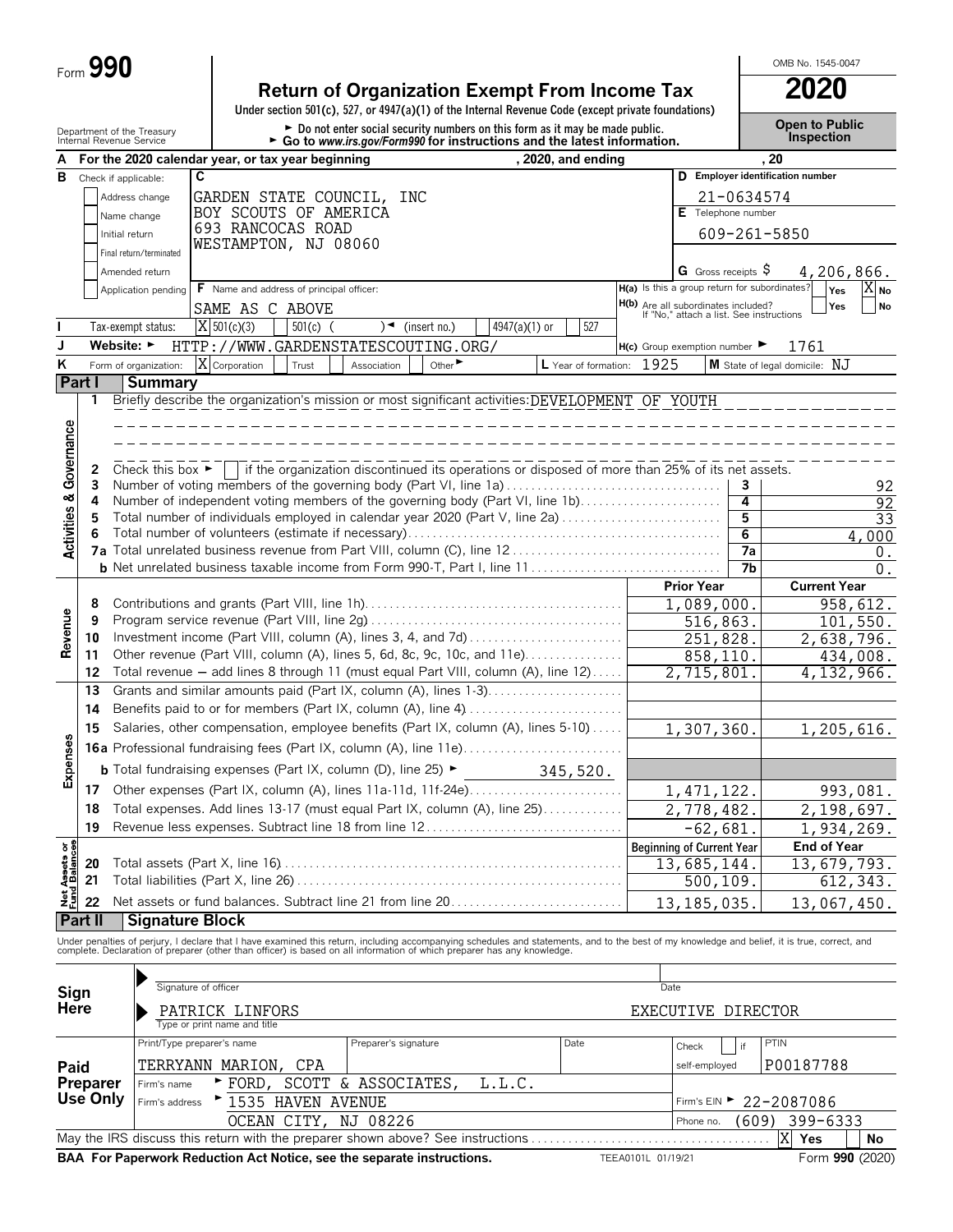Form **990**

# Return of Organization Exempt From Income Tax

**2020**

Under section 501(c), 527, or 4947(a)(1) of the Internal Revenue Code (except private foundations)

► Do not enter social security numbers on this form as it may be made public.
► Go to *www.irs.gov/Form990* for instructions and the latest information.

OMB No. 1545-0047

**Open to Public Inspection**

Department of the Treasury
Internal Revenue Service

**A** For the 2020 calendar year, or tax year beginning , 2020, and ending , 20

**B** Check if applicable:
- Address change
- Name change
- Initial return
- Final return/terminated
- Amended return
- Application pending

**C**
GARDEN STATE COUNCIL, INC
BOY SCOUTS OF AMERICA
693 RANCOCAS ROAD
WESTAMPTON, NJ 08060

**D** Employer identification number: 21-0634574

**E** Telephone number: 609-261-5850

**G** Gross receipts $ 4,206,866.

**F** Name and address of principal officer: SAME AS C ABOVE

**H(a)** Is this a group return for subordinates? Yes [ ] No [X]

**H(b)** Are all subordinates included? Yes [ ] No [ ]
If "No," attach a list. See instructions

**I** Tax-exempt status: [X] 501(c)(3) [ ] 501(c) ( ) ◄ (insert no.) [ ] 4947(a)(1) or [ ] 527

**J** Website: ► HTTP://WWW.GARDENSTATESCOUTING.ORG/

**H(c)** Group exemption number ► 1761

**K** Form of organization: [X] Corporation [ ] Trust [ ] Association [ ] Other ►

**L** Year of formation: 1925

**M** State of legal domicile: NJ

## Part I Summary

**Activities & Governance**

1 Briefly describe the organization's mission or most significant activities: DEVELOPMENT OF YOUTH

2 Check this box ► [ ] if the organization discontinued its operations or disposed of more than 25% of its net assets.

| | | | |
|---|---|---|---|
| 3 | Number of voting members of the governing body (Part VI, line 1a) | 3 | 92 |
| 4 | Number of independent voting members of the governing body (Part VI, line 1b) | 4 | 92 |
| 5 | Total number of individuals employed in calendar year 2020 (Part V, line 2a) | 5 | 33 |
| 6 | Total number of volunteers (estimate if necessary) | 6 | 4,000 |
| 7a | Total unrelated business revenue from Part VIII, column (C), line 12 | 7a | 0. |
| b | Net unrelated business taxable income from Form 990-T, Part I, line 11 | 7b | 0. |

| | | Prior Year | Current Year |
|---|---|---|---|
| **Revenue** | | | |
| 8 | Contributions and grants (Part VIII, line 1h) | 1,089,000. | 958,612. |
| 9 | Program service revenue (Part VIII, line 2g) | 516,863. | 101,550. |
| 10 | Investment income (Part VIII, column (A), lines 3, 4, and 7d) | 251,828. | 2,638,796. |
| 11 | Other revenue (Part VIII, column (A), lines 5, 6d, 8c, 9c, 10c, and 11e) | 858,110. | 434,008. |
| 12 | Total revenue – add lines 8 through 11 (must equal Part VIII, column (A), line 12) | 2,715,801. | 4,132,966. |
| **Expenses** | | | |
| 13 | Grants and similar amounts paid (Part IX, column (A), lines 1-3) | | |
| 14 | Benefits paid to or for members (Part IX, column (A), line 4) | | |
| 15 | Salaries, other compensation, employee benefits (Part IX, column (A), lines 5-10) | 1,307,360. | 1,205,616. |
| 16a | Professional fundraising fees (Part IX, column (A), line 11e) | | |
| b | Total fundraising expenses (Part IX, column (D), line 25) ► 345,520. | | |
| 17 | Other expenses (Part IX, column (A), lines 11a-11d, 11f-24e) | 1,471,122. | 993,081. |
| 18 | Total expenses. Add lines 13-17 (must equal Part IX, column (A), line 25) | 2,778,482. | 2,198,697. |
| 19 | Revenue less expenses. Subtract line 18 from line 12 | -62,681. | 1,934,269. |

| **Net Assets or Fund Balances** | | Beginning of Current Year | End of Year |
|---|---|---|---|
| 20 | Total assets (Part X, line 16) | 13,685,144. | 13,679,793. |
| 21 | Total liabilities (Part X, line 26) | 500,109. | 612,343. |
| 22 | Net assets or fund balances. Subtract line 21 from line 20 | 13,185,035. | 13,067,450. |

## Part II Signature Block

Under penalties of perjury, I declare that I have examined this return, including accompanying schedules and statements, and to the best of my knowledge and belief, it is true, correct, and complete. Declaration of preparer (other than officer) is based on all information of which preparer has any knowledge.

**Sign Here**

Signature of officer ► Date

PATRICK LINFORS EXECUTIVE DIRECTOR
Type or print name and title

**Paid Preparer Use Only**

| Print/Type preparer's name | Preparer's signature | Date | Check [ ] if self-employed | PTIN |
|---|---|---|---|---|
| TERRYANN MARION, CPA | | | | P00187788 |

Firm's name ► FORD, SCOTT & ASSOCIATES, L.L.C.

Firm's EIN ► 22-2087086

Firm's address ► 1535 HAVEN AVENUE
OCEAN CITY, NJ 08226

Phone no. (609) 399-6333

May the IRS discuss this return with the preparer shown above? See instructions [X] Yes [ ] No

**BAA For Paperwork Reduction Act Notice, see the separate instructions.** TEEA0101L 01/19/21 Form **990** (2020)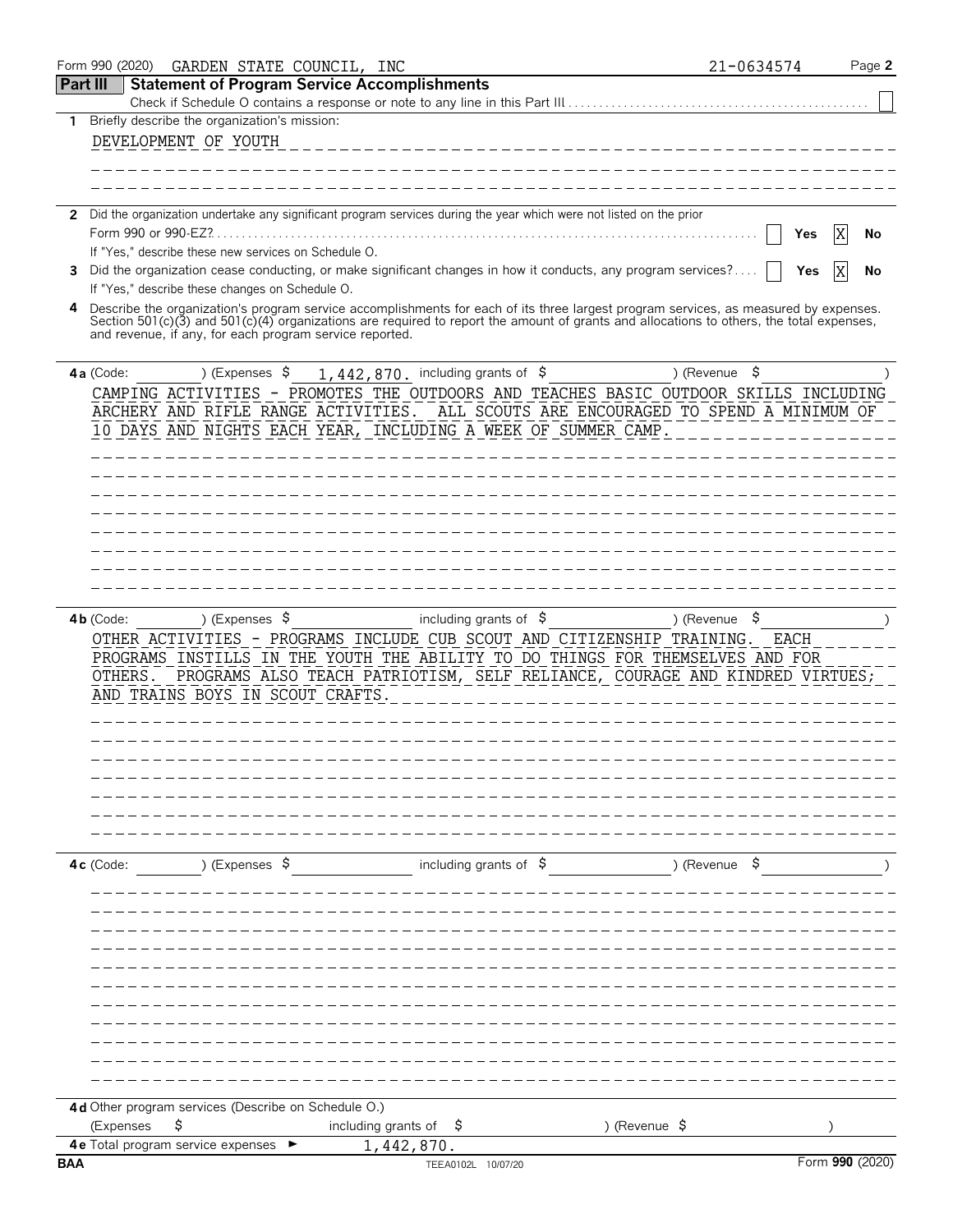Form 990 (2020) GARDEN STATE COUNCIL, INC 21-0634574

## Part III Statement of Program Service Accomplishments

Check if Schedule O contains a response or note to any line in this Part III . . . . . . . . . . ☐

**1** Briefly describe the organization's mission:

DEVELOPMENT OF YOUTH

**2** Did the organization undertake any significant program services during the year which were not listed on the prior Form 990 or 990-EZ? . . . . . . ☐ **Yes** ☒ **No**

If "Yes," describe these new services on Schedule O.

**3** Did the organization cease conducting, or make significant changes in how it conducts, any program services? . . . . ☐ **Yes** ☒ **No**

If "Yes," describe these changes on Schedule O.

**4** Describe the organization's program service accomplishments for each of its three largest program services, as measured by expenses. Section 501(c)(3) and 501(c)(4) organizations are required to report the amount of grants and allocations to others, the total expenses, and revenue, if any, for each program service reported.

**4a** (Code: ) (Expenses $ 1,442,870. including grants of $ ) (Revenue $ )

CAMPING ACTIVITIES - PROMOTES THE OUTDOORS AND TEACHES BASIC OUTDOOR SKILLS INCLUDING ARCHERY AND RIFLE RANGE ACTIVITIES. ALL SCOUTS ARE ENCOURAGED TO SPEND A MINIMUM OF 10 DAYS AND NIGHTS EACH YEAR, INCLUDING A WEEK OF SUMMER CAMP.

**4b** (Code: ) (Expenses $ including grants of $ ) (Revenue $ )

OTHER ACTIVITIES - PROGRAMS INCLUDE CUB SCOUT AND CITIZENSHIP TRAINING. EACH PROGRAMS INSTILLS IN THE YOUTH THE ABILITY TO DO THINGS FOR THEMSELVES AND FOR OTHERS. PROGRAMS ALSO TEACH PATRIOTISM, SELF RELIANCE, COURAGE AND KINDRED VIRTUES; AND TRAINS BOYS IN SCOUT CRAFTS.

**4c** (Code: ) (Expenses $ including grants of $ ) (Revenue $ )

**4d** Other program services (Describe on Schedule O.)

(Expenses $ including grants of $ ) (Revenue $ )

**4e** Total program service expenses ► 1,442,870.

BAA TEEA0102L 10/07/20 Form **990** (2020)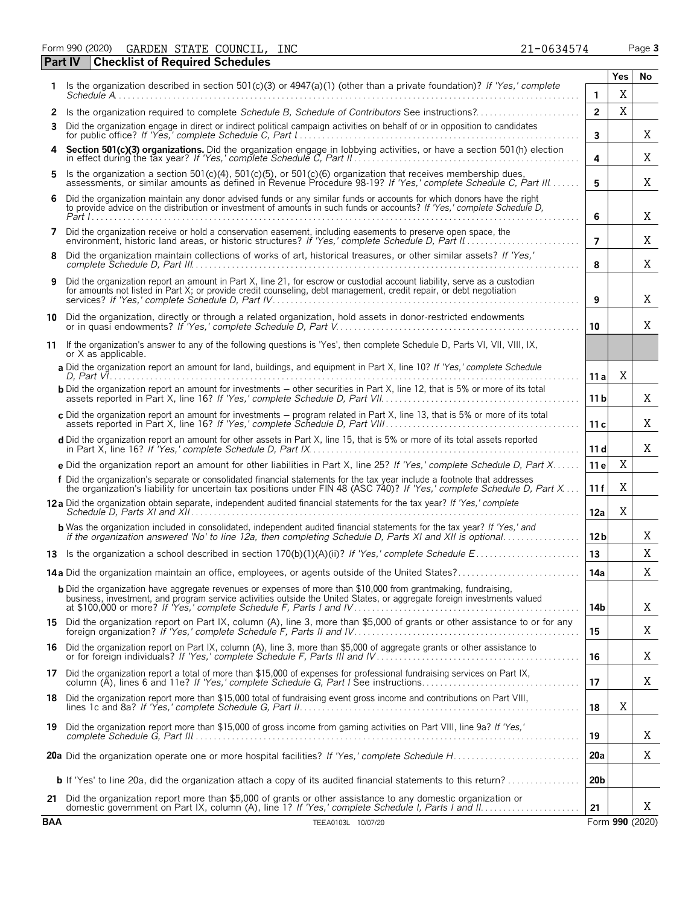Form 990 (2020) GARDEN STATE COUNCIL, INC 21-0634574

## Part IV Checklist of Required Schedules

| | | | Yes | No |
|---|---|---|---|---|
| 1 | Is the organization described in section 501(c)(3) or 4947(a)(1) (other than a private foundation)? *If 'Yes,' complete Schedule A* | 1 | X | |
| 2 | Is the organization required to complete *Schedule B, Schedule of Contributors* See instructions? | 2 | X | |
| 3 | Did the organization engage in direct or indirect political campaign activities on behalf of or in opposition to candidates for public office? *If 'Yes,' complete Schedule C, Part I* | 3 | | X |
| 4 | **Section 501(c)(3) organizations.** Did the organization engage in lobbying activities, or have a section 501(h) election in effect during the tax year? *If 'Yes,' complete Schedule C, Part II* | 4 | | X |
| 5 | Is the organization a section 501(c)(4), 501(c)(5), or 501(c)(6) organization that receives membership dues, assessments, or similar amounts as defined in Revenue Procedure 98-19? *If 'Yes,' complete Schedule C, Part III* | 5 | | X |
| 6 | Did the organization maintain any donor advised funds or any similar funds or accounts for which donors have the right to provide advice on the distribution or investment of amounts in such funds or accounts? *If 'Yes,' complete Schedule D, Part I* | 6 | | X |
| 7 | Did the organization receive or hold a conservation easement, including easements to preserve open space, the environment, historic land areas, or historic structures? *If 'Yes,' complete Schedule D, Part II* | 7 | | X |
| 8 | Did the organization maintain collections of works of art, historical treasures, or other similar assets? *If 'Yes,' complete Schedule D, Part III* | 8 | | X |
| 9 | Did the organization report an amount in Part X, line 21, for escrow or custodial account liability, serve as a custodian for amounts not listed in Part X; or provide credit counseling, debt management, credit repair, or debt negotiation services? *If 'Yes,' complete Schedule D, Part IV* | 9 | | X |
| 10 | Did the organization, directly or through a related organization, hold assets in donor-restricted endowments or in quasi endowments? *If 'Yes,' complete Schedule D, Part V* | 10 | | X |
| 11 | If the organization's answer to any of the following questions is 'Yes', then complete Schedule D, Parts VI, VII, VIII, IX, or X as applicable. | | | |
| | **a** Did the organization report an amount for land, buildings, and equipment in Part X, line 10? *If 'Yes,' complete Schedule D, Part VI* | 11 a | X | |
| | **b** Did the organization report an amount for investments – other securities in Part X, line 12, that is 5% or more of its total assets reported in Part X, line 16? *If 'Yes,' complete Schedule D, Part VII* | 11 b | | X |
| | **c** Did the organization report an amount for investments – program related in Part X, line 13, that is 5% or more of its total assets reported in Part X, line 16? *If 'Yes,' complete Schedule D, Part VIII* | 11 c | | X |
| | **d** Did the organization report an amount for other assets in Part X, line 15, that is 5% or more of its total assets reported in Part X, line 16? *If 'Yes,' complete Schedule D, Part IX* | 11 d | | X |
| | **e** Did the organization report an amount for other liabilities in Part X, line 25? *If 'Yes,' complete Schedule D, Part X* | 11 e | X | |
| | **f** Did the organization's separate or consolidated financial statements for the tax year include a footnote that addresses the organization's liability for uncertain tax positions under FIN 48 (ASC 740)? *If 'Yes,' complete Schedule D, Part X* | 11 f | X | |
| 12a | Did the organization obtain separate, independent audited financial statements for the tax year? *If 'Yes,' complete Schedule D, Parts XI and XII* | 12a | X | |
| | **b** Was the organization included in consolidated, independent audited financial statements for the tax year? *If 'Yes,' and if the organization answered 'No' to line 12a, then completing Schedule D, Parts XI and XII is optional* | 12b | | X |
| 13 | Is the organization a school described in section 170(b)(1)(A)(ii)? *If 'Yes,' complete Schedule E* | 13 | | X |
| 14a | Did the organization maintain an office, employees, or agents outside of the United States? | 14a | | X |
| | **b** Did the organization have aggregate revenues or expenses of more than $10,000 from grantmaking, fundraising, business, investment, and program service activities outside the United States, or aggregate foreign investments valued at $100,000 or more? *If 'Yes,' complete Schedule F, Parts I and IV* | 14b | | X |
| 15 | Did the organization report on Part IX, column (A), line 3, more than $5,000 of grants or other assistance to or for any foreign organization? *If 'Yes,' complete Schedule F, Parts II and IV* | 15 | | X |
| 16 | Did the organization report on Part IX, column (A), line 3, more than $5,000 of aggregate grants or other assistance to or for foreign individuals? *If 'Yes,' complete Schedule F, Parts III and IV* | 16 | | X |
| 17 | Did the organization report a total of more than $15,000 of expenses for professional fundraising services on Part IX, column (A), lines 6 and 11e? *If 'Yes,' complete Schedule G, Part I* See instructions | 17 | | X |
| 18 | Did the organization report more than $15,000 total of fundraising event gross income and contributions on Part VIII, lines 1c and 8a? *If 'Yes,' complete Schedule G, Part II* | 18 | X | |
| 19 | Did the organization report more than $15,000 of gross income from gaming activities on Part VIII, line 9a? *If 'Yes,' complete Schedule G, Part III* | 19 | | X |
| 20a | Did the organization operate one or more hospital facilities? *If 'Yes,' complete Schedule H* | 20a | | X |
| | **b** If 'Yes' to line 20a, did the organization attach a copy of its audited financial statements to this return? | 20b | | |
| 21 | Did the organization report more than $5,000 of grants or other assistance to any domestic organization or domestic government on Part IX, column (A), line 1? *If 'Yes,' complete Schedule I, Parts I and II* | 21 | | X |

BAA TEEA0103L 10/07/20 Form **990** (2020)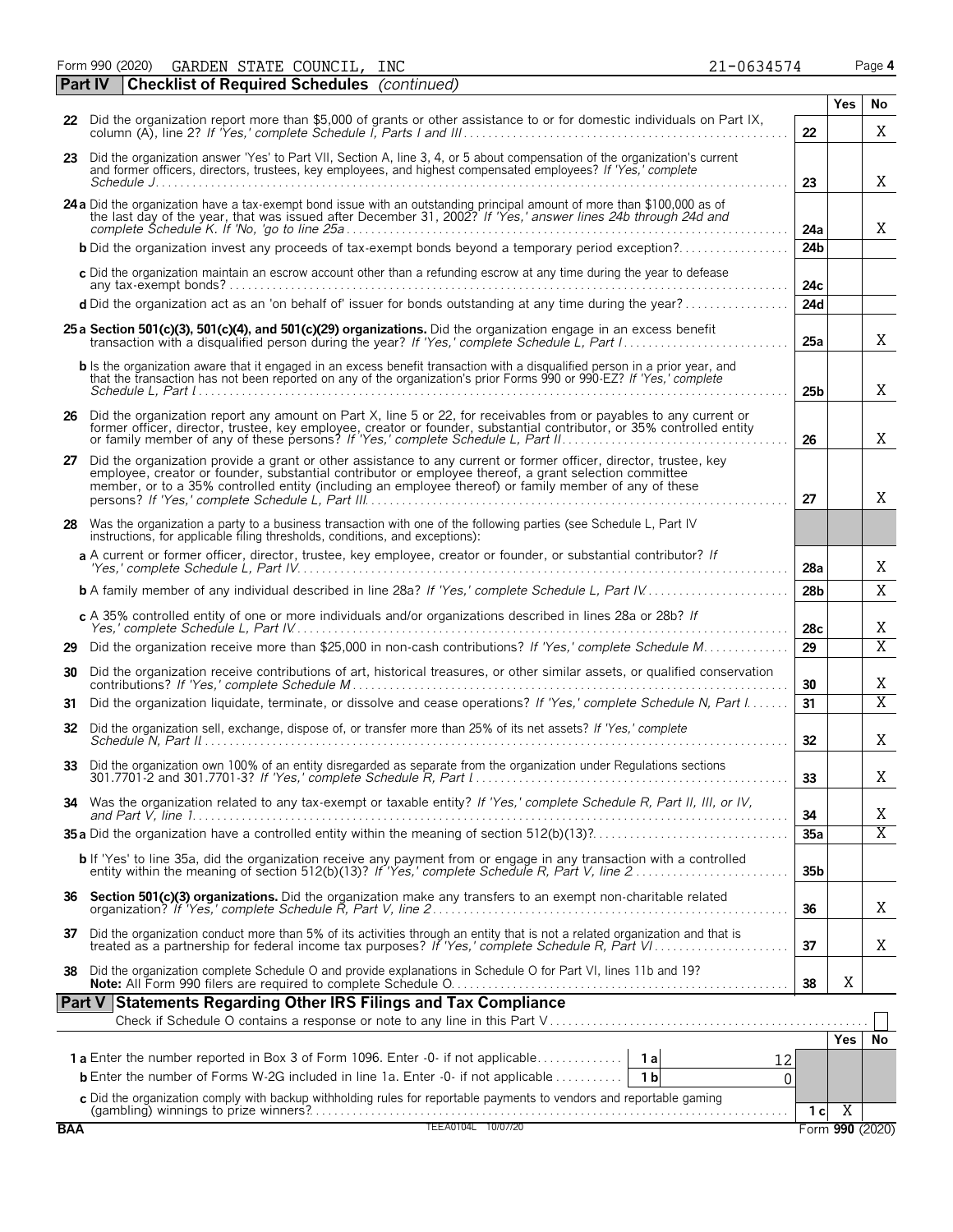Form 990 (2020) GARDEN STATE COUNCIL, INC 21-0634574 Page 4

**Part IV Checklist of Required Schedules** *(continued)*

| | | | Yes | No |
|---|---|---|---|---|
| 22 | Did the organization report more than $5,000 of grants or other assistance to or for domestic individuals on Part IX, column (A), line 2? *If 'Yes,' complete Schedule I, Parts I and III* | 22 | | X |
| 23 | Did the organization answer 'Yes' to Part VII, Section A, line 3, 4, or 5 about compensation of the organization's current and former officers, directors, trustees, key employees, and highest compensated employees? *If 'Yes,' complete Schedule J* | 23 | | X |
| 24a | Did the organization have a tax-exempt bond issue with an outstanding principal amount of more than $100,000 as of the last day of the year, that was issued after December 31, 2002? *If 'Yes,' answer lines 24b through 24d and complete Schedule K. If 'No,' go to line 25a* | 24a | | X |
| b | Did the organization invest any proceeds of tax-exempt bonds beyond a temporary period exception? | 24b | | |
| c | Did the organization maintain an escrow account other than a refunding escrow at any time during the year to defease any tax-exempt bonds? | 24c | | |
| d | Did the organization act as an 'on behalf of' issuer for bonds outstanding at any time during the year? | 24d | | |
| 25a | **Section 501(c)(3), 501(c)(4), and 501(c)(29) organizations.** Did the organization engage in an excess benefit transaction with a disqualified person during the year? *If 'Yes,' complete Schedule L, Part I* | 25a | | X |
| b | Is the organization aware that it engaged in an excess benefit transaction with a disqualified person in a prior year, and that the transaction has not been reported on any of the organization's prior Forms 990 or 990-EZ? *If 'Yes,' complete Schedule L, Part I* | 25b | | X |
| 26 | Did the organization report any amount on Part X, line 5 or 22, for receivables from or payables to any current or former officer, director, trustee, key employee, creator or founder, substantial contributor, or 35% controlled entity or family member of any of these persons? *If 'Yes,' complete Schedule L, Part II* | 26 | | X |
| 27 | Did the organization provide a grant or other assistance to any current or former officer, director, trustee, key employee, creator or founder, substantial contributor or employee thereof, a grant selection committee member, or to a 35% controlled entity (including an employee thereof) or family member of any of these persons? *If 'Yes,' complete Schedule L, Part III* | 27 | | X |
| 28 | Was the organization a party to a business transaction with one of the following parties (see Schedule L, Part IV instructions, for applicable filing thresholds, conditions, and exceptions): | | | |
| a | A current or former officer, director, trustee, key employee, creator or founder, or substantial contributor? *If 'Yes,' complete Schedule L, Part IV* | 28a | | X |
| b | A family member of any individual described in line 28a? *If 'Yes,' complete Schedule L, Part IV* | 28b | | X |
| c | A 35% controlled entity of one or more individuals and/or organizations described in lines 28a or 28b? *If Yes,' complete Schedule L, Part IV* | 28c | | X |
| 29 | Did the organization receive more than $25,000 in non-cash contributions? *If 'Yes,' complete Schedule M* | 29 | | X |
| 30 | Did the organization receive contributions of art, historical treasures, or other similar assets, or qualified conservation contributions? *If 'Yes,' complete Schedule M* | 30 | | X |
| 31 | Did the organization liquidate, terminate, or dissolve and cease operations? *If 'Yes,' complete Schedule N, Part I* | 31 | | X |
| 32 | Did the organization sell, exchange, dispose of, or transfer more than 25% of its net assets? *If 'Yes,' complete Schedule N, Part II* | 32 | | X |
| 33 | Did the organization own 100% of an entity disregarded as separate from the organization under Regulations sections 301.7701-2 and 301.7701-3? *If 'Yes,' complete Schedule R, Part I* | 33 | | X |
| 34 | Was the organization related to any tax-exempt or taxable entity? *If 'Yes,' complete Schedule R, Part II, III, or IV, and Part V, line 1* | 34 | | X |
| 35a | Did the organization have a controlled entity within the meaning of section 512(b)(13)? | 35a | | X |
| b | If 'Yes' to line 35a, did the organization receive any payment from or engage in any transaction with a controlled entity within the meaning of section 512(b)(13)? *If 'Yes,' complete Schedule R, Part V, line 2* | 35b | | |
| 36 | **Section 501(c)(3) organizations.** Did the organization make any transfers to an exempt non-charitable related organization? *If 'Yes,' complete Schedule R, Part V, line 2* | 36 | | X |
| 37 | Did the organization conduct more than 5% of its activities through an entity that is not a related organization and that is treated as a partnership for federal income tax purposes? *If 'Yes,' complete Schedule R, Part VI* | 37 | | X |
| 38 | Did the organization complete Schedule O and provide explanations in Schedule O for Part VI, lines 11b and 19? **Note:** All Form 990 filers are required to complete Schedule O. | 38 | X | |

**Part V Statements Regarding Other IRS Filings and Tax Compliance**

Check if Schedule O contains a response or note to any line in this Part V ☐

| | | | | | Yes | No |
|---|---|---|---|---|---|---|
| 1a | Enter the number reported in Box 3 of Form 1096. Enter -0- if not applicable | 1a | 12 | | | |
| b | Enter the number of Forms W-2G included in line 1a. Enter -0- if not applicable | 1b | 0 | | | |
| c | Did the organization comply with backup withholding rules for reportable payments to vendors and reportable gaming (gambling) winnings to prize winners? | | | 1c | X | |

BAA TEEA0104L 10/07/20 Form **990** (2020)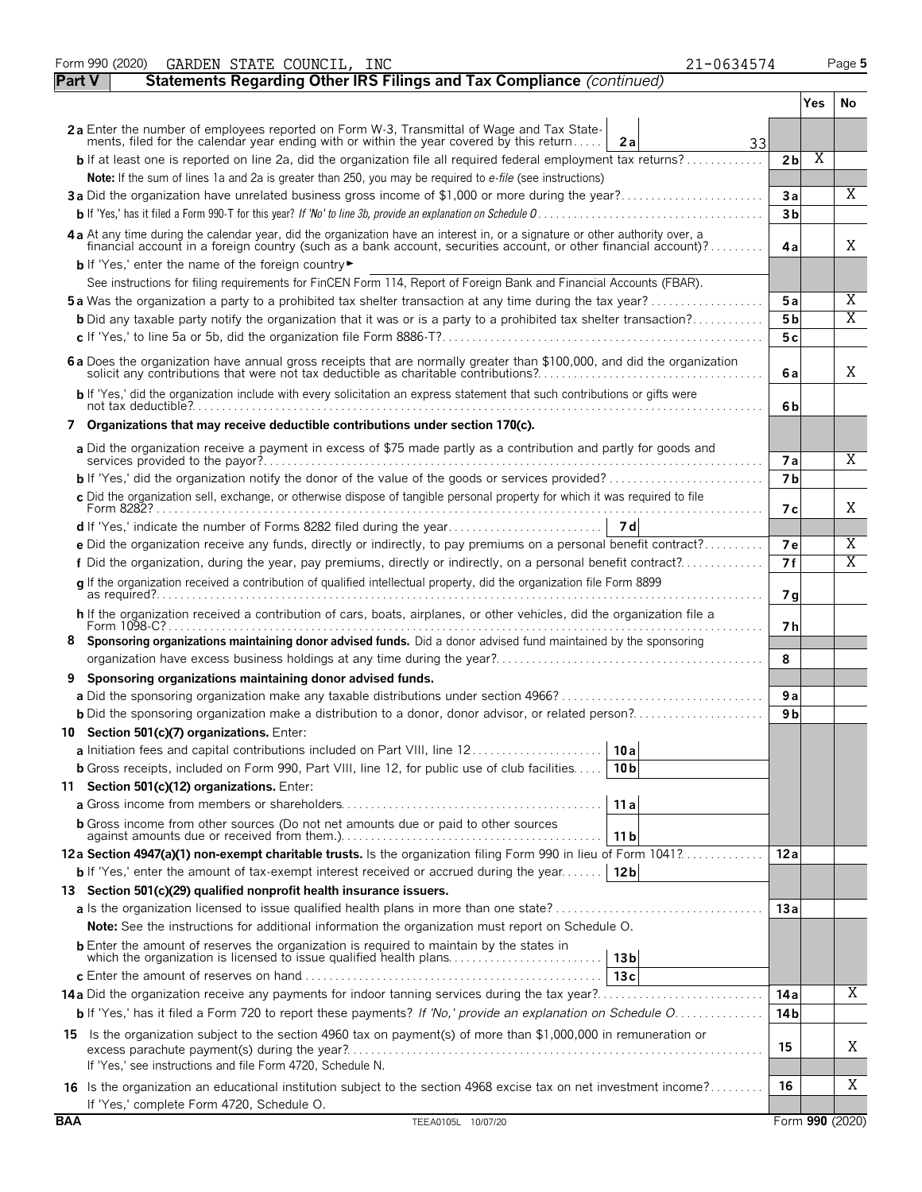Form 990 (2020) GARDEN STATE COUNCIL, INC 21-0634574 Page **5**

## Part V Statements Regarding Other IRS Filings and Tax Compliance *(continued)*

| | | | Yes | No |
|---|---|---|---|---|
| **2a** | Enter the number of employees reported on Form W-3, Transmittal of Wage and Tax Statements, filed for the calendar year ending with or within the year covered by this return — **2a** 33 | | | |
| **b** | If at least one is reported on line 2a, did the organization file all required federal employment tax returns? | **2b** | X | |
| | **Note:** If the sum of lines 1a and 2a is greater than 250, you may be required to *e-file* (see instructions) | | | |
| **3a** | Did the organization have unrelated business gross income of $1,000 or more during the year? | **3a** | | X |
| **b** | If 'Yes,' has it filed a Form 990-T for this year? *If 'No' to line 3b, provide an explanation on Schedule O* | **3b** | | |
| **4a** | At any time during the calendar year, did the organization have an interest in, or a signature or other authority over, a financial account in a foreign country (such as a bank account, securities account, or other financial account)? | **4a** | | X |
| **b** | If 'Yes,' enter the name of the foreign country ► | | | |
| | See instructions for filing requirements for FinCEN Form 114, Report of Foreign Bank and Financial Accounts (FBAR). | | | |
| **5a** | Was the organization a party to a prohibited tax shelter transaction at any time during the tax year? | **5a** | | X |
| **b** | Did any taxable party notify the organization that it was or is a party to a prohibited tax shelter transaction? | **5b** | | X |
| **c** | If 'Yes,' to line 5a or 5b, did the organization file Form 8886-T? | **5c** | | |
| **6a** | Does the organization have annual gross receipts that are normally greater than $100,000, and did the organization solicit any contributions that were not tax deductible as charitable contributions? | **6a** | | X |
| **b** | If 'Yes,' did the organization include with every solicitation an express statement that such contributions or gifts were not tax deductible? | **6b** | | |
| **7** | **Organizations that may receive deductible contributions under section 170(c).** | | | |
| **a** | Did the organization receive a payment in excess of $75 made partly as a contribution and partly for goods and services provided to the payor? | **7a** | | X |
| **b** | If 'Yes,' did the organization notify the donor of the value of the goods or services provided? | **7b** | | |
| **c** | Did the organization sell, exchange, or otherwise dispose of tangible personal property for which it was required to file Form 8282? | **7c** | | X |
| **d** | If 'Yes,' indicate the number of Forms 8282 filed during the year — **7d** | | | |
| **e** | Did the organization receive any funds, directly or indirectly, to pay premiums on a personal benefit contract? | **7e** | | X |
| **f** | Did the organization, during the year, pay premiums, directly or indirectly, on a personal benefit contract? | **7f** | | X |
| **g** | If the organization received a contribution of qualified intellectual property, did the organization file Form 8899 as required? | **7g** | | |
| **h** | If the organization received a contribution of cars, boats, airplanes, or other vehicles, did the organization file a Form 1098-C? | **7h** | | |
| **8** | **Sponsoring organizations maintaining donor advised funds.** Did a donor advised fund maintained by the sponsoring organization have excess business holdings at any time during the year? | **8** | | |
| **9** | **Sponsoring organizations maintaining donor advised funds.** | | | |
| **a** | Did the sponsoring organization make any taxable distributions under section 4966? | **9a** | | |
| **b** | Did the sponsoring organization make a distribution to a donor, donor advisor, or related person? | **9b** | | |
| **10** | **Section 501(c)(7) organizations.** Enter: | | | |
| **a** | Initiation fees and capital contributions included on Part VIII, line 12 — **10a** | | | |
| **b** | Gross receipts, included on Form 990, Part VIII, line 12, for public use of club facilities — **10b** | | | |
| **11** | **Section 501(c)(12) organizations.** Enter: | | | |
| **a** | Gross income from members or shareholders — **11a** | | | |
| **b** | Gross income from other sources (Do not net amounts due or paid to other sources against amounts due or received from them.) — **11b** | | | |
| **12a** | **Section 4947(a)(1) non-exempt charitable trusts.** Is the organization filing Form 990 in lieu of Form 1041? | **12a** | | |
| **b** | If 'Yes,' enter the amount of tax-exempt interest received or accrued during the year — **12b** | | | |
| **13** | **Section 501(c)(29) qualified nonprofit health insurance issuers.** | | | |
| **a** | Is the organization licensed to issue qualified health plans in more than one state? | **13a** | | |
| | **Note:** See the instructions for additional information the organization must report on Schedule O. | | | |
| **b** | Enter the amount of reserves the organization is required to maintain by the states in which the organization is licensed to issue qualified health plans — **13b** | | | |
| **c** | Enter the amount of reserves on hand — **13c** | | | |
| **14a** | Did the organization receive any payments for indoor tanning services during the tax year? | **14a** | | X |
| **b** | If 'Yes,' has it filed a Form 720 to report these payments? *If 'No,' provide an explanation on Schedule O* | **14b** | | |
| **15** | Is the organization subject to the section 4960 tax on payment(s) of more than $1,000,000 in remuneration or excess parachute payment(s) during the year? If 'Yes,' see instructions and file Form 4720, Schedule N. | **15** | | X |
| **16** | Is the organization an educational institution subject to the section 4968 excise tax on net investment income? If 'Yes,' complete Form 4720, Schedule O. | **16** | | X |

BAA TEEA0105L 10/07/20 Form **990** (2020)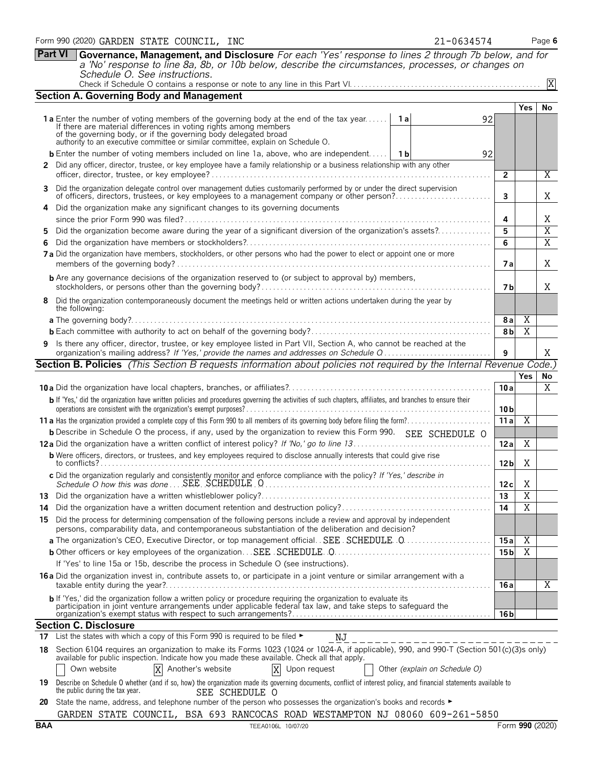Form 990 (2020) GARDEN STATE COUNCIL, INC 21-0634574 Page 6

**Part VI** **Governance, Management, and Disclosure** *For each 'Yes' response to lines 2 through 7b below, and for a 'No' response to line 8a, 8b, or 10b below, describe the circumstances, processes, or changes on Schedule O. See instructions.*

Check if Schedule O contains a response or note to any line in this Part VI . . . . . [X]

## Section A. Governing Body and Management

| | | | Yes | No |
|---|---|---|---|---|
| **1a** Enter the number of voting members of the governing body at the end of the tax year. If there are material differences in voting rights among members of the governing body, or if the governing body delegated broad authority to an executive committee or similar committee, explain on Schedule O. | 1a | 92 | | |
| **b** Enter the number of voting members included on line 1a, above, who are independent | 1b | 92 | | |
| **2** Did any officer, director, trustee, or key employee have a family relationship or a business relationship with any other officer, director, trustee, or key employee? | 2 | | | X |
| **3** Did the organization delegate control over management duties customarily performed by or under the direct supervision of officers, directors, trustees, or key employees to a management company or other person? | 3 | | | X |
| **4** Did the organization make any significant changes to its governing documents since the prior Form 990 was filed? | 4 | | | X |
| **5** Did the organization become aware during the year of a significant diversion of the organization's assets? | 5 | | | X |
| **6** Did the organization have members or stockholders? | 6 | | | X |
| **7a** Did the organization have members, stockholders, or other persons who had the power to elect or appoint one or more members of the governing body? | 7a | | | X |
| **b** Are any governance decisions of the organization reserved to (or subject to approval by) members, stockholders, or persons other than the governing body? | 7b | | | X |
| **8** Did the organization contemporaneously document the meetings held or written actions undertaken during the year by the following: | | | | |
| **a** The governing body? | 8a | | X | |
| **b** Each committee with authority to act on behalf of the governing body? | 8b | | X | |
| **9** Is there any officer, director, trustee, or key employee listed in Part VII, Section A, who cannot be reached at the organization's mailing address? *If 'Yes,' provide the names and addresses on Schedule O* | 9 | | | X |

## Section B. Policies *(This Section B requests information about policies not required by the Internal Revenue Code.)*

| | | Yes | No |
|---|---|---|---|
| **10a** Did the organization have local chapters, branches, or affiliates? | 10a | | X |
| **b** If 'Yes,' did the organization have written policies and procedures governing the activities of such chapters, affiliates, and branches to ensure their operations are consistent with the organization's exempt purposes? | 10b | | |
| **11a** Has the organization provided a complete copy of this Form 990 to all members of its governing body before filing the form? | 11a | X | |
| **b** Describe in Schedule O the process, if any, used by the organization to review this Form 990. SEE SCHEDULE O | | | |
| **12a** Did the organization have a written conflict of interest policy? *If 'No,' go to line 13* | 12a | X | |
| **b** Were officers, directors, or trustees, and key employees required to disclose annually interests that could give rise to conflicts? | 12b | X | |
| **c** Did the organization regularly and consistently monitor and enforce compliance with the policy? *If 'Yes,' describe in Schedule O how this was done* SEE SCHEDULE O | 12c | X | |
| **13** Did the organization have a written whistleblower policy? | 13 | X | |
| **14** Did the organization have a written document retention and destruction policy? | 14 | X | |
| **15** Did the process for determining compensation of the following persons include a review and approval by independent persons, comparability data, and contemporaneous substantiation of the deliberation and decision? | | | |
| **a** The organization's CEO, Executive Director, or top management official SEE SCHEDULE O | 15a | X | |
| **b** Other officers or key employees of the organization SEE SCHEDULE O | 15b | X | |
| If 'Yes' to line 15a or 15b, describe the process in Schedule O (see instructions). | | | |
| **16a** Did the organization invest in, contribute assets to, or participate in a joint venture or similar arrangement with a taxable entity during the year? | 16a | | X |
| **b** If 'Yes,' did the organization follow a written policy or procedure requiring the organization to evaluate its participation in joint venture arrangements under applicable federal tax law, and take steps to safeguard the organization's exempt status with respect to such arrangements? | 16b | | |

## Section C. Disclosure

**17** List the states with which a copy of this Form 990 is required to be filed ► NJ

**18** Section 6104 requires an organization to make its Forms 1023 (1024 or 1024-A, if applicable), 990, and 990-T (Section 501(c)(3)s only) available for public inspection. Indicate how you made these available. Check all that apply.

[ ] Own website [X] Another's website [X] Upon request [ ] Other *(explain on Schedule O)*

**19** Describe on Schedule O whether (and if so, how) the organization made its governing documents, conflict of interest policy, and financial statements available to the public during the tax year. SEE SCHEDULE O

**20** State the name, address, and telephone number of the person who possesses the organization's books and records ►

GARDEN STATE COUNCIL, BSA 693 RANCOCAS ROAD WESTAMPTON NJ 08060 609-261-5850

BAA TEEA0106L 10/07/20 Form **990** (2020)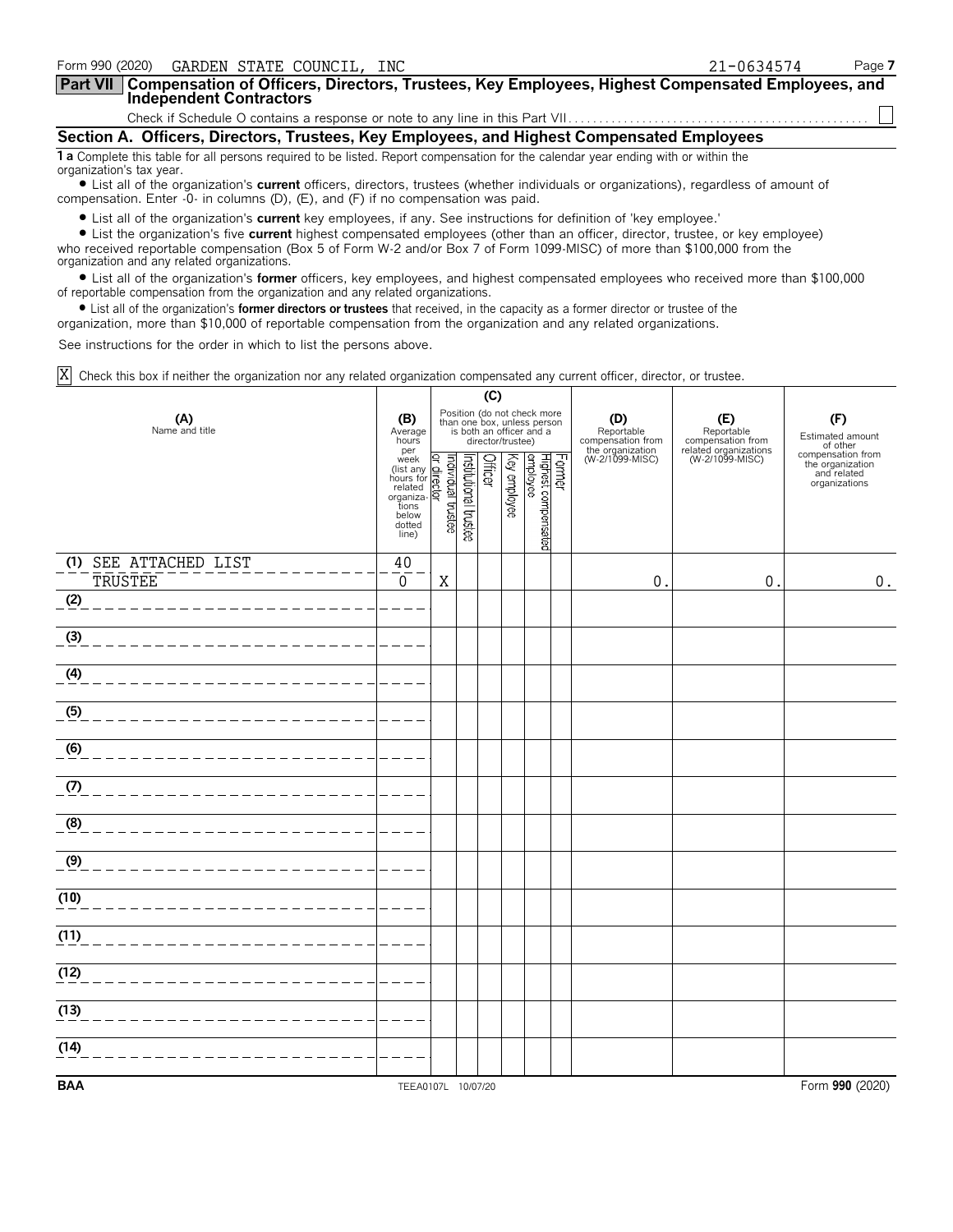Form 990 (2020) GARDEN STATE COUNCIL, INC 21-0634574

## Part VII Compensation of Officers, Directors, Trustees, Key Employees, Highest Compensated Employees, and Independent Contractors

Check if Schedule O contains a response or note to any line in this Part VII . . . . . . . . . . . . . . . . . . . . . . . . . . . . . . . . . . . . . . . . . . . . . . . . ☐

### Section A. Officers, Directors, Trustees, Key Employees, and Highest Compensated Employees

**1 a** Complete this table for all persons required to be listed. Report compensation for the calendar year ending with or within the organization's tax year.

- List all of the organization's **current** officers, directors, trustees (whether individuals or organizations), regardless of amount of compensation. Enter -0- in columns (D), (E), and (F) if no compensation was paid.
- List all of the organization's **current** key employees, if any. See instructions for definition of 'key employee.'
- List the organization's five **current** highest compensated employees (other than an officer, director, trustee, or key employee) who received reportable compensation (Box 5 of Form W-2 and/or Box 7 of Form 1099-MISC) of more than $100,000 from the organization and any related organizations.
- List all of the organization's **former** officers, key employees, and highest compensated employees who received more than $100,000 of reportable compensation from the organization and any related organizations.
- List all of the organization's **former directors or trustees** that received, in the capacity as a former director or trustee of the organization, more than $10,000 of reportable compensation from the organization and any related organizations.

See instructions for the order in which to list the persons above.

☒ Check this box if neither the organization nor any related organization compensated any current officer, director, or trustee.

| (A) Name and title | (B) Average hours per week (list any hours for related organizations below dotted line) | (C) Position (do not check more than one box, unless person is both an officer and a director/trustee) | | | | | | (D) Reportable compensation from the organization (W-2/1099-MISC) | (E) Reportable compensation from related organizations (W-2/1099-MISC) | (F) Estimated amount of other compensation from the organization and related organizations |
|---|---|---|---|---|---|---|---|---|---|---|
| | | Individual trustee or director | Institutional trustee | Officer | Key employee | Highest compensated employee | Former | | | |
| (1) SEE ATTACHED LIST<br>TRUSTEE | 40<br>0 | X | | | | | | 0. | 0. | 0. |
| (2) | | | | | | | | | | |
| (3) | | | | | | | | | | |
| (4) | | | | | | | | | | |
| (5) | | | | | | | | | | |
| (6) | | | | | | | | | | |
| (7) | | | | | | | | | | |
| (8) | | | | | | | | | | |
| (9) | | | | | | | | | | |
| (10) | | | | | | | | | | |
| (11) | | | | | | | | | | |
| (12) | | | | | | | | | | |
| (13) | | | | | | | | | | |
| (14) | | | | | | | | | | |

BAA TEEA0107L 10/07/20 Form **990** (2020)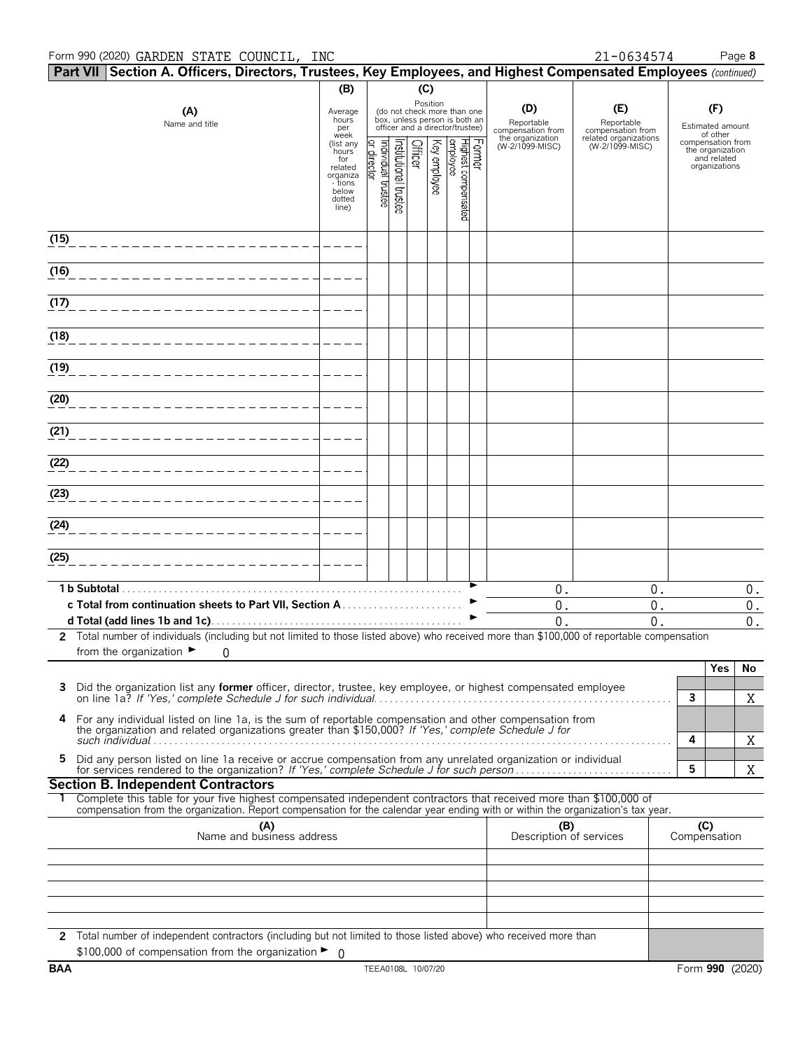Form 990 (2020) GARDEN STATE COUNCIL, INC 21-0634574

## Part VII Section A. Officers, Directors, Trustees, Key Employees, and Highest Compensated Employees *(continued)*

| (A) Name and title | (B) Average hours per week (list any hours for related organizations below dotted line) | (C) Position: Individual trustee or director | Institutional trustee | Officer | Key employee | Highest compensated employee | Former | (D) Reportable compensation from the organization (W-2/1099-MISC) | (E) Reportable compensation from related organizations (W-2/1099-MISC) | (F) Estimated amount of other compensation from the organization and related organizations |
|---|---|---|---|---|---|---|---|---|---|---|
| (15) | | | | | | | | | | |
| (16) | | | | | | | | | | |
| (17) | | | | | | | | | | |
| (18) | | | | | | | | | | |
| (19) | | | | | | | | | | |
| (20) | | | | | | | | | | |
| (21) | | | | | | | | | | |
| (22) | | | | | | | | | | |
| (23) | | | | | | | | | | |
| (24) | | | | | | | | | | |
| (25) | | | | | | | | | | |
| **1 b Subtotal** | | | | | | | | 0. | 0. | 0. |
| **c Total from continuation sheets to Part VII, Section A** | | | | | | | | 0. | 0. | 0. |
| **d Total (add lines 1b and 1c)** | | | | | | | | 0. | 0. | 0. |

**2** Total number of individuals (including but not limited to those listed above) who received more than $100,000 of reportable compensation from the organization ► 0

| | | Yes | No |
|---|---|---|---|
| **3** Did the organization list any **former** officer, director, trustee, key employee, or highest compensated employee on line 1a? *If 'Yes,' complete Schedule J for such individual* | 3 | | X |
| **4** For any individual listed on line 1a, is the sum of reportable compensation and other compensation from the organization and related organizations greater than $150,000? *If 'Yes,' complete Schedule J for such individual* | 4 | | X |
| **5** Did any person listed on line 1a receive or accrue compensation from any unrelated organization or individual for services rendered to the organization? *If 'Yes,' complete Schedule J for such person* | 5 | | X |

### Section B. Independent Contractors

**1** Complete this table for your five highest compensated independent contractors that received more than $100,000 of compensation from the organization. Report compensation for the calendar year ending with or within the organization's tax year.

| (A) Name and business address | (B) Description of services | (C) Compensation |
|---|---|---|
| | | |
| | | |
| | | |
| | | |
| | | |

**2** Total number of independent contractors (including but not limited to those listed above) who received more than $100,000 of compensation from the organization ► 0

BAA TEEA0108L 10/07/20 Form **990** (2020)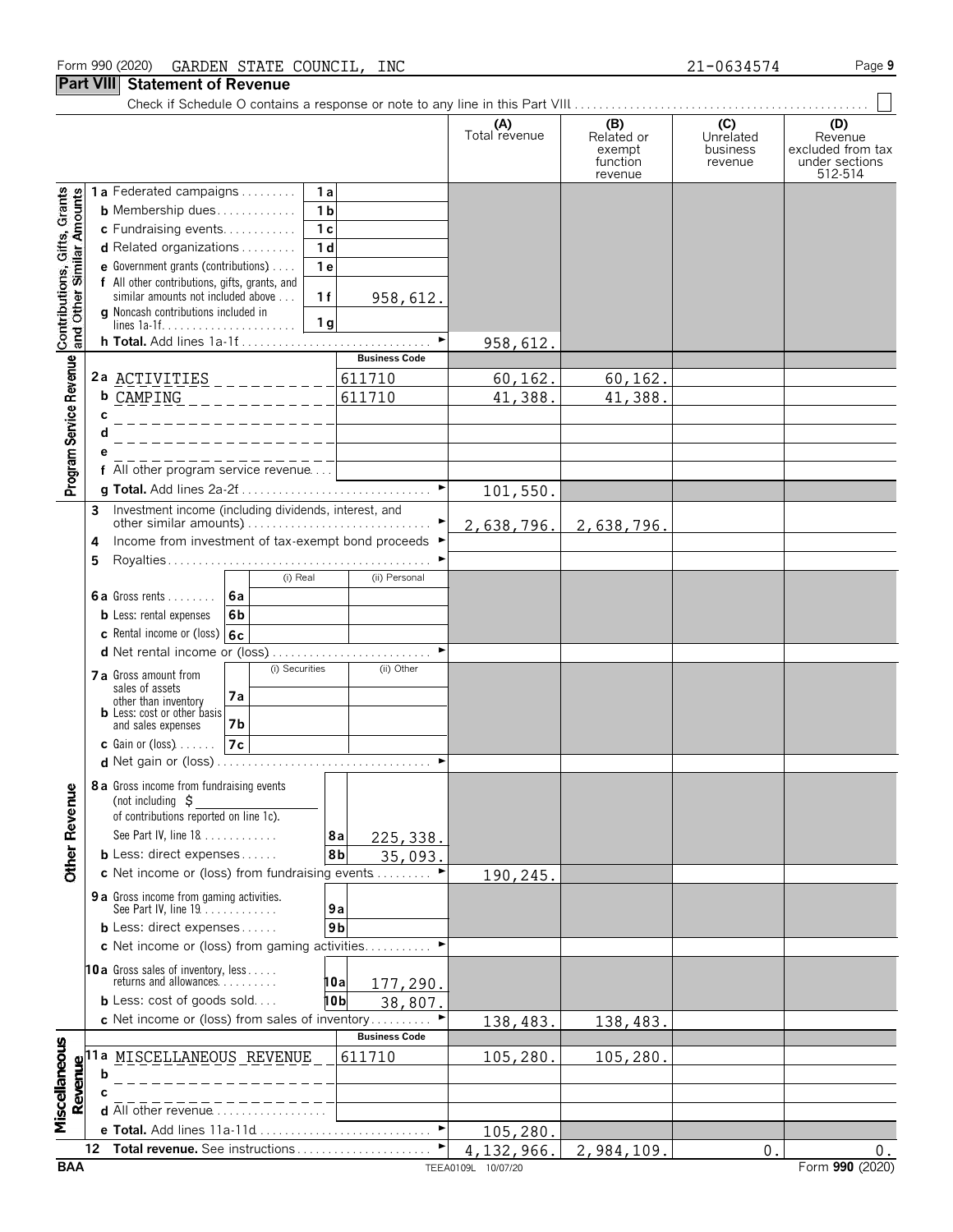Form 990 (2020) GARDEN STATE COUNCIL, INC 21-0634574

## Part VIII Statement of Revenue

Check if Schedule O contains a response or note to any line in this Part VIII

| | | | (A) Total revenue | (B) Related or exempt function revenue | (C) Unrelated business revenue | (D) Revenue excluded from tax under sections 512-514 |
|---|---|---|---|---|---|---|
| **Contributions, Gifts, Grants and Other Similar Amounts** | 1a Federated campaigns | 1a | | | | |
| | b Membership dues | 1b | | | | |
| | c Fundraising events | 1c | | | | |
| | d Related organizations | 1d | | | | |
| | e Government grants (contributions) | 1e | | | | |
| | f All other contributions, gifts, grants, and similar amounts not included above | 1f 958,612. | | | | |
| | g Noncash contributions included in lines 1a-1f | 1g | | | | |
| | h **Total.** Add lines 1a-1f | | 958,612. | | | |
| **Program Service Revenue** | | **Business Code** | | | | |
| | 2a ACTIVITIES | 611710 | 60,162. | 60,162. | | |
| | b CAMPING | 611710 | 41,388. | 41,388. | | |
| | c | | | | | |
| | d | | | | | |
| | e | | | | | |
| | f All other program service revenue | | | | | |
| | g **Total.** Add lines 2a-2f | | 101,550. | | | |
| **Other Revenue** | 3 Investment income (including dividends, interest, and other similar amounts) | | 2,638,796. | 2,638,796. | | |
| | 4 Income from investment of tax-exempt bond proceeds | | | | | |
| | 5 Royalties | | | | | |
| | | (i) Real / (ii) Personal | | | | |
| | 6a Gross rents | 6a | | | | |
| | b Less: rental expenses | 6b | | | | |
| | c Rental income or (loss) | 6c | | | | |
| | d Net rental income or (loss) | | | | | |
| | | (i) Securities / (ii) Other | | | | |
| | 7a Gross amount from sales of assets other than inventory | 7a | | | | |
| | b Less: cost or other basis and sales expenses | 7b | | | | |
| | c Gain or (loss) | 7c | | | | |
| | d Net gain or (loss) | | | | | |
| | 8a Gross income from fundraising events (not including $ of contributions reported on line 1c). See Part IV, line 18 | 8a 225,338. | | | | |
| | b Less: direct expenses | 8b 35,093. | | | | |
| | c Net income or (loss) from fundraising events | | 190,245. | | | |
| | 9a Gross income from gaming activities. See Part IV, line 19 | 9a | | | | |
| | b Less: direct expenses | 9b | | | | |
| | c Net income or (loss) from gaming activities | | | | | |
| | 10a Gross sales of inventory, less returns and allowances | 10a 177,290. | | | | |
| | b Less: cost of goods sold | 10b 38,807. | | | | |
| | c Net income or (loss) from sales of inventory | | 138,483. | 138,483. | | |
| **Miscellaneous Revenue** | | **Business Code** | | | | |
| | 11a MISCELLANEOUS REVENUE | 611710 | 105,280. | 105,280. | | |
| | b | | | | | |
| | c | | | | | |
| | d All other revenue | | | | | |
| | e **Total.** Add lines 11a-11d | | 105,280. | | | |
| | 12 **Total revenue.** See instructions | | 4,132,966. | 2,984,109. | 0. | 0. |

BAA TEEA0109L 10/07/20 Form **990** (2020)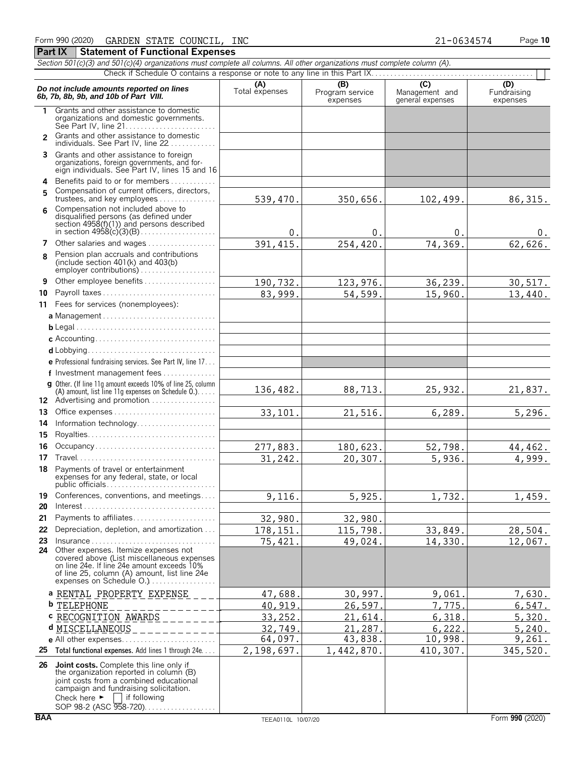Form 990 (2020) GARDEN STATE COUNCIL, INC 21-0634574 Page **10**

## Part IX Statement of Functional Expenses

*Section 501(c)(3) and 501(c)(4) organizations must complete all columns. All other organizations must complete column (A).*

Check if Schedule O contains a response or note to any line in this Part IX . . . . . . . . . . . . . . . . . . . . . . . . . . . . . . . . . . . . . . . . . . . ☐

| *Do not include amounts reported on lines 6b, 7b, 8b, 9b, and 10b of Part VIII.* | (A) Total expenses | (B) Program service expenses | (C) Management and general expenses | (D) Fundraising expenses |
|---|---|---|---|---|
| **1** Grants and other assistance to domestic organizations and domestic governments. See Part IV, line 21 | | | | |
| **2** Grants and other assistance to domestic individuals. See Part IV, line 22 | | | | |
| **3** Grants and other assistance to foreign organizations, foreign governments, and foreign individuals. See Part IV, lines 15 and 16 | | | | |
| **4** Benefits paid to or for members | | | | |
| **5** Compensation of current officers, directors, trustees, and key employees | 539,470. | 350,656. | 102,499. | 86,315. |
| **6** Compensation not included above to disqualified persons (as defined under section 4958(f)(1)) and persons described in section 4958(c)(3)(B) | 0. | 0. | 0. | 0. |
| **7** Other salaries and wages | 391,415. | 254,420. | 74,369. | 62,626. |
| **8** Pension plan accruals and contributions (include section 401(k) and 403(b) employer contributions) | | | | |
| **9** Other employee benefits | 190,732. | 123,976. | 36,239. | 30,517. |
| **10** Payroll taxes | 83,999. | 54,599. | 15,960. | 13,440. |
| **11** Fees for services (nonemployees): | | | | |
| **a** Management | | | | |
| **b** Legal | | | | |
| **c** Accounting | | | | |
| **d** Lobbying | | | | |
| **e** Professional fundraising services. See Part IV, line 17 | | | | |
| **f** Investment management fees | | | | |
| **g** Other. (If line 11g amount exceeds 10% of line 25, column (A) amount, list line 11g expenses on Schedule O.) | 136,482. | 88,713. | 25,932. | 21,837. |
| **12** Advertising and promotion | | | | |
| **13** Office expenses | 33,101. | 21,516. | 6,289. | 5,296. |
| **14** Information technology | | | | |
| **15** Royalties | | | | |
| **16** Occupancy | 277,883. | 180,623. | 52,798. | 44,462. |
| **17** Travel | 31,242. | 20,307. | 5,936. | 4,999. |
| **18** Payments of travel or entertainment expenses for any federal, state, or local public officials | | | | |
| **19** Conferences, conventions, and meetings | 9,116. | 5,925. | 1,732. | 1,459. |
| **20** Interest | | | | |
| **21** Payments to affiliates | 32,980. | 32,980. | | |
| **22** Depreciation, depletion, and amortization | 178,151. | 115,798. | 33,849. | 28,504. |
| **23** Insurance | 75,421. | 49,024. | 14,330. | 12,067. |
| **24** Other expenses. Itemize expenses not covered above (List miscellaneous expenses on line 24e. If line 24e amount exceeds 10% of line 25, column (A) amount, list line 24e expenses on Schedule O.) | | | | |
| **a** RENTAL PROPERTY EXPENSE | 47,688. | 30,997. | 9,061. | 7,630. |
| **b** TELEPHONE | 40,919. | 26,597. | 7,775. | 6,547. |
| **c** RECOGNITION AWARDS | 33,252. | 21,614. | 6,318. | 5,320. |
| **d** MISCELLANEOUS | 32,749. | 21,287. | 6,222. | 5,240. |
| **e** All other expenses | 64,097. | 43,838. | 10,998. | 9,261. |
| **25 Total functional expenses.** Add lines 1 through 24e | 2,198,697. | 1,442,870. | 410,307. | 345,520. |
| **26 Joint costs.** Complete this line only if the organization reported in column (B) joint costs from a combined educational campaign and fundraising solicitation. Check here ► ☐ if following SOP 98-2 (ASC 958-720) | | | | |

BAA TEEA0110L 10/07/20 Form **990** (2020)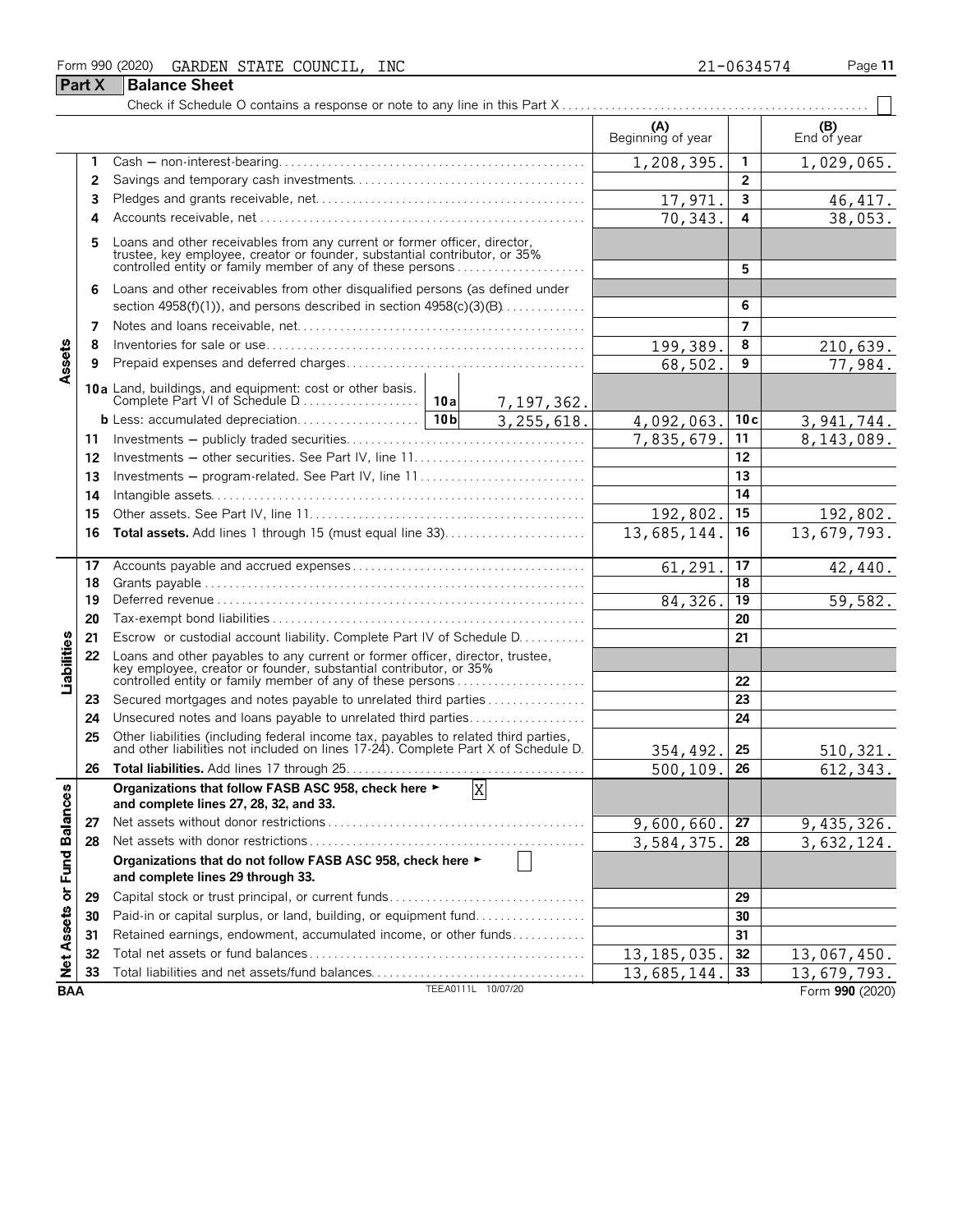Form 990 (2020) GARDEN STATE COUNCIL, INC 21-0634574

## Part X Balance Sheet

Check if Schedule O contains a response or note to any line in this Part X ☐

| | | | | (A) Beginning of year | | (B) End of year |
|---|---|---|---|---|---|---|
| Assets | 1 | Cash – non-interest-bearing | | 1,208,395. | 1 | 1,029,065. |
| | 2 | Savings and temporary cash investments | | | 2 | |
| | 3 | Pledges and grants receivable, net | | 17,971. | 3 | 46,417. |
| | 4 | Accounts receivable, net | | 70,343. | 4 | 38,053. |
| | 5 | Loans and other receivables from any current or former officer, director, trustee, key employee, creator or founder, substantial contributor, or 35% controlled entity or family member of any of these persons | | | 5 | |
| | 6 | Loans and other receivables from other disqualified persons (as defined under section 4958(f)(1)), and persons described in section 4958(c)(3)(B) | | | 6 | |
| | 7 | Notes and loans receivable, net | | | 7 | |
| | 8 | Inventories for sale or use | | 199,389. | 8 | 210,639. |
| | 9 | Prepaid expenses and deferred charges | | 68,502. | 9 | 77,984. |
| | 10a | Land, buildings, and equipment: cost or other basis. Complete Part VI of Schedule D | 10a 7,197,362. | | | |
| | b | Less: accumulated depreciation | 10b 3,255,618. | 4,092,063. | 10c | 3,941,744. |
| | 11 | Investments – publicly traded securities | | 7,835,679. | 11 | 8,143,089. |
| | 12 | Investments – other securities. See Part IV, line 11 | | | 12 | |
| | 13 | Investments – program-related. See Part IV, line 11 | | | 13 | |
| | 14 | Intangible assets | | | 14 | |
| | 15 | Other assets. See Part IV, line 11 | | 192,802. | 15 | 192,802. |
| | 16 | **Total assets.** Add lines 1 through 15 (must equal line 33) | | 13,685,144. | 16 | 13,679,793. |
| Liabilities | 17 | Accounts payable and accrued expenses | | 61,291. | 17 | 42,440. |
| | 18 | Grants payable | | | 18 | |
| | 19 | Deferred revenue | | 84,326. | 19 | 59,582. |
| | 20 | Tax-exempt bond liabilities | | | 20 | |
| | 21 | Escrow or custodial account liability. Complete Part IV of Schedule D | | | 21 | |
| | 22 | Loans and other payables to any current or former officer, director, trustee, key employee, creator or founder, substantial contributor, or 35% controlled entity or family member of any of these persons | | | 22 | |
| | 23 | Secured mortgages and notes payable to unrelated third parties | | | 23 | |
| | 24 | Unsecured notes and loans payable to unrelated third parties | | | 24 | |
| | 25 | Other liabilities (including federal income tax, payables to related third parties, and other liabilities not included on lines 17-24). Complete Part X of Schedule D | | 354,492. | 25 | 510,321. |
| | 26 | **Total liabilities.** Add lines 17 through 25 | | 500,109. | 26 | 612,343. |
| Net Assets or Fund Balances | | **Organizations that follow FASB ASC 958, check here ► [X] and complete lines 27, 28, 32, and 33.** | | | | |
| | 27 | Net assets without donor restrictions | | 9,600,660. | 27 | 9,435,326. |
| | 28 | Net assets with donor restrictions | | 3,584,375. | 28 | 3,632,124. |
| | | **Organizations that do not follow FASB ASC 958, check here ► ☐ and complete lines 29 through 33.** | | | | |
| | 29 | Capital stock or trust principal, or current funds | | | 29 | |
| | 30 | Paid-in or capital surplus, or land, building, or equipment fund | | | 30 | |
| | 31 | Retained earnings, endowment, accumulated income, or other funds | | | 31 | |
| | 32 | Total net assets or fund balances | | 13,185,035. | 32 | 13,067,450. |
| | 33 | Total liabilities and net assets/fund balances | | 13,685,144. | 33 | 13,679,793. |

BAA TEEA0111L 10/07/20 Form **990** (2020)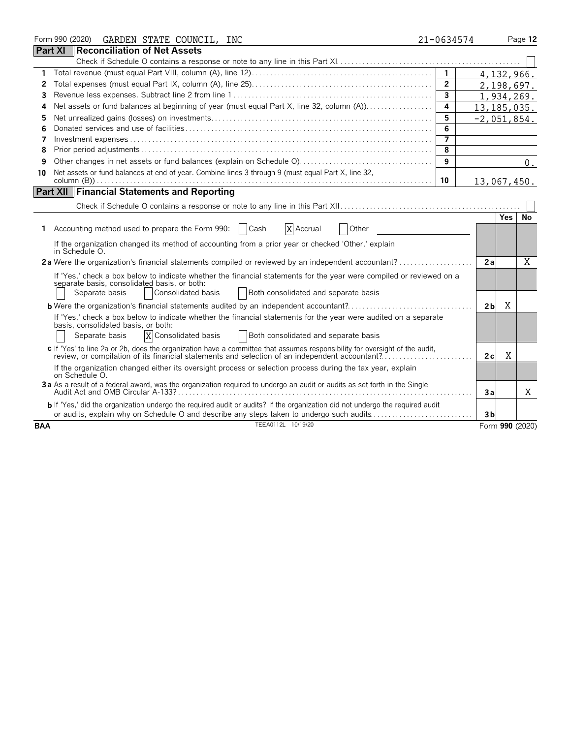Form 990 (2020) GARDEN STATE COUNCIL, INC 21-0634574

## Part XI Reconciliation of Net Assets

Check if Schedule O contains a response or note to any line in this Part XI ☐

| | | | |
|---|---|---|---|
| 1 | Total revenue (must equal Part VIII, column (A), line 12) | 1 | 4,132,966. |
| 2 | Total expenses (must equal Part IX, column (A), line 25) | 2 | 2,198,697. |
| 3 | Revenue less expenses. Subtract line 2 from line 1 | 3 | 1,934,269. |
| 4 | Net assets or fund balances at beginning of year (must equal Part X, line 32, column (A)) | 4 | 13,185,035. |
| 5 | Net unrealized gains (losses) on investments | 5 | -2,051,854. |
| 6 | Donated services and use of facilities | 6 | |
| 7 | Investment expenses | 7 | |
| 8 | Prior period adjustments | 8 | |
| 9 | Other changes in net assets or fund balances (explain on Schedule O) | 9 | 0. |
| 10 | Net assets or fund balances at end of year. Combine lines 3 through 9 (must equal Part X, line 32, column (B)) | 10 | 13,067,450. |

## Part XII Financial Statements and Reporting

Check if Schedule O contains a response or note to any line in this Part XII ☐

| | | | Yes | No |
|---|---|---|---|---|
| 1 | Accounting method used to prepare the Form 990: ☐ Cash ☒ Accrual ☐ Other | | | |
| | If the organization changed its method of accounting from a prior year or checked 'Other,' explain in Schedule O. | | | |
| 2a | Were the organization's financial statements compiled or reviewed by an independent accountant? | 2a | | X |
| | If 'Yes,' check a box below to indicate whether the financial statements for the year were compiled or reviewed on a separate basis, consolidated basis, or both: ☐ Separate basis ☐ Consolidated basis ☐ Both consolidated and separate basis | | | |
| b | Were the organization's financial statements audited by an independent accountant? | 2b | X | |
| | If 'Yes,' check a box below to indicate whether the financial statements for the year were audited on a separate basis, consolidated basis, or both: ☐ Separate basis ☒ Consolidated basis ☐ Both consolidated and separate basis | | | |
| c | If 'Yes' to line 2a or 2b, does the organization have a committee that assumes responsibility for oversight of the audit, review, or compilation of its financial statements and selection of an independent accountant? | 2c | X | |
| | If the organization changed either its oversight process or selection process during the tax year, explain on Schedule O. | | | |
| 3a | As a result of a federal award, was the organization required to undergo an audit or audits as set forth in the Single Audit Act and OMB Circular A-133? | 3a | | X |
| b | If 'Yes,' did the organization undergo the required audit or audits? If the organization did not undergo the required audit or audits, explain why on Schedule O and describe any steps taken to undergo such audits | 3b | | |

BAA TEEA0112L 10/19/20 Form **990** (2020)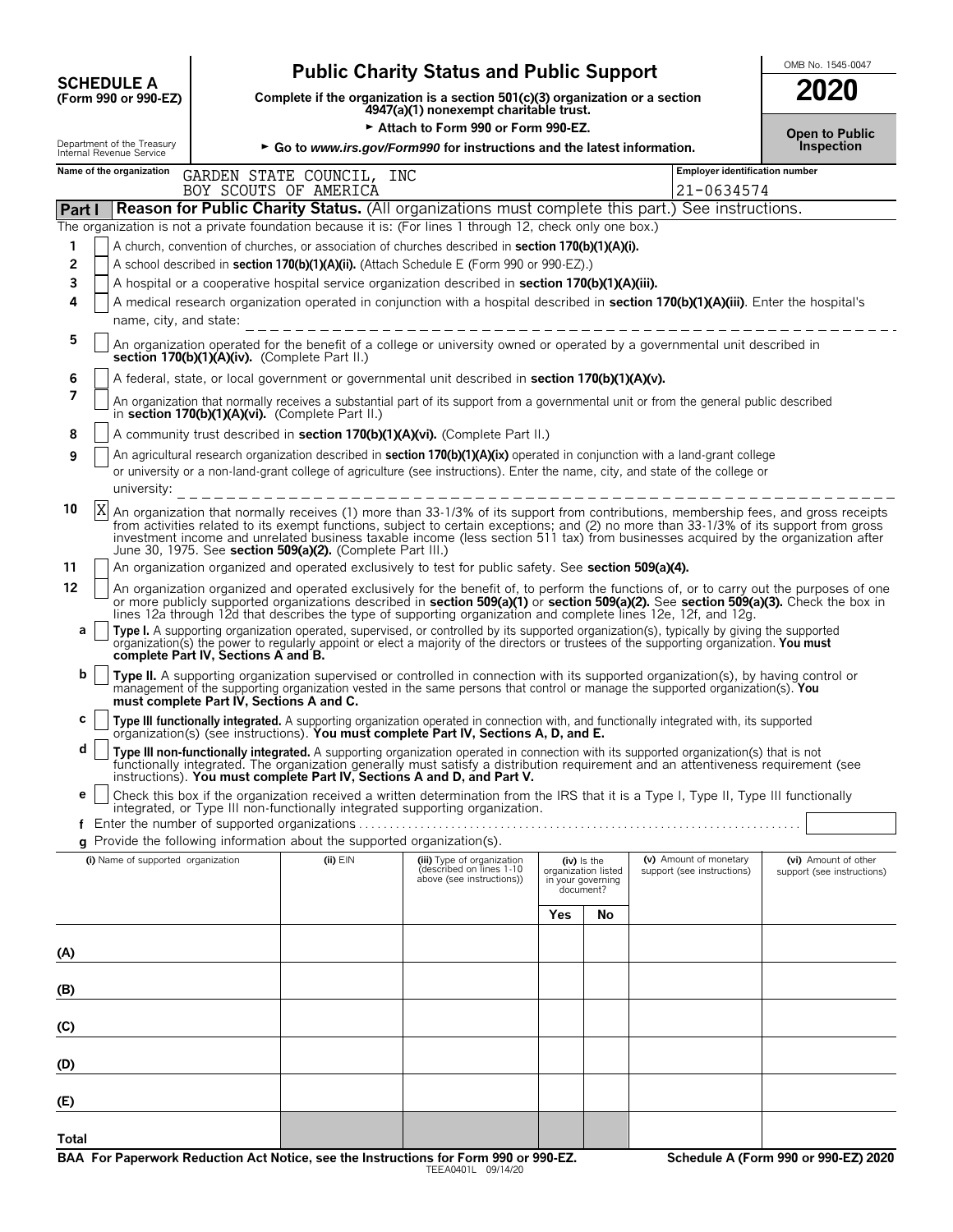**SCHEDULE A**
**(Form 990 or 990-EZ)**

Department of the Treasury
Internal Revenue Service

# Public Charity Status and Public Support

**Complete if the organization is a section 501(c)(3) organization or a section 4947(a)(1) nonexempt charitable trust.**

► Attach to Form 990 or Form 990-EZ.

► Go to *www.irs.gov/Form990* for instructions and the latest information.

OMB No. 1545-0047

**2020**

**Open to Public Inspection**

**Name of the organization** GARDEN STATE COUNCIL, INC BOY SCOUTS OF AMERICA

**Employer identification number** 21-0634574

## Part I Reason for Public Charity Status. (All organizations must complete this part.) See instructions.

The organization is not a private foundation because it is: (For lines 1 through 12, check only one box.)

1 [ ] A church, convention of churches, or association of churches described in **section 170(b)(1)(A)(i).**

2 [ ] A school described in **section 170(b)(1)(A)(ii).** (Attach Schedule E (Form 990 or 990-EZ).)

3 [ ] A hospital or a cooperative hospital service organization described in **section 170(b)(1)(A)(iii).**

4 [ ] A medical research organization operated in conjunction with a hospital described in **section 170(b)(1)(A)(iii)**. Enter the hospital's name, city, and state:

5 [ ] An organization operated for the benefit of a college or university owned or operated by a governmental unit described in **section 170(b)(1)(A)(iv).** (Complete Part II.)

6 [ ] A federal, state, or local government or governmental unit described in **section 170(b)(1)(A)(v).**

7 [ ] An organization that normally receives a substantial part of its support from a governmental unit or from the general public described in **section 170(b)(1)(A)(vi).** (Complete Part II.)

8 [ ] A community trust described in **section 170(b)(1)(A)(vi).** (Complete Part II.)

9 [ ] An agricultural research organization described in **section 170(b)(1)(A)(ix)** operated in conjunction with a land-grant college or university or a non-land-grant college of agriculture (see instructions). Enter the name, city, and state of the college or university:

10 [X] An organization that normally receives (1) more than 33-1/3% of its support from contributions, membership fees, and gross receipts from activities related to its exempt functions, subject to certain exceptions; and (2) no more than 33-1/3% of its support from gross investment income and unrelated business taxable income (less section 511 tax) from businesses acquired by the organization after June 30, 1975. See **section 509(a)(2).** (Complete Part III.)

11 [ ] An organization organized and operated exclusively to test for public safety. See **section 509(a)(4).**

12 [ ] An organization organized and operated exclusively for the benefit of, to perform the functions of, or to carry out the purposes of one or more publicly supported organizations described in **section 509(a)(1)** or **section 509(a)(2).** See **section 509(a)(3).** Check the box in lines 12a through 12d that describes the type of supporting organization and complete lines 12e, 12f, and 12g.

a [ ] **Type I.** A supporting organization operated, supervised, or controlled by its supported organization(s), typically by giving the supported organization(s) the power to regularly appoint or elect a majority of the directors or trustees of the supporting organization. **You must complete Part IV, Sections A and B.**

b [ ] **Type II.** A supporting organization supervised or controlled in connection with its supported organization(s), by having control or management of the supporting organization vested in the same persons that control or manage the supported organization(s). **You must complete Part IV, Sections A and C.**

c [ ] **Type III functionally integrated.** A supporting organization operated in connection with, and functionally integrated with, its supported organization(s) (see instructions). **You must complete Part IV, Sections A, D, and E.**

d [ ] **Type III non-functionally integrated.** A supporting organization operated in connection with its supported organization(s) that is not functionally integrated. The organization generally must satisfy a distribution requirement and an attentiveness requirement (see instructions). **You must complete Part IV, Sections A and D, and Part V.**

e [ ] Check this box if the organization received a written determination from the IRS that it is a Type I, Type II, Type III functionally integrated, or Type III non-functionally integrated supporting organization.

f Enter the number of supported organizations

g Provide the following information about the supported organization(s).

| (i) Name of supported organization | (ii) EIN | (iii) Type of organization (described on lines 1-10 above (see instructions)) | (iv) Is the organization listed in your governing document? Yes | No | (v) Amount of monetary support (see instructions) | (vi) Amount of other support (see instructions) |
|---|---|---|---|---|---|---|
| (A) | | | | | | |
| (B) | | | | | | |
| (C) | | | | | | |
| (D) | | | | | | |
| (E) | | | | | | |
| Total | | | | | | |

**BAA For Paperwork Reduction Act Notice, see the Instructions for Form 990 or 990-EZ.** TEEA0401L 09/14/20 **Schedule A (Form 990 or 990-EZ) 2020**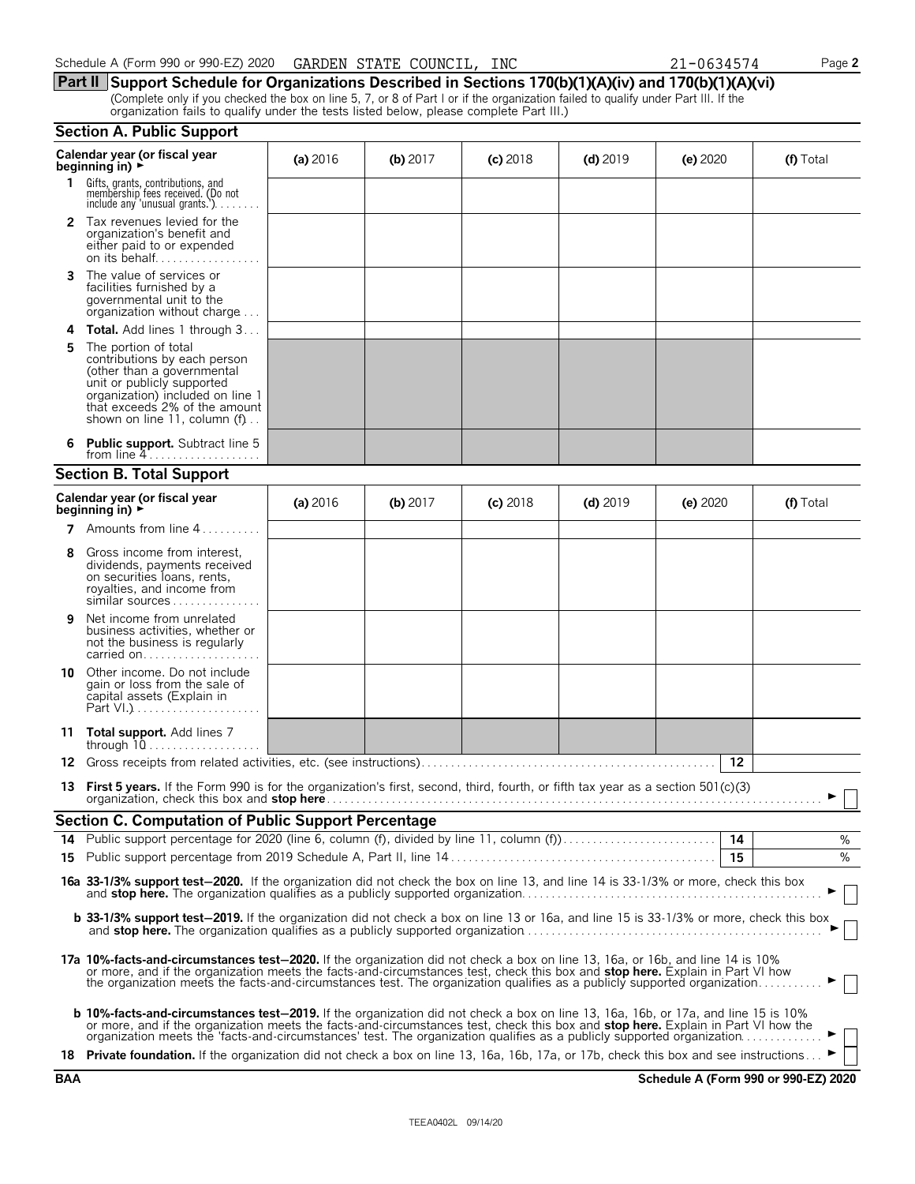Schedule A (Form 990 or 990-EZ) 2020 GARDEN STATE COUNCIL, INC 21-0634574

## Part II Support Schedule for Organizations Described in Sections 170(b)(1)(A)(iv) and 170(b)(1)(A)(vi)

(Complete only if you checked the box on line 5, 7, or 8 of Part I or if the organization failed to qualify under Part III. If the organization fails to qualify under the tests listed below, please complete Part III.)

### Section A. Public Support

| Calendar year (or fiscal year beginning in) ► | (a) 2016 | (b) 2017 | (c) 2018 | (d) 2019 | (e) 2020 | (f) Total |
|---|---|---|---|---|---|---|
| 1 Gifts, grants, contributions, and membership fees received. (Do not include any 'unusual grants.') | | | | | | |
| 2 Tax revenues levied for the organization's benefit and either paid to or expended on its behalf | | | | | | |
| 3 The value of services or facilities furnished by a governmental unit to the organization without charge | | | | | | |
| 4 **Total.** Add lines 1 through 3 | | | | | | |
| 5 The portion of total contributions by each person (other than a governmental unit or publicly supported organization) included on line 1 that exceeds 2% of the amount shown on line 11, column (f) | | | | | | |
| 6 **Public support.** Subtract line 5 from line 4 | | | | | | |

### Section B. Total Support

| Calendar year (or fiscal year beginning in) ► | (a) 2016 | (b) 2017 | (c) 2018 | (d) 2019 | (e) 2020 | (f) Total |
|---|---|---|---|---|---|---|
| 7 Amounts from line 4 | | | | | | |
| 8 Gross income from interest, dividends, payments received on securities loans, rents, royalties, and income from similar sources | | | | | | |
| 9 Net income from unrelated business activities, whether or not the business is regularly carried on | | | | | | |
| 10 Other income. Do not include gain or loss from the sale of capital assets (Explain in Part VI.) | | | | | | |
| 11 **Total support.** Add lines 7 through 10 | | | | | | |

12 Gross receipts from related activities, etc. (see instructions) | 12 |

13 **First 5 years.** If the Form 990 is for the organization's first, second, third, fourth, or fifth tax year as a section 501(c)(3) organization, check this box and **stop here** ► ☐

### Section C. Computation of Public Support Percentage

14 Public support percentage for 2020 (line 6, column (f), divided by line 11, column (f)) | 14 | %

15 Public support percentage from 2019 Schedule A, Part II, line 14 | 15 | %

**16a 33-1/3% support test–2020.** If the organization did not check the box on line 13, and line 14 is 33-1/3% or more, check this box and **stop here.** The organization qualifies as a publicly supported organization ► ☐

**b 33-1/3% support test–2019.** If the organization did not check a box on line 13 or 16a, and line 15 is 33-1/3% or more, check this box and **stop here.** The organization qualifies as a publicly supported organization ► ☐

**17a 10%-facts-and-circumstances test–2020.** If the organization did not check a box on line 13, 16a, or 16b, and line 14 is 10% or more, and if the organization meets the facts-and-circumstances test, check this box and **stop here.** Explain in Part VI how the organization meets the facts-and-circumstances test. The organization qualifies as a publicly supported organization ► ☐

**b 10%-facts-and-circumstances test–2019.** If the organization did not check a box on line 13, 16a, 16b, or 17a, and line 15 is 10% or more, and if the organization meets the facts-and-circumstances test, check this box and **stop here.** Explain in Part VI how the organization meets the 'facts-and-circumstances' test. The organization qualifies as a publicly supported organization ► ☐

18 **Private foundation.** If the organization did not check a box on line 13, 16a, 16b, 17a, or 17b, check this box and see instructions ► ☐

BAA **Schedule A (Form 990 or 990-EZ) 2020**

TEEA0402L 09/14/20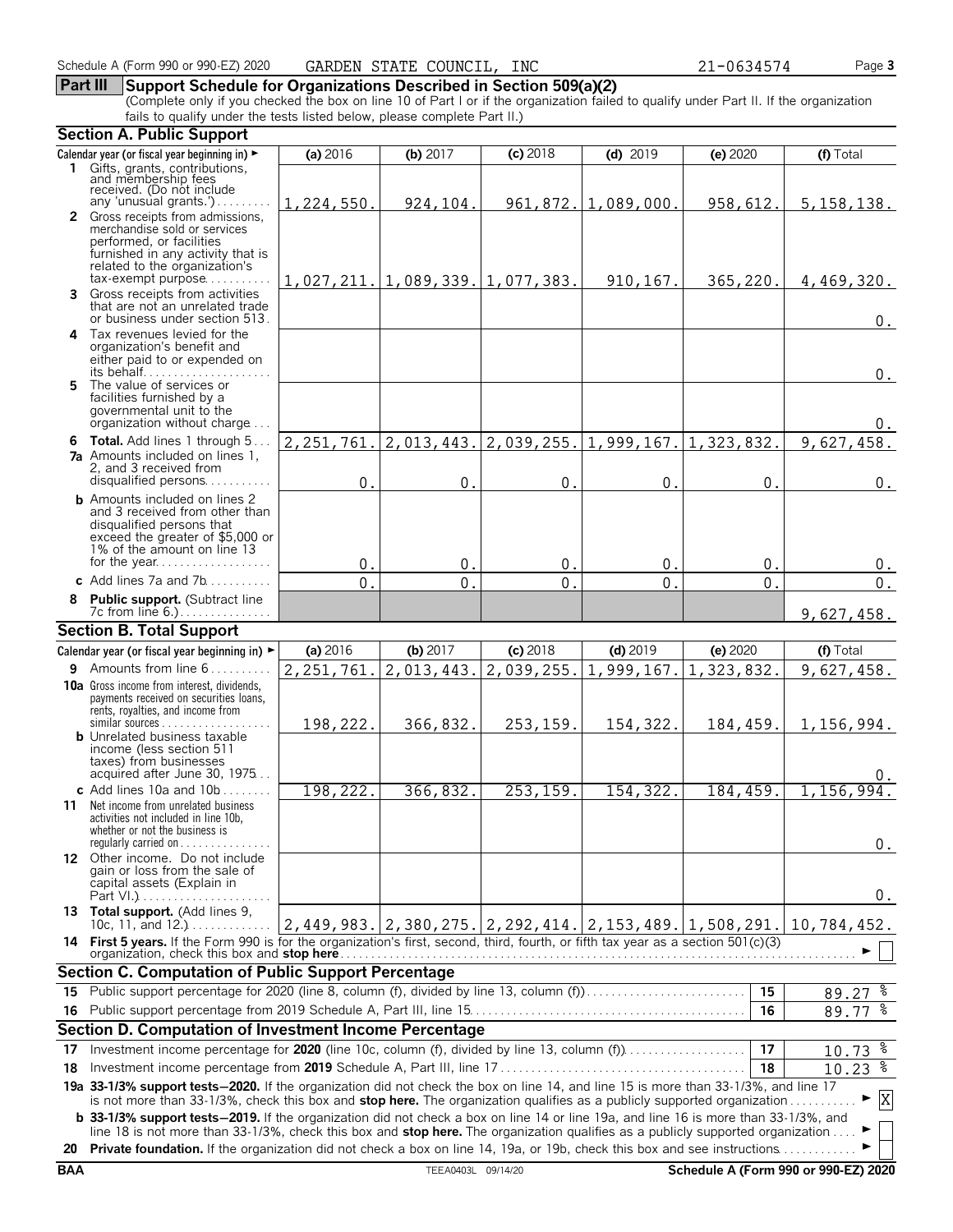Schedule A (Form 990 or 990-EZ) 2020 GARDEN STATE COUNCIL, INC 21-0634574

## Part III Support Schedule for Organizations Described in Section 509(a)(2)

(Complete only if you checked the box on line 10 of Part I or if the organization failed to qualify under Part II. If the organization fails to qualify under the tests listed below, please complete Part II.)

### Section A. Public Support

| Calendar year (or fiscal year beginning in) ► | (a) 2016 | (b) 2017 | (c) 2018 | (d) 2019 | (e) 2020 | (f) Total |
|---|---|---|---|---|---|---|
| 1 Gifts, grants, contributions, and membership fees received. (Do not include any 'unusual grants.') | 1,224,550. | 924,104. | 961,872. | 1,089,000. | 958,612. | 5,158,138. |
| 2 Gross receipts from admissions, merchandise sold or services performed, or facilities furnished in any activity that is related to the organization's tax-exempt purpose | 1,027,211. | 1,089,339. | 1,077,383. | 910,167. | 365,220. | 4,469,320. |
| 3 Gross receipts from activities that are not an unrelated trade or business under section 513 | | | | | | 0. |
| 4 Tax revenues levied for the organization's benefit and either paid to or expended on its behalf | | | | | | 0. |
| 5 The value of services or facilities furnished by a governmental unit to the organization without charge | | | | | | 0. |
| 6 **Total.** Add lines 1 through 5 | 2,251,761. | 2,013,443. | 2,039,255. | 1,999,167. | 1,323,832. | 9,627,458. |
| 7a Amounts included on lines 1, 2, and 3 received from disqualified persons | 0. | 0. | 0. | 0. | 0. | 0. |
| b Amounts included on lines 2 and 3 received from other than disqualified persons that exceed the greater of $5,000 or 1% of the amount on line 13 for the year | 0. | 0. | 0. | 0. | 0. | 0. |
| c Add lines 7a and 7b | 0. | 0. | 0. | 0. | 0. | 0. |
| 8 **Public support.** (Subtract line 7c from line 6.) | | | | | | 9,627,458. |

### Section B. Total Support

| Calendar year (or fiscal year beginning in) ► | (a) 2016 | (b) 2017 | (c) 2018 | (d) 2019 | (e) 2020 | (f) Total |
|---|---|---|---|---|---|---|
| 9 Amounts from line 6 | 2,251,761. | 2,013,443. | 2,039,255. | 1,999,167. | 1,323,832. | 9,627,458. |
| 10a Gross income from interest, dividends, payments received on securities loans, rents, royalties, and income from similar sources | 198,222. | 366,832. | 253,159. | 154,322. | 184,459. | 1,156,994. |
| b Unrelated business taxable income (less section 511 taxes) from businesses acquired after June 30, 1975 | | | | | | 0. |
| c Add lines 10a and 10b | 198,222. | 366,832. | 253,159. | 154,322. | 184,459. | 1,156,994. |
| 11 Net income from unrelated business activities not included in line 10b, whether or not the business is regularly carried on | | | | | | 0. |
| 12 Other income. Do not include gain or loss from the sale of capital assets (Explain in Part VI.) | | | | | | 0. |
| 13 **Total support.** (Add lines 9, 10c, 11, and 12.) | 2,449,983. | 2,380,275. | 2,292,414. | 2,153,489. | 1,508,291. | 10,784,452. |

14 **First 5 years.** If the Form 990 is for the organization's first, second, third, fourth, or fifth tax year as a section 501(c)(3) organization, check this box and **stop here** ► [ ]

### Section C. Computation of Public Support Percentage

| | | | |
|---|---|---|---|
| 15 | Public support percentage for 2020 (line 8, column (f), divided by line 13, column (f)) | 15 | 89.27 % |
| 16 | Public support percentage from 2019 Schedule A, Part III, line 15 | 16 | 89.77 % |

### Section D. Computation of Investment Income Percentage

| | | | |
|---|---|---|---|
| 17 | Investment income percentage for **2020** (line 10c, column (f), divided by line 13, column (f)) | 17 | 10.73 % |
| 18 | Investment income percentage from **2019** Schedule A, Part III, line 17 | 18 | 10.23 % |

19a **33-1/3% support tests—2020.** If the organization did not check the box on line 14, and line 15 is more than 33-1/3%, and line 17 is not more than 33-1/3%, check this box and **stop here.** The organization qualifies as a publicly supported organization ► [X]

b **33-1/3% support tests—2019.** If the organization did not check a box on line 14 or line 19a, and line 16 is more than 33-1/3%, and line 18 is not more than 33-1/3%, check this box and **stop here.** The organization qualifies as a publicly supported organization ► [ ]

20 **Private foundation.** If the organization did not check a box on line 14, 19a, or 19b, check this box and see instructions ► [ ]

BAA TEEA0403L 09/14/20 Schedule A (Form 990 or 990-EZ) 2020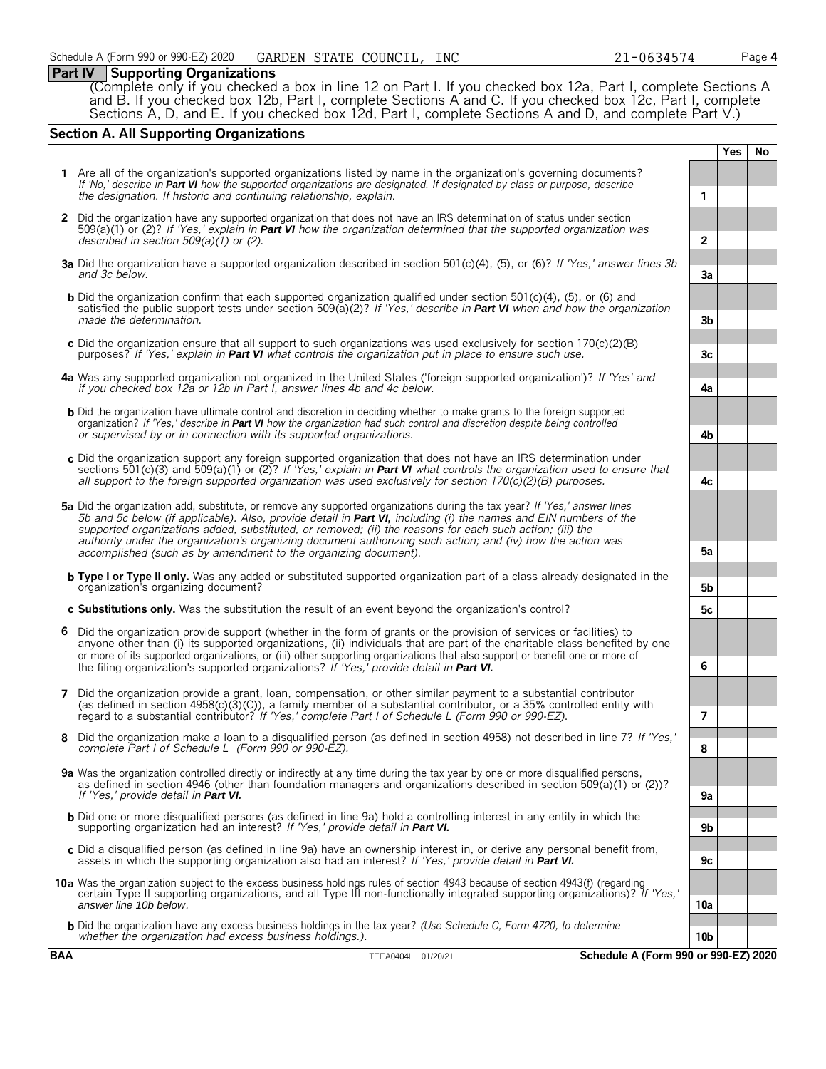## Part IV Supporting Organizations

(Complete only if you checked a box in line 12 on Part I. If you checked box 12a, Part I, complete Sections A and B. If you checked box 12b, Part I, complete Sections A and C. If you checked box 12c, Part I, complete Sections A, D, and E. If you checked box 12d, Part I, complete Sections A and D, and complete Part V.)

### Section A. All Supporting Organizations

| | | | Yes | No |
|---|---|---|---|---|
| **1** | Are all of the organization's supported organizations listed by name in the organization's governing documents? *If 'No,' describe in **Part VI** how the supported organizations are designated. If designated by class or purpose, describe the designation. If historic and continuing relationship, explain.* | 1 | | |
| **2** | Did the organization have any supported organization that does not have an IRS determination of status under section 509(a)(1) or (2)? *If 'Yes,' explain in **Part VI** how the organization determined that the supported organization was described in section 509(a)(1) or (2).* | 2 | | |
| **3a** | Did the organization have a supported organization described in section 501(c)(4), (5), or (6)? *If 'Yes,' answer lines 3b and 3c below.* | 3a | | |
| **b** | Did the organization confirm that each supported organization qualified under section 501(c)(4), (5), or (6) and satisfied the public support tests under section 509(a)(2)? *If 'Yes,' describe in **Part VI** when and how the organization made the determination.* | 3b | | |
| **c** | Did the organization ensure that all support to such organizations was used exclusively for section 170(c)(2)(B) purposes? *If 'Yes,' explain in **Part VI** what controls the organization put in place to ensure such use.* | 3c | | |
| **4a** | Was any supported organization not organized in the United States ('foreign supported organization')? *If 'Yes' and if you checked box 12a or 12b in Part I, answer lines 4b and 4c below.* | 4a | | |
| **b** | Did the organization have ultimate control and discretion in deciding whether to make grants to the foreign supported organization? *If 'Yes,' describe in **Part VI** how the organization had such control and discretion despite being controlled or supervised by or in connection with its supported organizations.* | 4b | | |
| **c** | Did the organization support any foreign supported organization that does not have an IRS determination under sections 501(c)(3) and 509(a)(1) or (2)? *If 'Yes,' explain in **Part VI** what controls the organization used to ensure that all support to the foreign supported organization was used exclusively for section 170(c)(2)(B) purposes.* | 4c | | |
| **5a** | Did the organization add, substitute, or remove any supported organizations during the tax year? *If 'Yes,' answer lines 5b and 5c below (if applicable). Also, provide detail in **Part VI,** including (i) the names and EIN numbers of the supported organizations added, substituted, or removed; (ii) the reasons for each such action; (iii) the authority under the organization's organizing document authorizing such action; and (iv) how the action was accomplished (such as by amendment to the organizing document).* | 5a | | |
| **b** | **Type I or Type II only.** Was any added or substituted supported organization part of a class already designated in the organization's organizing document? | 5b | | |
| **c** | **Substitutions only.** Was the substitution the result of an event beyond the organization's control? | 5c | | |
| **6** | Did the organization provide support (whether in the form of grants or the provision of services or facilities) to anyone other than (i) its supported organizations, (ii) individuals that are part of the charitable class benefited by one or more of its supported organizations, or (iii) other supporting organizations that also support or benefit one or more of the filing organization's supported organizations? *If 'Yes,' provide detail in **Part VI.*** | 6 | | |
| **7** | Did the organization provide a grant, loan, compensation, or other similar payment to a substantial contributor (as defined in section 4958(c)(3)(C)), a family member of a substantial contributor, or a 35% controlled entity with regard to a substantial contributor? *If 'Yes,' complete Part I of Schedule L (Form 990 or 990-EZ).* | 7 | | |
| **8** | Did the organization make a loan to a disqualified person (as defined in section 4958) not described in line 7? *If 'Yes,' complete Part I of Schedule L (Form 990 or 990-EZ).* | 8 | | |
| **9a** | Was the organization controlled directly or indirectly at any time during the tax year by one or more disqualified persons, as defined in section 4946 (other than foundation managers and organizations described in section 509(a)(1) or (2))? *If 'Yes,' provide detail in **Part VI.*** | 9a | | |
| **b** | Did one or more disqualified persons (as defined in line 9a) hold a controlling interest in any entity in which the supporting organization had an interest? *If 'Yes,' provide detail in **Part VI.*** | 9b | | |
| **c** | Did a disqualified person (as defined in line 9a) have an ownership interest in, or derive any personal benefit from, assets in which the supporting organization also had an interest? *If 'Yes,' provide detail in **Part VI.*** | 9c | | |
| **10a** | Was the organization subject to the excess business holdings rules of section 4943 because of section 4943(f) (regarding certain Type II supporting organizations, and all Type III non-functionally integrated supporting organizations)? *If 'Yes,' answer line 10b below.* | 10a | | |
| **b** | Did the organization have any excess business holdings in the tax year? *(Use Schedule C, Form 4720, to determine whether the organization had excess business holdings.).* | 10b | | |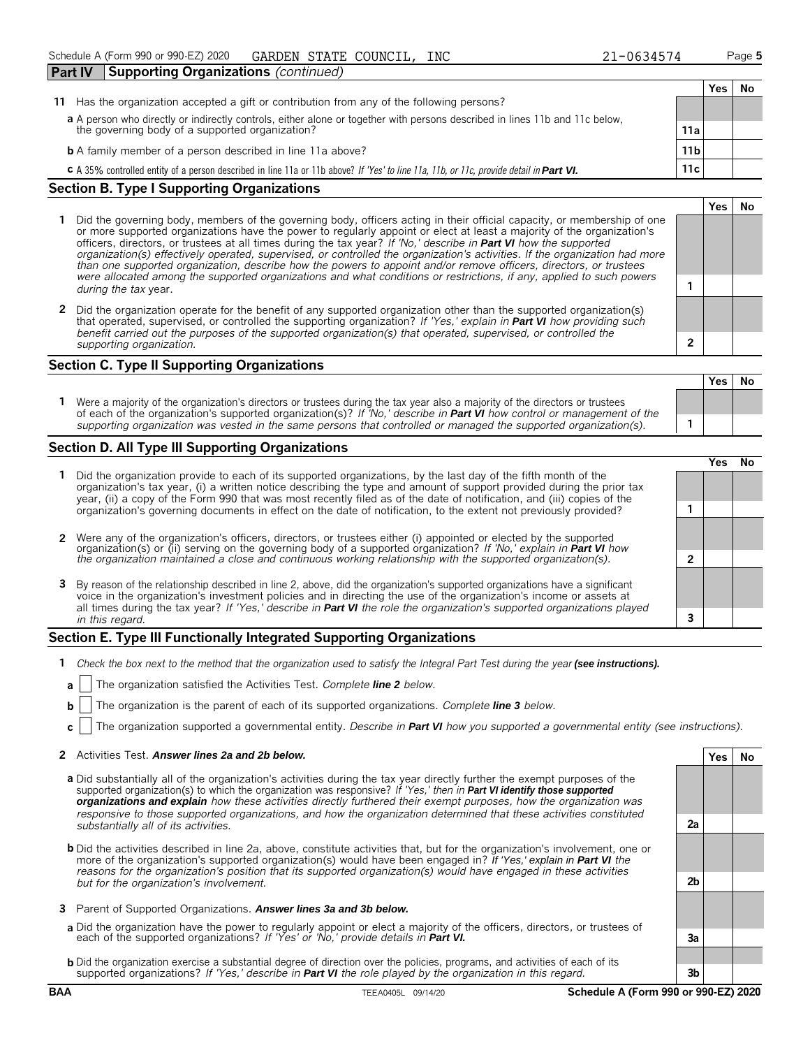Schedule A (Form 990 or 990-EZ) 2020 GARDEN STATE COUNCIL, INC 21-0634574

## Part IV Supporting Organizations *(continued)*

| | | | Yes | No |
|---|---|---|---|---|
| **11** | Has the organization accepted a gift or contribution from any of the following persons? | | | |
| | **a** A person who directly or indirectly controls, either alone or together with persons described in lines 11b and 11c below, the governing body of a supported organization? | **11a** | | |
| | **b** A family member of a person described in line 11a above? | **11b** | | |
| | **c** A 35% controlled entity of a person described in line 11a or 11b above? *If 'Yes' to line 11a, 11b, or 11c, provide detail in* ***Part VI.*** | **11c** | | |

### Section B. Type I Supporting Organizations

| | | | Yes | No |
|---|---|---|---|---|
| **1** | Did the governing body, members of the governing body, officers acting in their official capacity, or membership of one or more supported organizations have the power to regularly appoint or elect at least a majority of the organization's officers, directors, or trustees at all times during the tax year? *If 'No,' describe in* ***Part VI*** *how the supported organization(s) effectively operated, supervised, or controlled the organization's activities. If the organization had more than one supported organization, describe how the powers to appoint and/or remove officers, directors, or trustees were allocated among the supported organizations and what conditions or restrictions, if any, applied to such powers during the tax* year. | **1** | | |
| **2** | Did the organization operate for the benefit of any supported organization other than the supported organization(s) that operated, supervised, or controlled the supporting organization? *If 'Yes,' explain in* ***Part VI*** *how providing such benefit carried out the purposes of the supported organization(s) that operated, supervised, or controlled the supporting organization.* | **2** | | |

### Section C. Type II Supporting Organizations

| | | | Yes | No |
|---|---|---|---|---|
| **1** | Were a majority of the organization's directors or trustees during the tax year also a majority of the directors or trustees of each of the organization's supported organization(s)? *If 'No,' describe in* ***Part VI*** *how control or management of the supporting organization was vested in the same persons that controlled or managed the supported organization(s).* | **1** | | |

### Section D. All Type III Supporting Organizations

| | | | Yes | No |
|---|---|---|---|---|
| **1** | Did the organization provide to each of its supported organizations, by the last day of the fifth month of the organization's tax year, (i) a written notice describing the type and amount of support provided during the prior tax year, (ii) a copy of the Form 990 that was most recently filed as of the date of notification, and (iii) copies of the organization's governing documents in effect on the date of notification, to the extent not previously provided? | **1** | | |
| **2** | Were any of the organization's officers, directors, or trustees either (i) appointed or elected by the supported organization(s) or (ii) serving on the governing body of a supported organization? *If 'No,' explain in* ***Part VI*** *how the organization maintained a close and continuous working relationship with the supported organization(s).* | **2** | | |
| **3** | By reason of the relationship described in line 2, above, did the organization's supported organizations have a significant voice in the organization's investment policies and in directing the use of the organization's income or assets at all times during the tax year? *If 'Yes,' describe in* ***Part VI*** *the role the organization's supported organizations played in this regard.* | **3** | | |

### Section E. Type III Functionally Integrated Supporting Organizations

**1** *Check the box next to the method that the organization used to satisfy the Integral Part Test during the year* ***(see instructions).***

- **a** ☐ The organization satisfied the Activities Test. *Complete* ***line 2*** *below.*
- **b** ☐ The organization is the parent of each of its supported organizations. *Complete* ***line 3*** *below.*
- **c** ☐ The organization supported a governmental entity. *Describe in* ***Part VI*** *how you supported a governmental entity (see instructions).*

| | | | Yes | No |
|---|---|---|---|---|
| **2** | Activities Test. ***Answer lines 2a and 2b below.*** | | | |
| | **a** Did substantially all of the organization's activities during the tax year directly further the exempt purposes of the supported organization(s) to which the organization was responsive? *If 'Yes,' then in* ***Part VI identify those supported organizations and explain*** *how these activities directly furthered their exempt purposes, how the organization was responsive to those supported organizations, and how the organization determined that these activities constituted substantially all of its activities.* | **2a** | | |
| | **b** Did the activities described in line 2a, above, constitute activities that, but for the organization's involvement, one or more of the organization's supported organization(s) would have been engaged in? *If 'Yes,' explain in* ***Part VI*** *the reasons for the organization's position that its supported organization(s) would have engaged in these activities but for the organization's involvement.* | **2b** | | |
| **3** | Parent of Supported Organizations. ***Answer lines 3a and 3b below.*** | | | |
| | **a** Did the organization have the power to regularly appoint or elect a majority of the officers, directors, or trustees of each of the supported organizations? *If 'Yes' or 'No,' provide details in* ***Part VI.*** | **3a** | | |
| | **b** Did the organization exercise a substantial degree of direction over the policies, programs, and activities of each of its supported organizations? *If 'Yes,' describe in* ***Part VI*** *the role played by the organization in this regard.* | **3b** | | |

BAA TEEA0405L 09/14/20 Schedule A (Form 990 or 990-EZ) 2020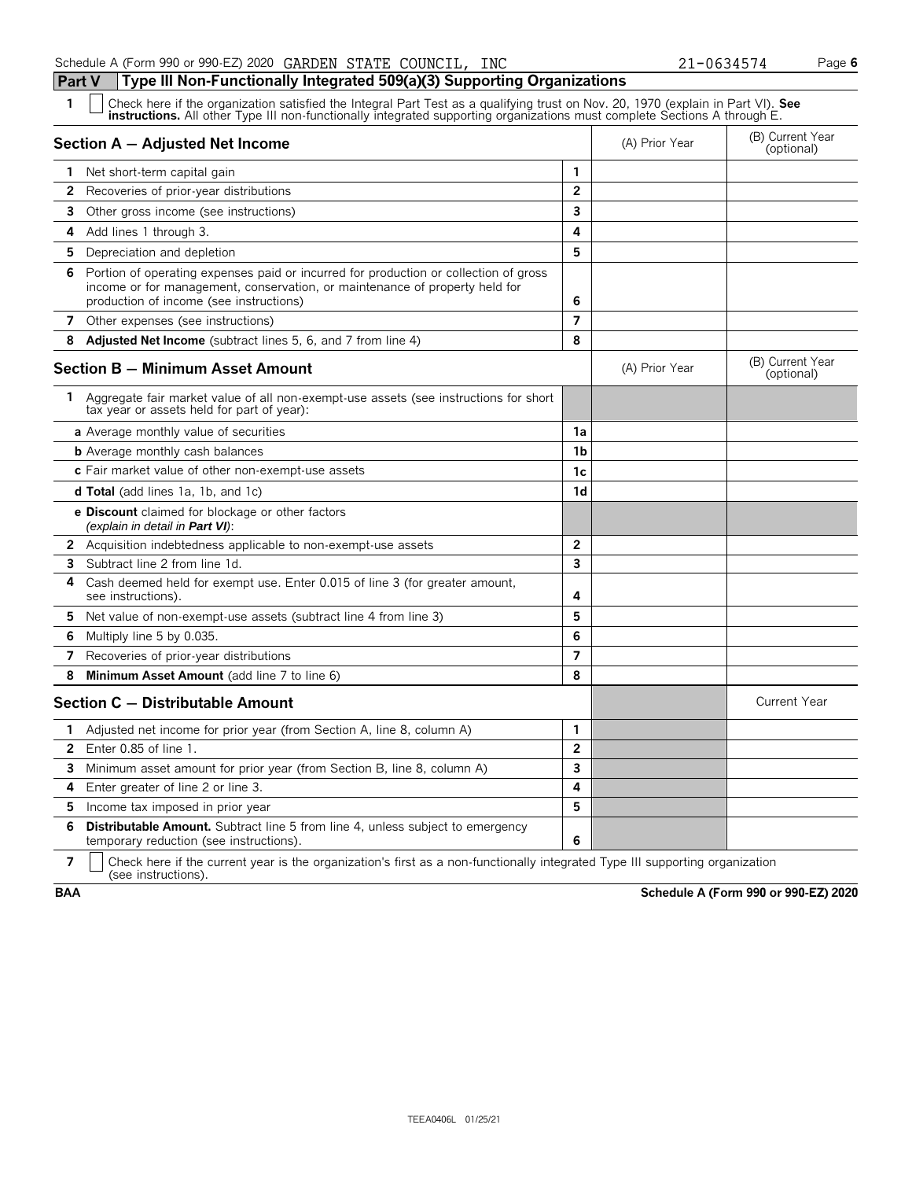Schedule A (Form 990 or 990-EZ) 2020 GARDEN STATE COUNCIL, INC 21-0634574 Page **6**

## Part V Type III Non-Functionally Integrated 509(a)(3) Supporting Organizations

**1** ☐ Check here if the organization satisfied the Integral Part Test as a qualifying trust on Nov. 20, 1970 (explain in Part VI). **See instructions.** All other Type III non-functionally integrated supporting organizations must complete Sections A through E.

| Section A — Adjusted Net Income | | (A) Prior Year | (B) Current Year (optional) |
|---|---|---|---|
| **1** Net short-term capital gain | 1 | | |
| **2** Recoveries of prior-year distributions | 2 | | |
| **3** Other gross income (see instructions) | 3 | | |
| **4** Add lines 1 through 3. | 4 | | |
| **5** Depreciation and depletion | 5 | | |
| **6** Portion of operating expenses paid or incurred for production or collection of gross income or for management, conservation, or maintenance of property held for production of income (see instructions) | 6 | | |
| **7** Other expenses (see instructions) | 7 | | |
| **8** **Adjusted Net Income** (subtract lines 5, 6, and 7 from line 4) | 8 | | |

| Section B — Minimum Asset Amount | | (A) Prior Year | (B) Current Year (optional) |
|---|---|---|---|
| **1** Aggregate fair market value of all non-exempt-use assets (see instructions for short tax year or assets held for part of year): | | | |
| **a** Average monthly value of securities | 1a | | |
| **b** Average monthly cash balances | 1b | | |
| **c** Fair market value of other non-exempt-use assets | 1c | | |
| **d Total** (add lines 1a, 1b, and 1c) | 1d | | |
| **e Discount** claimed for blockage or other factors *(explain in detail in **Part VI**)*: | | | |
| **2** Acquisition indebtedness applicable to non-exempt-use assets | 2 | | |
| **3** Subtract line 2 from line 1d. | 3 | | |
| **4** Cash deemed held for exempt use. Enter 0.015 of line 3 (for greater amount, see instructions). | 4 | | |
| **5** Net value of non-exempt-use assets (subtract line 4 from line 3) | 5 | | |
| **6** Multiply line 5 by 0.035. | 6 | | |
| **7** Recoveries of prior-year distributions | 7 | | |
| **8** **Minimum Asset Amount** (add line 7 to line 6) | 8 | | |

| Section C — Distributable Amount | | | Current Year |
|---|---|---|---|
| **1** Adjusted net income for prior year (from Section A, line 8, column A) | 1 | | |
| **2** Enter 0.85 of line 1. | 2 | | |
| **3** Minimum asset amount for prior year (from Section B, line 8, column A) | 3 | | |
| **4** Enter greater of line 2 or line 3. | 4 | | |
| **5** Income tax imposed in prior year | 5 | | |
| **6** **Distributable Amount.** Subtract line 5 from line 4, unless subject to emergency temporary reduction (see instructions). | 6 | | |

**7** ☐ Check here if the current year is the organization's first as a non-functionally integrated Type III supporting organization (see instructions).

**BAA** **Schedule A (Form 990 or 990-EZ) 2020**

TEEA0406L 01/25/21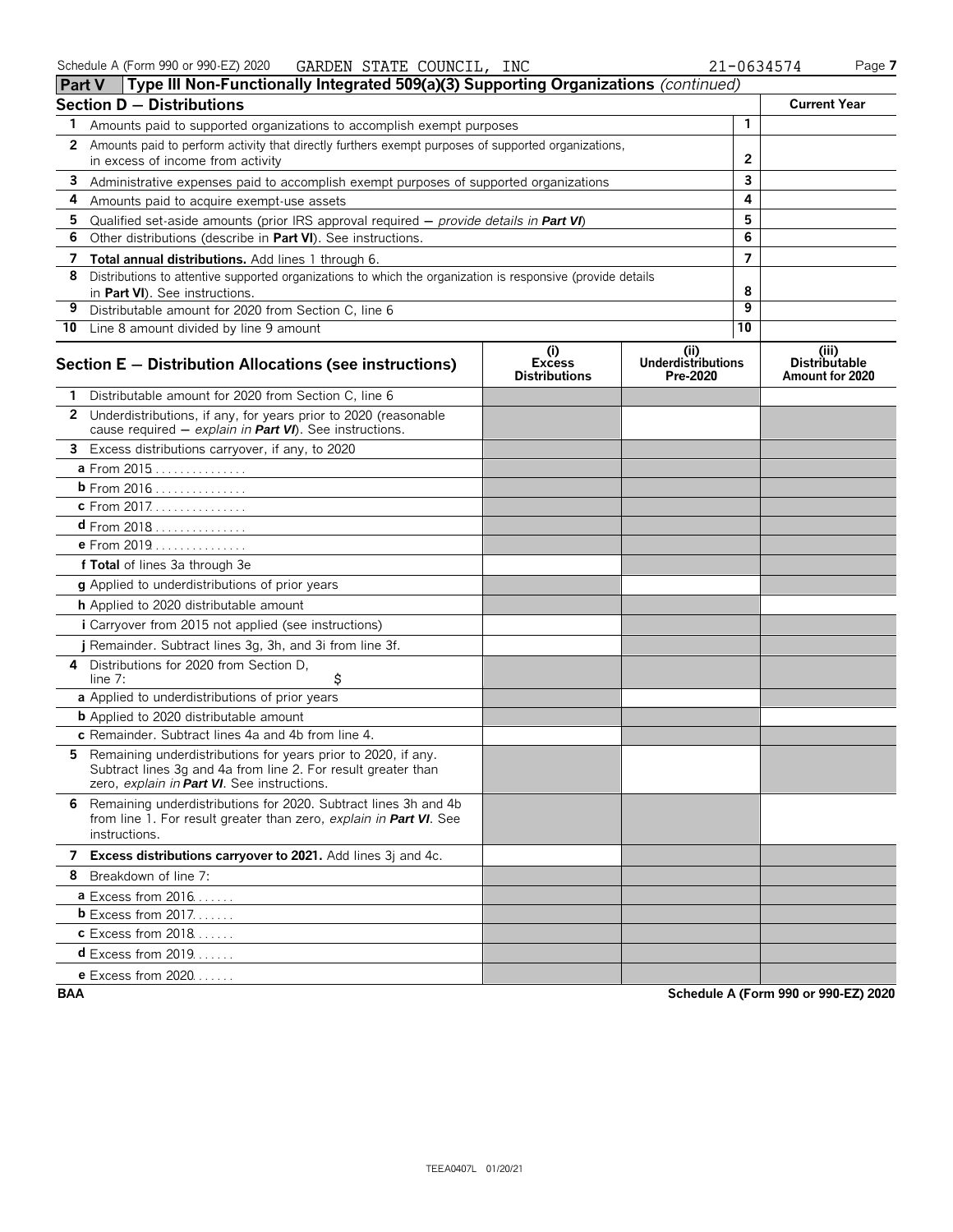Schedule A (Form 990 or 990-EZ) 2020 GARDEN STATE COUNCIL, INC 21-0634574

## Part V Type III Non-Functionally Integrated 509(a)(3) Supporting Organizations *(continued)*

| Section D — Distributions | | Current Year |
|---|---|---|
| 1 Amounts paid to supported organizations to accomplish exempt purposes | 1 | |
| 2 Amounts paid to perform activity that directly furthers exempt purposes of supported organizations, in excess of income from activity | 2 | |
| 3 Administrative expenses paid to accomplish exempt purposes of supported organizations | 3 | |
| 4 Amounts paid to acquire exempt-use assets | 4 | |
| 5 Qualified set-aside amounts (prior IRS approval required — *provide details in **Part VI***) | 5 | |
| 6 Other distributions (describe in **Part VI**). See instructions. | 6 | |
| 7 **Total annual distributions.** Add lines 1 through 6. | 7 | |
| 8 Distributions to attentive supported organizations to which the organization is responsive (provide details in **Part VI**). See instructions. | 8 | |
| 9 Distributable amount for 2020 from Section C, line 6 | 9 | |
| 10 Line 8 amount divided by line 9 amount | 10 | |

| Section E — Distribution Allocations (see instructions) | (i) Excess Distributions | (ii) Underdistributions Pre-2020 | (iii) Distributable Amount for 2020 |
|---|---|---|---|
| 1 Distributable amount for 2020 from Section C, line 6 | | | |
| 2 Underdistributions, if any, for years prior to 2020 (reasonable cause required — *explain in **Part VI***). See instructions. | | | |
| 3 Excess distributions carryover, if any, to 2020 | | | |
| a From 2015 | | | |
| b From 2016 | | | |
| c From 2017 | | | |
| d From 2018 | | | |
| e From 2019 | | | |
| f **Total** of lines 3a through 3e | | | |
| g Applied to underdistributions of prior years | | | |
| h Applied to 2020 distributable amount | | | |
| i Carryover from 2015 not applied (see instructions) | | | |
| j Remainder. Subtract lines 3g, 3h, and 3i from line 3f. | | | |
| 4 Distributions for 2020 from Section D, line 7: $ | | | |
| a Applied to underdistributions of prior years | | | |
| b Applied to 2020 distributable amount | | | |
| c Remainder. Subtract lines 4a and 4b from line 4. | | | |
| 5 Remaining underdistributions for years prior to 2020, if any. Subtract lines 3g and 4a from line 2. For result greater than zero, *explain in **Part VI***. See instructions. | | | |
| 6 Remaining underdistributions for 2020. Subtract lines 3h and 4b from line 1. For result greater than zero, *explain in **Part VI***. See instructions. | | | |
| 7 **Excess distributions carryover to 2021.** Add lines 3j and 4c. | | | |
| 8 Breakdown of line 7: | | | |
| a Excess from 2016 | | | |
| b Excess from 2017 | | | |
| c Excess from 2018 | | | |
| d Excess from 2019 | | | |
| e Excess from 2020 | | | |

BAA Schedule A (Form 990 or 990-EZ) 2020

TEEA0407L 01/20/21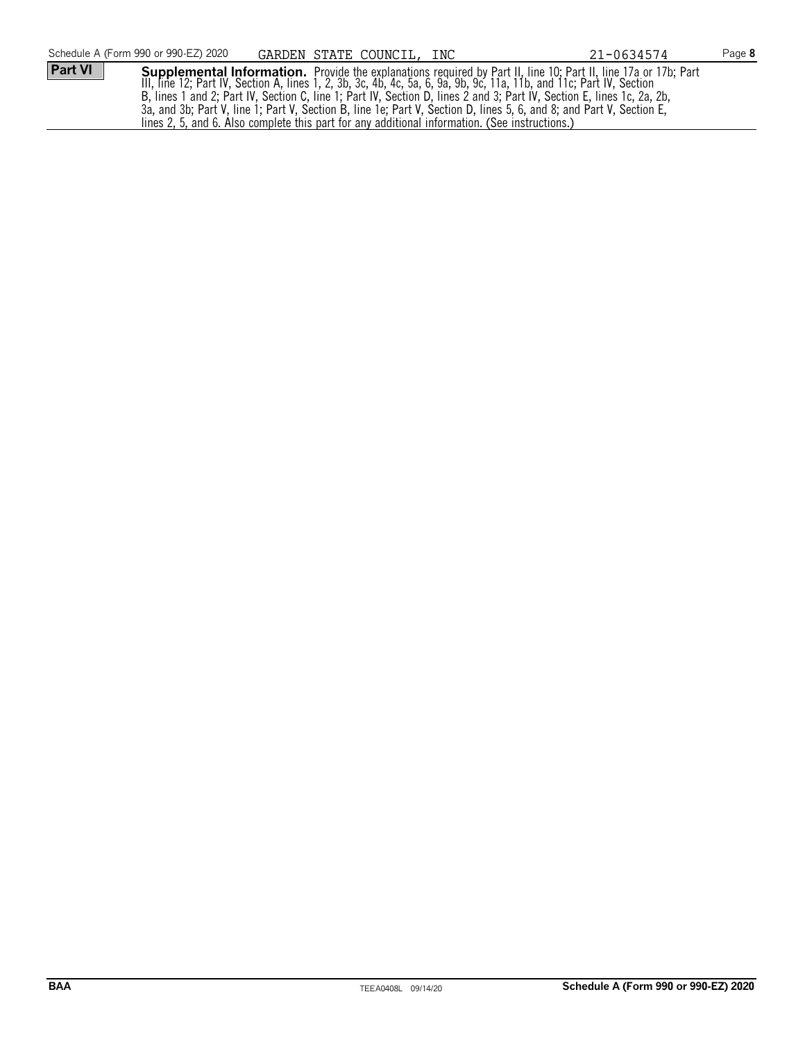**Part VI** **Supplemental Information.** Provide the explanations required by Part II, line 10; Part II, line 17a or 17b; Part III, line 12; Part IV, Section A, lines 1, 2, 3b, 3c, 4b, 4c, 5a, 6, 9a, 9b, 9c, 11a, 11b, and 11c; Part IV, Section B, lines 1 and 2; Part IV, Section C, line 1; Part IV, Section D, lines 2 and 3; Part IV, Section E, lines 1c, 2a, 2b, 3a, and 3b; Part V, line 1; Part V, Section B, line 1e; Part V, Section D, lines 5, 6, and 8; and Part V, Section E, lines 2, 5, and 6. Also complete this part for any additional information. (See instructions.)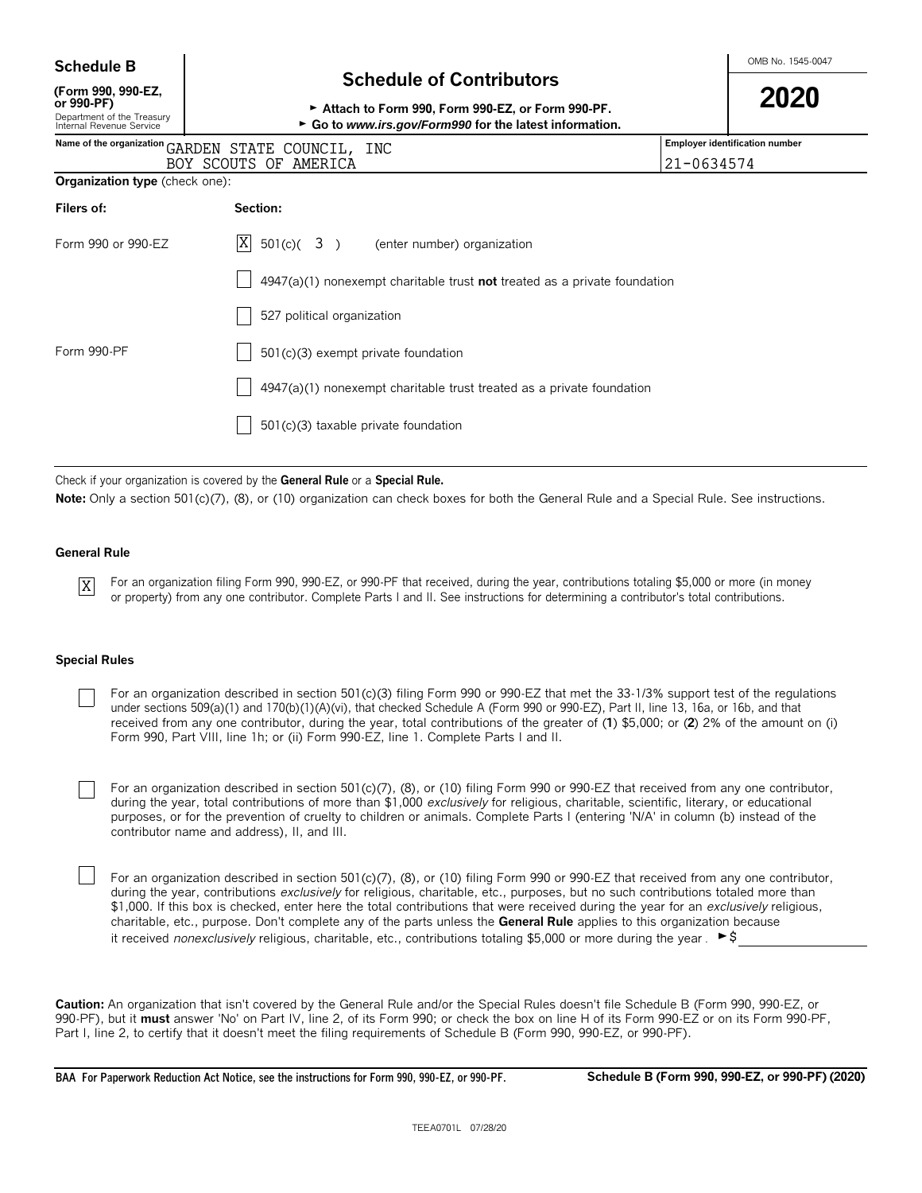**Schedule B**
**(Form 990, 990-EZ, or 990-PF)**
Department of the Treasury
Internal Revenue Service

# Schedule of Contributors

► **Attach to Form 990, Form 990-EZ, or Form 990-PF.**
► **Go to *www.irs.gov/Form990* for the latest information.**

OMB No. 1545-0047

**2020**

| Name of the organization | Employer identification number |
|---|---|
| GARDEN STATE COUNCIL, INC<br>BOY SCOUTS OF AMERICA | 21-0634574 |

**Organization type** (check one):

| Filers of: | Section: |
|---|---|
| Form 990 or 990-EZ | [X] 501(c)( 3 ) (enter number) organization |
| | [ ] 4947(a)(1) nonexempt charitable trust **not** treated as a private foundation |
| | [ ] 527 political organization |
| Form 990-PF | [ ] 501(c)(3) exempt private foundation |
| | [ ] 4947(a)(1) nonexempt charitable trust treated as a private foundation |
| | [ ] 501(c)(3) taxable private foundation |

Check if your organization is covered by the **General Rule** or a **Special Rule.**

**Note:** Only a section 501(c)(7), (8), or (10) organization can check boxes for both the General Rule and a Special Rule. See instructions.

### General Rule

[X] For an organization filing Form 990, 990-EZ, or 990-PF that received, during the year, contributions totaling $5,000 or more (in money or property) from any one contributor. Complete Parts I and II. See instructions for determining a contributor's total contributions.

### Special Rules

[ ] For an organization described in section 501(c)(3) filing Form 990 or 990-EZ that met the 33-1/3% support test of the regulations under sections 509(a)(1) and 170(b)(1)(A)(vi), that checked Schedule A (Form 990 or 990-EZ), Part II, line 13, 16a, or 16b, and that received from any one contributor, during the year, total contributions of the greater of (**1**) $5,000; or (**2**) 2% of the amount on (i) Form 990, Part VIII, line 1h; or (ii) Form 990-EZ, line 1. Complete Parts I and II.

[ ] For an organization described in section 501(c)(7), (8), or (10) filing Form 990 or 990-EZ that received from any one contributor, during the year, total contributions of more than $1,000 *exclusively* for religious, charitable, scientific, literary, or educational purposes, or for the prevention of cruelty to children or animals. Complete Parts I (entering 'N/A' in column (b) instead of the contributor name and address), II, and III.

[ ] For an organization described in section 501(c)(7), (8), or (10) filing Form 990 or 990-EZ that received from any one contributor, during the year, contributions *exclusively* for religious, charitable, etc., purposes, but no such contributions totaled more than $1,000. If this box is checked, enter here the total contributions that were received during the year for an *exclusively* religious, charitable, etc., purpose. Don't complete any of the parts unless the **General Rule** applies to this organization because it received *nonexclusively* religious, charitable, etc., contributions totaling $5,000 or more during the year . ►$ ____________

**Caution:** An organization that isn't covered by the General Rule and/or the Special Rules doesn't file Schedule B (Form 990, 990-EZ, or 990-PF), but it **must** answer 'No' on Part IV, line 2, of its Form 990; or check the box on line H of its Form 990-EZ or on its Form 990-PF, Part I, line 2, to certify that it doesn't meet the filing requirements of Schedule B (Form 990, 990-EZ, or 990-PF).

**BAA For Paperwork Reduction Act Notice, see the instructions for Form 990, 990-EZ, or 990-PF.** **Schedule B (Form 990, 990-EZ, or 990-PF) (2020)**

TEEA0701L 07/28/20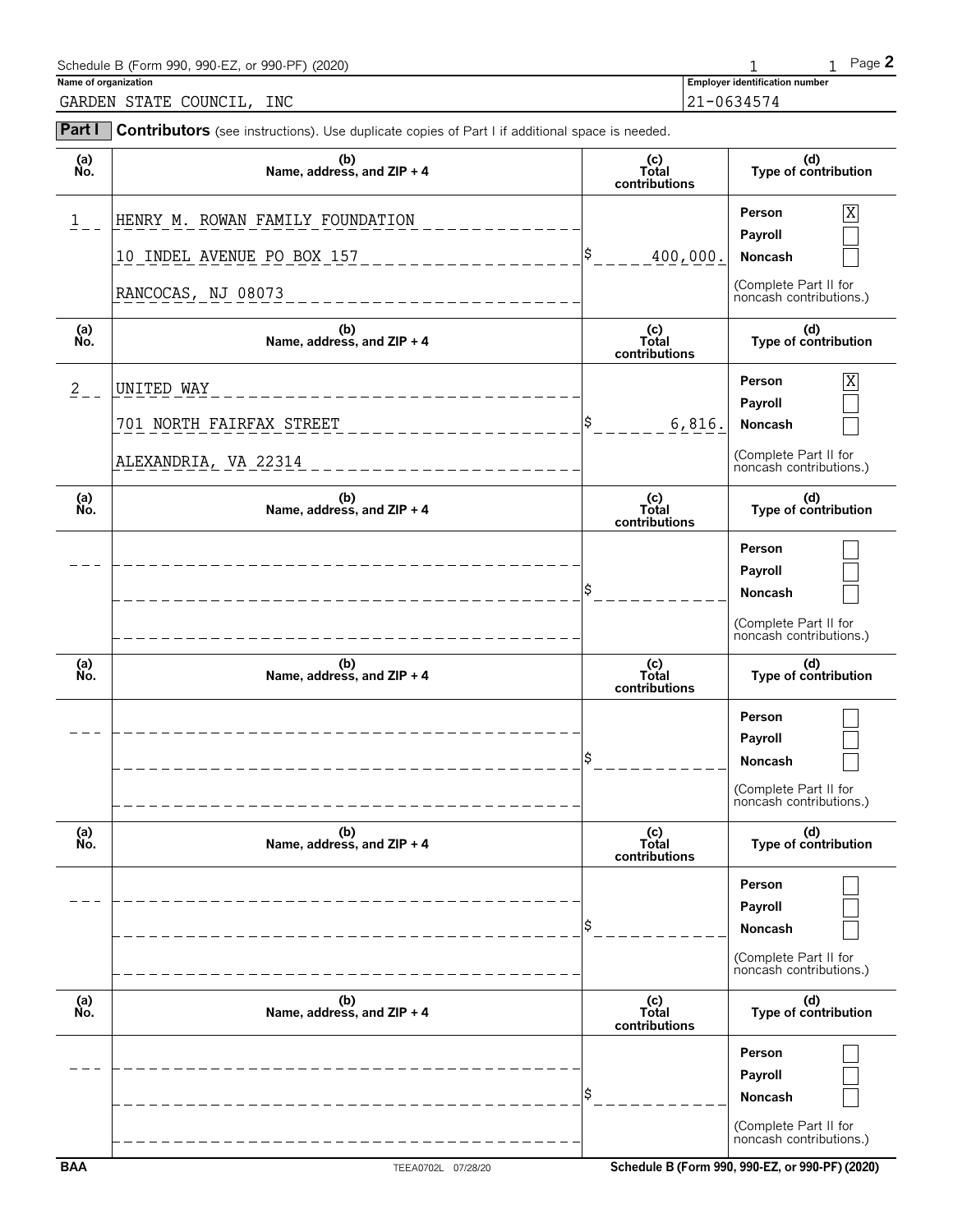Schedule B (Form 990, 990-EZ, or 990-PF) (2020)

**Name of organization**

GARDEN STATE COUNCIL, INC

**Employer identification number**

21-0634574

**Part I** **Contributors** (see instructions). Use duplicate copies of Part I if additional space is needed.

| (a) No. | (b) Name, address, and ZIP + 4 | (c) Total contributions | (d) Type of contribution |
|---|---|---|---|
| 1 | HENRY M. ROWAN FAMILY FOUNDATION<br>10 INDEL AVENUE PO BOX 157<br>RANCOCAS, NJ 08073 | $ 400,000. | Person [X]<br>Payroll [ ]<br>Noncash [ ]<br>(Complete Part II for noncash contributions.) |
| 2 | UNITED WAY<br>701 NORTH FAIRFAX STREET<br>ALEXANDRIA, VA 22314 | $ 6,816. | Person [X]<br>Payroll [ ]<br>Noncash [ ]<br>(Complete Part II for noncash contributions.) |
| | | $ | Person [ ]<br>Payroll [ ]<br>Noncash [ ]<br>(Complete Part II for noncash contributions.) |
| | | $ | Person [ ]<br>Payroll [ ]<br>Noncash [ ]<br>(Complete Part II for noncash contributions.) |
| | | $ | Person [ ]<br>Payroll [ ]<br>Noncash [ ]<br>(Complete Part II for noncash contributions.) |
| | | $ | Person [ ]<br>Payroll [ ]<br>Noncash [ ]<br>(Complete Part II for noncash contributions.) |

BAA TEEA0702L 07/28/20 Schedule B (Form 990, 990-EZ, or 990-PF) (2020)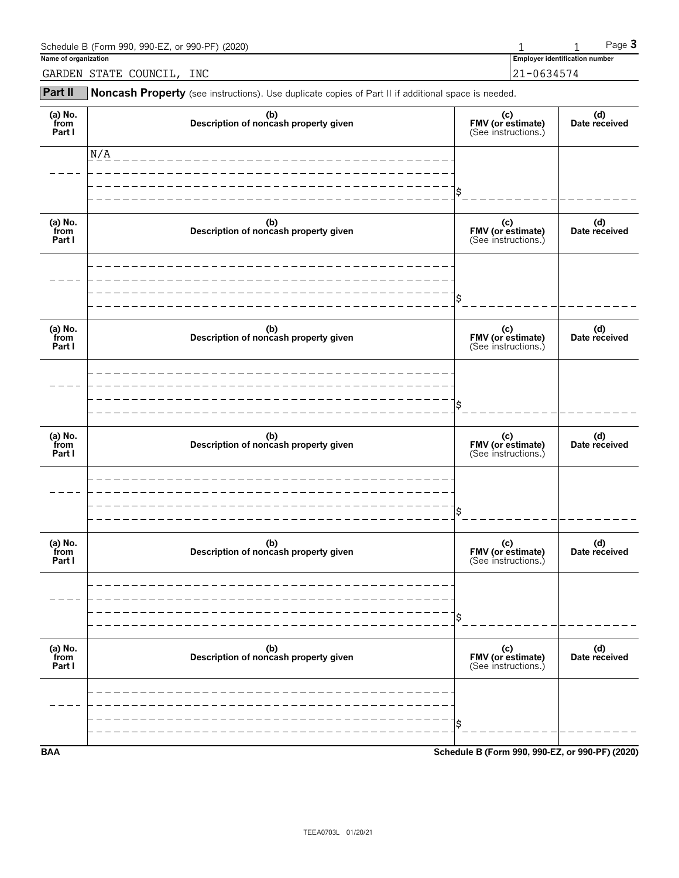Schedule B (Form 990, 990-EZ, or 990-PF) (2020) 1 1

**Name of organization**

GARDEN STATE COUNCIL, INC

**Employer identification number**

21-0634574

**Part II** **Noncash Property** (see instructions). Use duplicate copies of Part II if additional space is needed.

| (a) No. from Part I | (b) Description of noncash property given | (c) FMV (or estimate) (See instructions.) | (d) Date received |
|---|---|---|---|
| | N/A | $ | |

| (a) No. from Part I | (b) Description of noncash property given | (c) FMV (or estimate) (See instructions.) | (d) Date received |
|---|---|---|---|
| | | $ | |

| (a) No. from Part I | (b) Description of noncash property given | (c) FMV (or estimate) (See instructions.) | (d) Date received |
|---|---|---|---|
| | | $ | |

| (a) No. from Part I | (b) Description of noncash property given | (c) FMV (or estimate) (See instructions.) | (d) Date received |
|---|---|---|---|
| | | $ | |

| (a) No. from Part I | (b) Description of noncash property given | (c) FMV (or estimate) (See instructions.) | (d) Date received |
|---|---|---|---|
| | | $ | |

| (a) No. from Part I | (b) Description of noncash property given | (c) FMV (or estimate) (See instructions.) | (d) Date received |
|---|---|---|---|
| | | $ | |

**BAA** **Schedule B (Form 990, 990-EZ, or 990-PF) (2020)**

TEEA0703L 01/20/21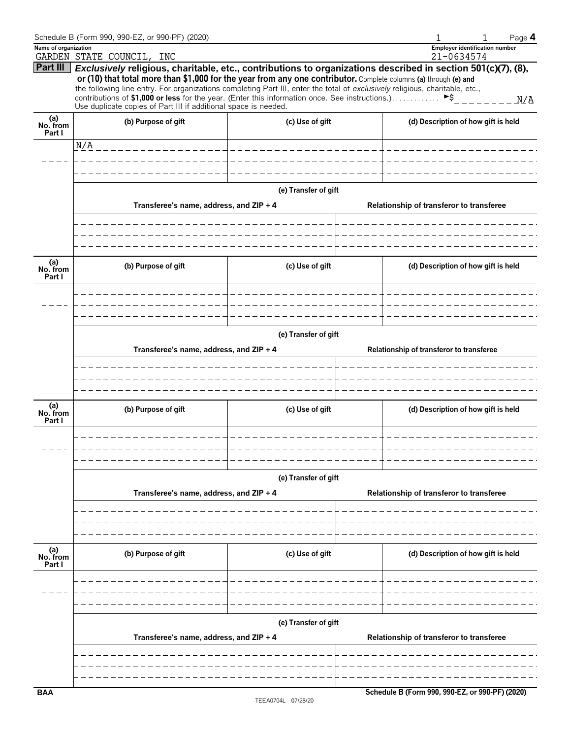Schedule B (Form 990, 990-EZ, or 990-PF) (2020)

| Name of organization | Employer identification number |
|---|---|
| GARDEN STATE COUNCIL, INC | 21-0634574 |

## Part III

***Exclusively* religious, charitable, etc., contributions to organizations described in section 501(c)(7), (8), or (10) that total more than $1,000 for the year from any one contributor.** Complete columns **(a)** through **(e)** and the following line entry. For organizations completing Part III, enter the total of *exclusively* religious, charitable, etc., contributions of **$1,000 or less** for the year. (Enter this information once. See instructions.) ► $ N/A

Use duplicate copies of Part III if additional space is needed.

| (a) No. from Part I | (b) Purpose of gift | (c) Use of gift | (d) Description of how gift is held |
|---|---|---|---|
| | N/A | | |

**(e) Transfer of gift**

| Transferee's name, address, and ZIP + 4 | Relationship of transferor to transferee |
|---|---|
| | |

| (a) No. from Part I | (b) Purpose of gift | (c) Use of gift | (d) Description of how gift is held |
|---|---|---|---|
| | | | |

**(e) Transfer of gift**

| Transferee's name, address, and ZIP + 4 | Relationship of transferor to transferee |
|---|---|
| | |

| (a) No. from Part I | (b) Purpose of gift | (c) Use of gift | (d) Description of how gift is held |
|---|---|---|---|
| | | | |

**(e) Transfer of gift**

| Transferee's name, address, and ZIP + 4 | Relationship of transferor to transferee |
|---|---|
| | |

| (a) No. from Part I | (b) Purpose of gift | (c) Use of gift | (d) Description of how gift is held |
|---|---|---|---|
| | | | |

**(e) Transfer of gift**

| Transferee's name, address, and ZIP + 4 | Relationship of transferor to transferee |
|---|---|
| | |

BAA

Schedule B (Form 990, 990-EZ, or 990-PF) (2020)

TEEA0704L 07/28/20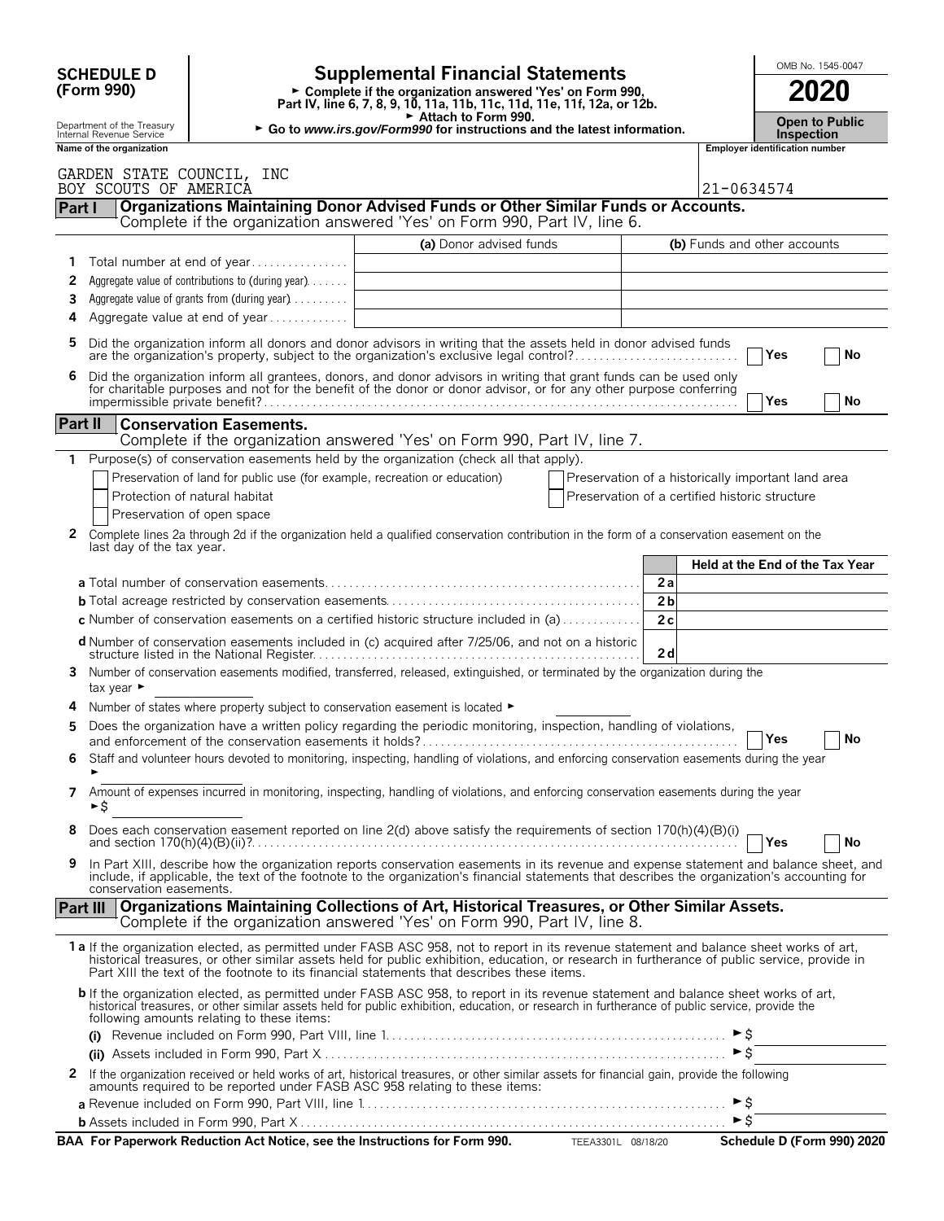**SCHEDULE D (Form 990)**

Department of the Treasury
Internal Revenue Service

# Supplemental Financial Statements

► Complete if the organization answered 'Yes' on Form 990, Part IV, line 6, 7, 8, 9, 10, 11a, 11b, 11c, 11d, 11e, 11f, 12a, or 12b.
► Attach to Form 990.
► Go to *www.irs.gov/Form990* for instructions and the latest information.

OMB No. 1545-0047

**2020**

**Open to Public Inspection**

| Name of the organization | Employer identification number |
|---|---|
| GARDEN STATE COUNCIL, INC BOY SCOUTS OF AMERICA | 21-0634574 |

## Part I Organizations Maintaining Donor Advised Funds or Other Similar Funds or Accounts.
Complete if the organization answered 'Yes' on Form 990, Part IV, line 6.

| | | (a) Donor advised funds | (b) Funds and other accounts |
|---|---|---|---|
| 1 | Total number at end of year | | |
| 2 | Aggregate value of contributions to (during year) | | |
| 3 | Aggregate value of grants from (during year) | | |
| 4 | Aggregate value at end of year | | |

5 Did the organization inform all donors and donor advisors in writing that the assets held in donor advised funds are the organization's property, subject to the organization's exclusive legal control? ☐ Yes ☐ No

6 Did the organization inform all grantees, donors, and donor advisors in writing that grant funds can be used only for charitable purposes and not for the benefit of the donor or donor advisor, or for any other purpose conferring impermissible private benefit? ☐ Yes ☐ No

## Part II Conservation Easements.
Complete if the organization answered 'Yes' on Form 990, Part IV, line 7.

1 Purpose(s) of conservation easements held by the organization (check all that apply).

- ☐ Preservation of land for public use (for example, recreation or education)
- ☐ Protection of natural habitat
- ☐ Preservation of open space
- ☐ Preservation of a historically important land area
- ☐ Preservation of a certified historic structure

2 Complete lines 2a through 2d if the organization held a qualified conservation contribution in the form of a conservation easement on the last day of the tax year.

| | | Held at the End of the Tax Year |
|---|---|---|
| **a** Total number of conservation easements | 2a | |
| **b** Total acreage restricted by conservation easements | 2b | |
| **c** Number of conservation easements on a certified historic structure included in (a) | 2c | |
| **d** Number of conservation easements included in (c) acquired after 7/25/06, and not on a historic structure listed in the National Register | 2d | |

3 Number of conservation easements modified, transferred, released, extinguished, or terminated by the organization during the tax year ►

4 Number of states where property subject to conservation easement is located ►

5 Does the organization have a written policy regarding the periodic monitoring, inspection, handling of violations, and enforcement of the conservation easements it holds? ☐ Yes ☐ No

6 Staff and volunteer hours devoted to monitoring, inspecting, handling of violations, and enforcing conservation easements during the year ►

7 Amount of expenses incurred in monitoring, inspecting, handling of violations, and enforcing conservation easements during the year ►$

8 Does each conservation easement reported on line 2(d) above satisfy the requirements of section 170(h)(4)(B)(i) and section 170(h)(4)(B)(ii)? ☐ Yes ☐ No

9 In Part XIII, describe how the organization reports conservation easements in its revenue and expense statement and balance sheet, and include, if applicable, the text of the footnote to the organization's financial statements that describes the organization's accounting for conservation easements.

## Part III Organizations Maintaining Collections of Art, Historical Treasures, or Other Similar Assets.
Complete if the organization answered 'Yes' on Form 990, Part IV, line 8.

**1a** If the organization elected, as permitted under FASB ASC 958, not to report in its revenue statement and balance sheet works of art, historical treasures, or other similar assets held for public exhibition, education, or research in furtherance of public service, provide in Part XIII the text of the footnote to its financial statements that describes these items.

**b** If the organization elected, as permitted under FASB ASC 958, to report in its revenue statement and balance sheet works of art, historical treasures, or other similar assets held for public exhibition, education, or research in furtherance of public service, provide the following amounts relating to these items:

**(i)** Revenue included on Form 990, Part VIII, line 1 ►$

**(ii)** Assets included in Form 990, Part X ►$

2 If the organization received or held works of art, historical treasures, or other similar assets for financial gain, provide the following amounts required to be reported under FASB ASC 958 relating to these items:

**a** Revenue included on Form 990, Part VIII, line 1 ►$

**b** Assets included in Form 990, Part X ►$

**BAA For Paperwork Reduction Act Notice, see the Instructions for Form 990.** TEEA3301L 08/18/20 **Schedule D (Form 990) 2020**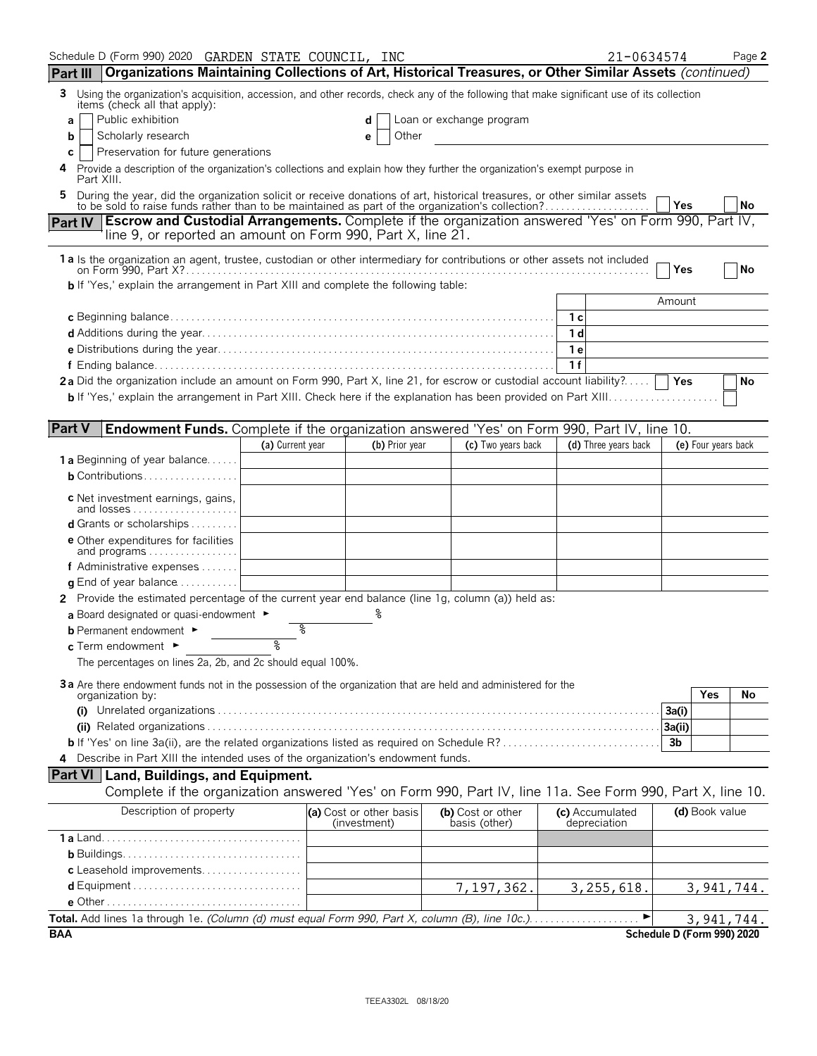Schedule D (Form 990) 2020 GARDEN STATE COUNCIL, INC 21-0634574 Page 2

**Part III** **Organizations Maintaining Collections of Art, Historical Treasures, or Other Similar Assets** *(continued)*

3 Using the organization's acquisition, accession, and other records, check any of the following that make significant use of its collection items (check all that apply):

a [ ] Public exhibition
b [ ] Scholarly research
c [ ] Preservation for future generations
d [ ] Loan or exchange program
e [ ] Other

4 Provide a description of the organization's collections and explain how they further the organization's exempt purpose in Part XIII.

5 During the year, did the organization solicit or receive donations of art, historical treasures, or other similar assets to be sold to raise funds rather than to be maintained as part of the organization's collection? [ ] Yes [ ] No

**Part IV** **Escrow and Custodial Arrangements.** Complete if the organization answered 'Yes' on Form 990, Part IV, line 9, or reported an amount on Form 990, Part X, line 21.

1a Is the organization an agent, trustee, custodian or other intermediary for contributions or other assets not included on Form 990, Part X? [ ] Yes [ ] No

b If 'Yes,' explain the arrangement in Part XIII and complete the following table:

| | | Amount |
|---|---|---|
| c Beginning balance | 1c | |
| d Additions during the year | 1d | |
| e Distributions during the year | 1e | |
| f Ending balance | 1f | |

2a Did the organization include an amount on Form 990, Part X, line 21, for escrow or custodial account liability? [ ] Yes [ ] No

b If 'Yes,' explain the arrangement in Part XIII. Check here if the explanation has been provided on Part XIII [ ]

**Part V** **Endowment Funds.** Complete if the organization answered 'Yes' on Form 990, Part IV, line 10.

| | (a) Current year | (b) Prior year | (c) Two years back | (d) Three years back | (e) Four years back |
|---|---|---|---|---|---|
| 1a Beginning of year balance | | | | | |
| b Contributions | | | | | |
| c Net investment earnings, gains, and losses | | | | | |
| d Grants or scholarships | | | | | |
| e Other expenditures for facilities and programs | | | | | |
| f Administrative expenses | | | | | |
| g End of year balance | | | | | |

2 Provide the estimated percentage of the current year end balance (line 1g, column (a)) held as:

a Board designated or quasi-endowment ► %
b Permanent endowment ► %
c Term endowment ► %

The percentages on lines 2a, 2b, and 2c should equal 100%.

3a Are there endowment funds not in the possession of the organization that are held and administered for the organization by:

| | | Yes | No |
|---|---|---|---|
| (i) Unrelated organizations | 3a(i) | | |
| (ii) Related organizations | 3a(ii) | | |
| b If 'Yes' on line 3a(ii), are the related organizations listed as required on Schedule R? | 3b | | |

4 Describe in Part XIII the intended uses of the organization's endowment funds.

**Part VI** **Land, Buildings, and Equipment.**
Complete if the organization answered 'Yes' on Form 990, Part IV, line 11a. See Form 990, Part X, line 10.

| Description of property | (a) Cost or other basis (investment) | (b) Cost or other basis (other) | (c) Accumulated depreciation | (d) Book value |
|---|---|---|---|---|
| 1a Land | | | | |
| b Buildings | | | | |
| c Leasehold improvements | | | | |
| d Equipment | | 7,197,362. | 3,255,618. | 3,941,744. |
| e Other | | | | |
| **Total.** Add lines 1a through 1e. *(Column (d) must equal Form 990, Part X, column (B), line 10c.)* ► | | | | 3,941,744. |

BAA Schedule D (Form 990) 2020

TEEA3302L 08/18/20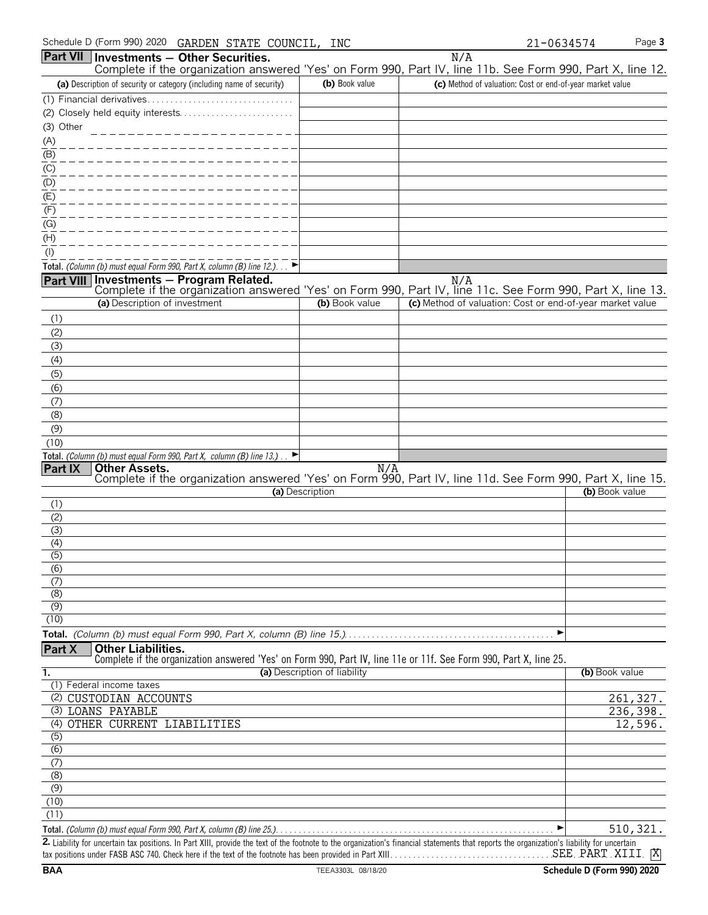Schedule D (Form 990) 2020 GARDEN STATE COUNCIL, INC 21-0634574

## Part VII Investments — Other Securities.

N/A

Complete if the organization answered 'Yes' on Form 990, Part IV, line 11b. See Form 990, Part X, line 12.

| (a) Description of security or category (including name of security) | (b) Book value | (c) Method of valuation: Cost or end-of-year market value |
|---|---|---|
| (1) Financial derivatives | | |
| (2) Closely held equity interests | | |
| (3) Other | | |
| (A) | | |
| (B) | | |
| (C) | | |
| (D) | | |
| (E) | | |
| (F) | | |
| (G) | | |
| (H) | | |
| (I) | | |
| **Total.** *(Column (b) must equal Form 990, Part X, column (B) line 12.)* ► | | |

## Part VIII Investments — Program Related.

N/A

Complete if the organization answered 'Yes' on Form 990, Part IV, line 11c. See Form 990, Part X, line 13.

| (a) Description of investment | (b) Book value | (c) Method of valuation: Cost or end-of-year market value |
|---|---|---|
| (1) | | |
| (2) | | |
| (3) | | |
| (4) | | |
| (5) | | |
| (6) | | |
| (7) | | |
| (8) | | |
| (9) | | |
| (10) | | |
| **Total.** *(Column (b) must equal Form 990, Part X, column (B) line 13.)* ► | | |

## Part IX Other Assets.

N/A

Complete if the organization answered 'Yes' on Form 990, Part IV, line 11d. See Form 990, Part X, line 15.

| (a) Description | (b) Book value |
|---|---|
| (1) | |
| (2) | |
| (3) | |
| (4) | |
| (5) | |
| (6) | |
| (7) | |
| (8) | |
| (9) | |
| (10) | |
| **Total.** *(Column (b) must equal Form 990, Part X, column (B) line 15.)* ► | |

## Part X Other Liabilities.

Complete if the organization answered 'Yes' on Form 990, Part IV, line 11e or 11f. See Form 990, Part X, line 25.

| 1. (a) Description of liability | (b) Book value |
|---|---|
| (1) Federal income taxes | |
| (2) CUSTODIAN ACCOUNTS | 261,327. |
| (3) LOANS PAYABLE | 236,398. |
| (4) OTHER CURRENT LIABILITIES | 12,596. |
| (5) | |
| (6) | |
| (7) | |
| (8) | |
| (9) | |
| (10) | |
| (11) | |
| **Total.** *(Column (b) must equal Form 990, Part X, column (B) line 25.)* ► | 510,321. |

**2.** Liability for uncertain tax positions. In Part XIII, provide the text of the footnote to the organization's financial statements that reports the organization's liability for uncertain tax positions under FASB ASC 740. Check here if the text of the footnote has been provided in Part XIII SEE PART XIII [X]

BAA TEEA3303L 08/18/20 Schedule D (Form 990) 2020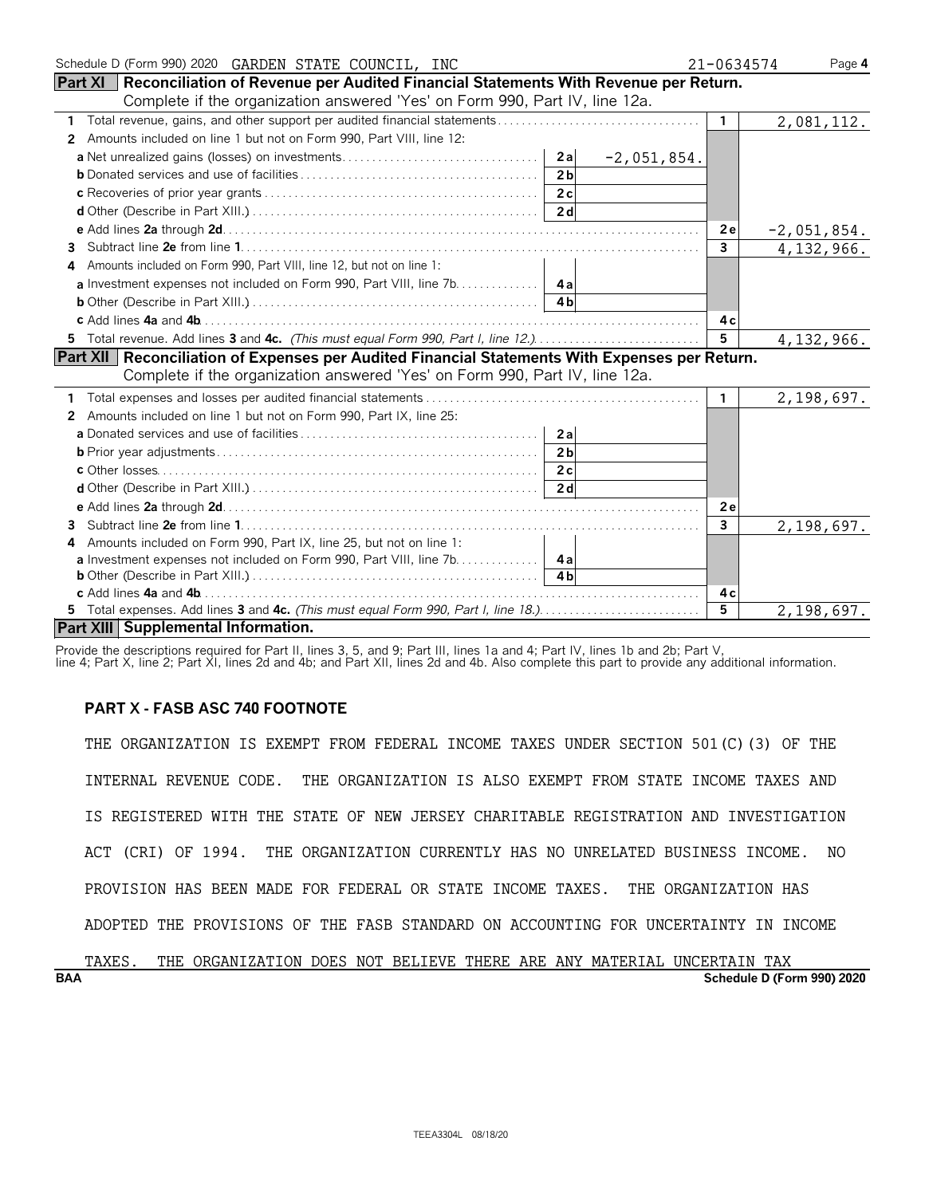Schedule D (Form 990) 2020 GARDEN STATE COUNCIL, INC 21-0634574

## Part XI Reconciliation of Revenue per Audited Financial Statements With Revenue per Return.

Complete if the organization answered 'Yes' on Form 990, Part IV, line 12a.

| | | | | |
|---|---|---|---|---|
| 1 Total revenue, gains, and other support per audited financial statements | | | 1 | 2,081,112. |
| 2 Amounts included on line 1 but not on Form 990, Part VIII, line 12: | | | | |
| a Net unrealized gains (losses) on investments | 2a | -2,051,854. | | |
| b Donated services and use of facilities | 2b | | | |
| c Recoveries of prior year grants | 2c | | | |
| d Other (Describe in Part XIII.) | 2d | | | |
| e Add lines 2a through 2d | | | 2e | -2,051,854. |
| 3 Subtract line 2e from line 1 | | | 3 | 4,132,966. |
| 4 Amounts included on Form 990, Part VIII, line 12, but not on line 1: | | | | |
| a Investment expenses not included on Form 990, Part VIII, line 7b | 4a | | | |
| b Other (Describe in Part XIII.) | 4b | | | |
| c Add lines 4a and 4b | | | 4c | |
| 5 Total revenue. Add lines 3 and 4c. *(This must equal Form 990, Part I, line 12.)* | | | 5 | 4,132,966. |

## Part XII Reconciliation of Expenses per Audited Financial Statements With Expenses per Return.

Complete if the organization answered 'Yes' on Form 990, Part IV, line 12a.

| | | | | |
|---|---|---|---|---|
| 1 Total expenses and losses per audited financial statements | | | 1 | 2,198,697. |
| 2 Amounts included on line 1 but not on Form 990, Part IX, line 25: | | | | |
| a Donated services and use of facilities | 2a | | | |
| b Prior year adjustments | 2b | | | |
| c Other losses | 2c | | | |
| d Other (Describe in Part XIII.) | 2d | | | |
| e Add lines 2a through 2d | | | 2e | |
| 3 Subtract line 2e from line 1 | | | 3 | 2,198,697. |
| 4 Amounts included on Form 990, Part IX, line 25, but not on line 1: | | | | |
| a Investment expenses not included on Form 990, Part VIII, line 7b | 4a | | | |
| b Other (Describe in Part XIII.) | 4b | | | |
| c Add lines 4a and 4b | | | 4c | |
| 5 Total expenses. Add lines 3 and 4c. *(This must equal Form 990, Part I, line 18.)* | | | 5 | 2,198,697. |

## Part XIII Supplemental Information.

Provide the descriptions required for Part II, lines 3, 5, and 9; Part III, lines 1a and 4; Part IV, lines 1b and 2b; Part V, line 4; Part X, line 2; Part XI, lines 2d and 4b; and Part XII, lines 2d and 4b. Also complete this part to provide any additional information.

**PART X - FASB ASC 740 FOOTNOTE**

THE ORGANIZATION IS EXEMPT FROM FEDERAL INCOME TAXES UNDER SECTION 501(C)(3) OF THE INTERNAL REVENUE CODE. THE ORGANIZATION IS ALSO EXEMPT FROM STATE INCOME TAXES AND IS REGISTERED WITH THE STATE OF NEW JERSEY CHARITABLE REGISTRATION AND INVESTIGATION ACT (CRI) OF 1994. THE ORGANIZATION CURRENTLY HAS NO UNRELATED BUSINESS INCOME. NO PROVISION HAS BEEN MADE FOR FEDERAL OR STATE INCOME TAXES. THE ORGANIZATION HAS ADOPTED THE PROVISIONS OF THE FASB STANDARD ON ACCOUNTING FOR UNCERTAINTY IN INCOME TAXES. THE ORGANIZATION DOES NOT BELIEVE THERE ARE ANY MATERIAL UNCERTAIN TAX

BAA Schedule D (Form 990) 2020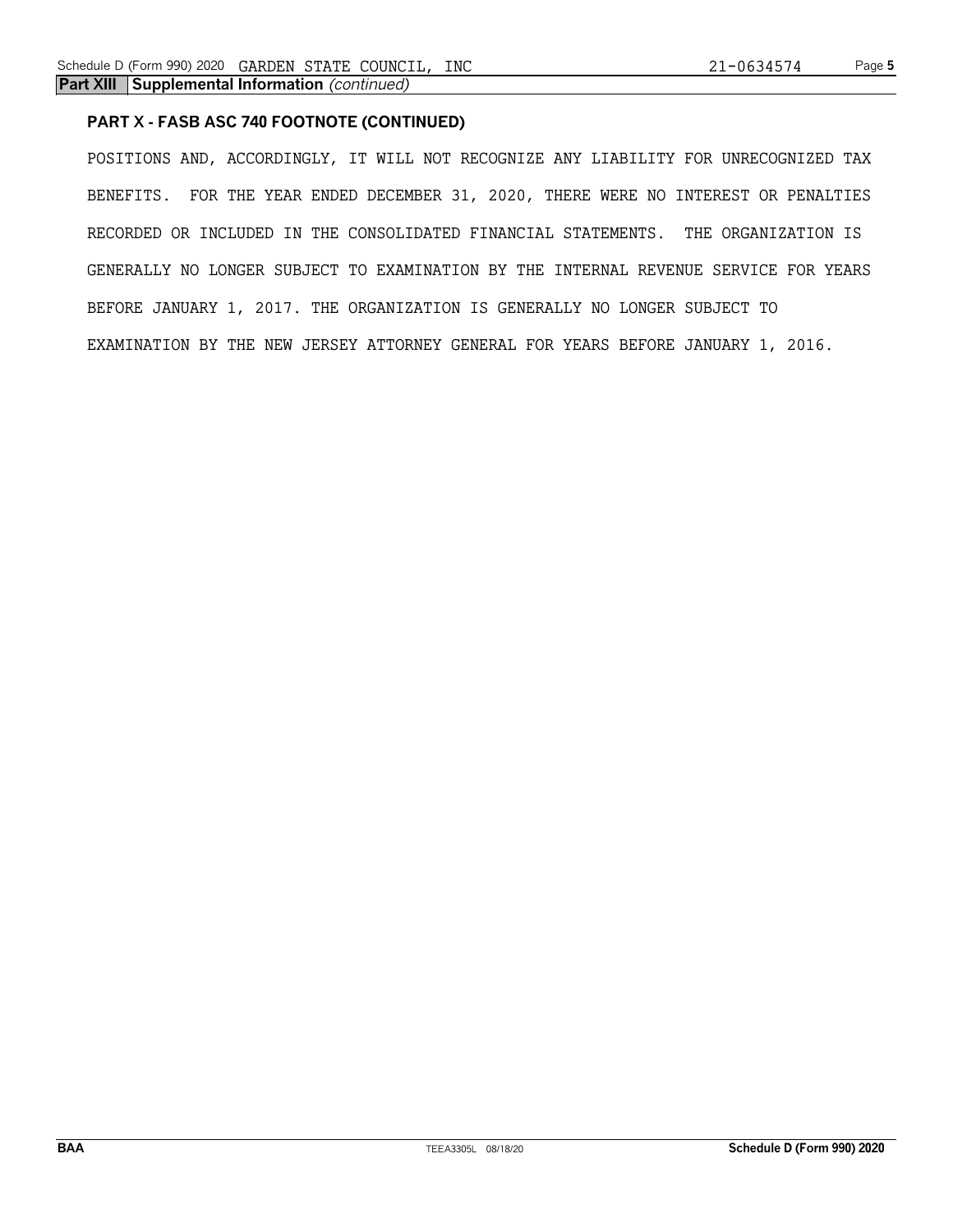**Part XIII Supplemental Information** *(continued)*

**PART X - FASB ASC 740 FOOTNOTE (CONTINUED)**

POSITIONS AND, ACCORDINGLY, IT WILL NOT RECOGNIZE ANY LIABILITY FOR UNRECOGNIZED TAX BENEFITS. FOR THE YEAR ENDED DECEMBER 31, 2020, THERE WERE NO INTEREST OR PENALTIES RECORDED OR INCLUDED IN THE CONSOLIDATED FINANCIAL STATEMENTS. THE ORGANIZATION IS GENERALLY NO LONGER SUBJECT TO EXAMINATION BY THE INTERNAL REVENUE SERVICE FOR YEARS BEFORE JANUARY 1, 2017. THE ORGANIZATION IS GENERALLY NO LONGER SUBJECT TO EXAMINATION BY THE NEW JERSEY ATTORNEY GENERAL FOR YEARS BEFORE JANUARY 1, 2016.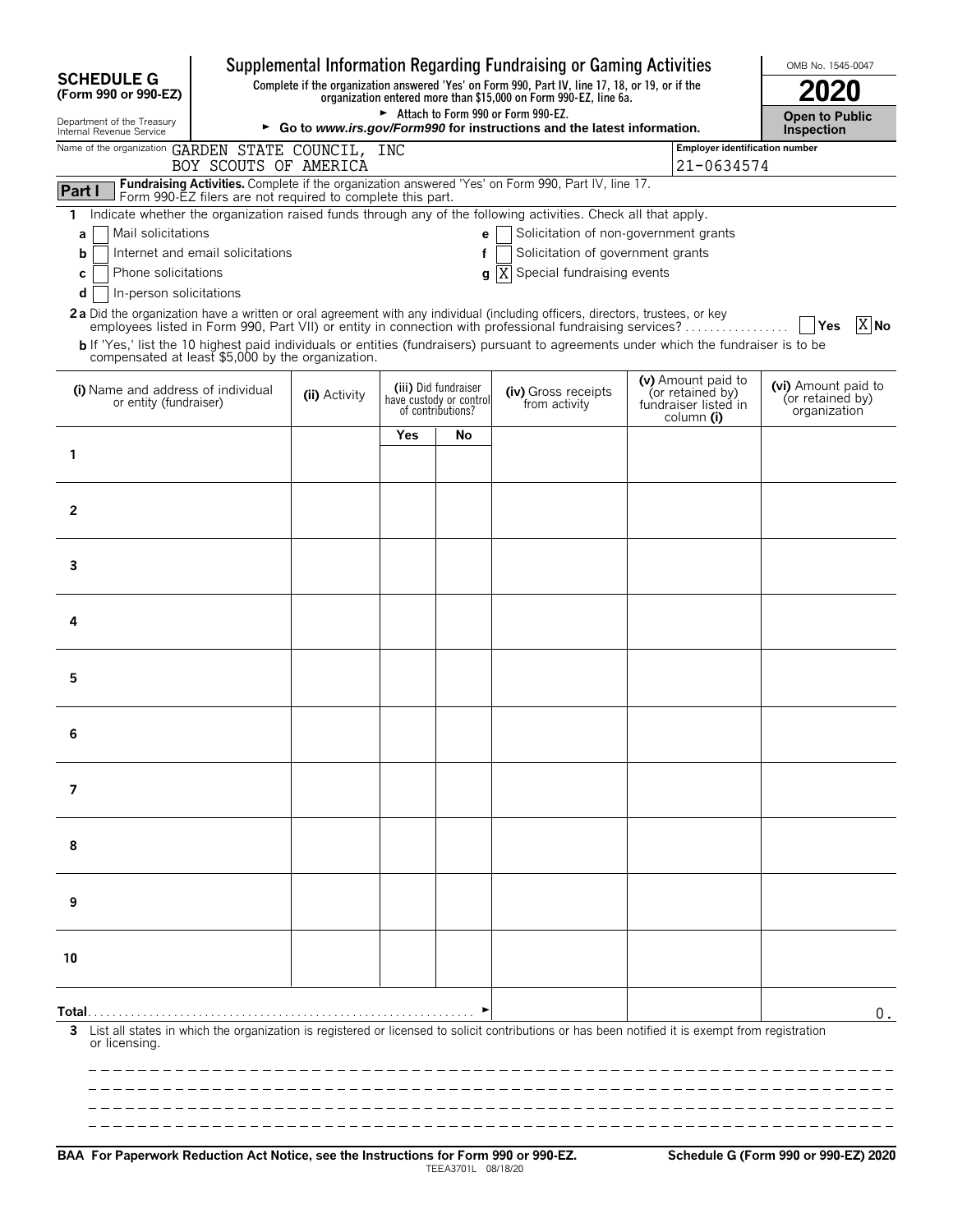# SCHEDULE G (Form 990 or 990-EZ)

Department of the Treasury
Internal Revenue Service

## Supplemental Information Regarding Fundraising or Gaming Activities

**Complete if the organization answered 'Yes' on Form 990, Part IV, line 17, 18, or 19, or if the organization entered more than $15,000 on Form 990-EZ, line 6a.**

► Attach to Form 990 or Form 990-EZ.

► **Go to *www.irs.gov/Form990* for instructions and the latest information.**

OMB No. 1545-0047

**2020**

**Open to Public Inspection**

Name of the organization: GARDEN STATE COUNCIL, INC BOY SCOUTS OF AMERICA

Employer identification number: 21-0634574

**Part I** **Fundraising Activities.** Complete if the organization answered 'Yes' on Form 990, Part IV, line 17. Form 990-EZ filers are not required to complete this part.

**1** Indicate whether the organization raised funds through any of the following activities. Check all that apply.

- **a** [ ] Mail solicitations
- **b** [ ] Internet and email solicitations
- **c** [ ] Phone solicitations
- **d** [ ] In-person solicitations
- **e** [ ] Solicitation of non-government grants
- **f** [ ] Solicitation of government grants
- **g** [X] Special fundraising events

**2a** Did the organization have a written or oral agreement with any individual (including officers, directors, trustees, or key employees listed in Form 990, Part VII) or entity in connection with professional fundraising services? [ ] **Yes** [X] **No**

**b** If 'Yes,' list the 10 highest paid individuals or entities (fundraisers) pursuant to agreements under which the fundraiser is to be compensated at least $5,000 by the organization.

| | (i) Name and address of individual or entity (fundraiser) | (ii) Activity | (iii) Did fundraiser have custody or control of contributions? Yes | No | (iv) Gross receipts from activity | (v) Amount paid to (or retained by) fundraiser listed in column (i) | (vi) Amount paid to (or retained by) organization |
|---|---|---|---|---|---|---|---|
| 1 | | | | | | | |
| 2 | | | | | | | |
| 3 | | | | | | | |
| 4 | | | | | | | |
| 5 | | | | | | | |
| 6 | | | | | | | |
| 7 | | | | | | | |
| 8 | | | | | | | |
| 9 | | | | | | | |
| 10 | | | | | | | |
| **Total** ► | | | | | | | 0. |

**3** List all states in which the organization is registered or licensed to solicit contributions or has been notified it is exempt from registration or licensing.

**BAA For Paperwork Reduction Act Notice, see the Instructions for Form 990 or 990-EZ.** TEEA3701L 08/18/20 **Schedule G (Form 990 or 990-EZ) 2020**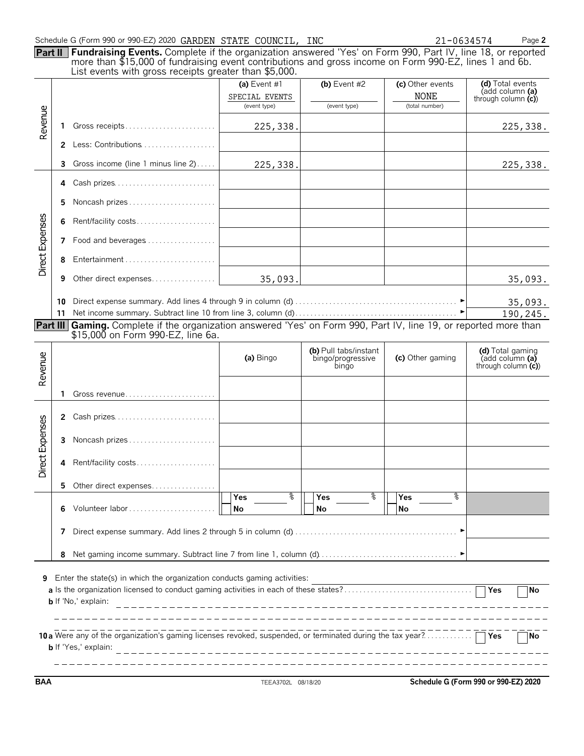Schedule G (Form 990 or 990-EZ) 2020 GARDEN STATE COUNCIL, INC 21-0634574 Page 2

**Part II** **Fundraising Events.** Complete if the organization answered 'Yes' on Form 990, Part IV, line 18, or reported more than $15,000 of fundraising event contributions and gross income on Form 990-EZ, lines 1 and 6b. List events with gross receipts greater than $5,000.

| | | | (a) Event #1 SPECIAL EVENTS (event type) | (b) Event #2 (event type) | (c) Other events NONE (total number) | (d) Total events (add column (a) through column (c)) |
|---|---|---|---|---|---|---|
| Revenue | 1 | Gross receipts | 225,338. | | | 225,338. |
| | 2 | Less: Contributions | | | | |
| | 3 | Gross income (line 1 minus line 2) | 225,338. | | | 225,338. |
| Direct Expenses | 4 | Cash prizes | | | | |
| | 5 | Noncash prizes | | | | |
| | 6 | Rent/facility costs | | | | |
| | 7 | Food and beverages | | | | |
| | 8 | Entertainment | | | | |
| | 9 | Other direct expenses | 35,093. | | | 35,093. |
| | 10 | Direct expense summary. Add lines 4 through 9 in column (d) | | | | 35,093. |
| | 11 | Net income summary. Subtract line 10 from line 3, column (d) | | | | 190,245. |

**Part III** **Gaming.** Complete if the organization answered 'Yes' on Form 990, Part IV, line 19, or reported more than $15,000 on Form 990-EZ, line 6a.

| | | | (a) Bingo | (b) Pull tabs/instant bingo/progressive bingo | (c) Other gaming | (d) Total gaming (add column (a) through column (c)) |
|---|---|---|---|---|---|---|
| Revenue | 1 | Gross revenue | | | | |
| Direct Expenses | 2 | Cash prizes | | | | |
| | 3 | Noncash prizes | | | | |
| | 4 | Rent/facility costs | | | | |
| | 5 | Other direct expenses | | | | |
| | 6 | Volunteer labor | Yes ___ % No | Yes ___ % No | Yes ___ % No | |
| | 7 | Direct expense summary. Add lines 2 through 5 in column (d) | | | | |
| | 8 | Net gaming income summary. Subtract line 7 from line 1, column (d) | | | | |

**9** Enter the state(s) in which the organization conducts gaming activities:

**a** Is the organization licensed to conduct gaming activities in each of these states? ☐ Yes ☐ No

**b** If 'No,' explain:

**10a** Were any of the organization's gaming licenses revoked, suspended, or terminated during the tax year? ☐ Yes ☐ No

**b** If 'Yes,' explain:

BAA TEEA3702L 08/18/20 Schedule G (Form 990 or 990-EZ) 2020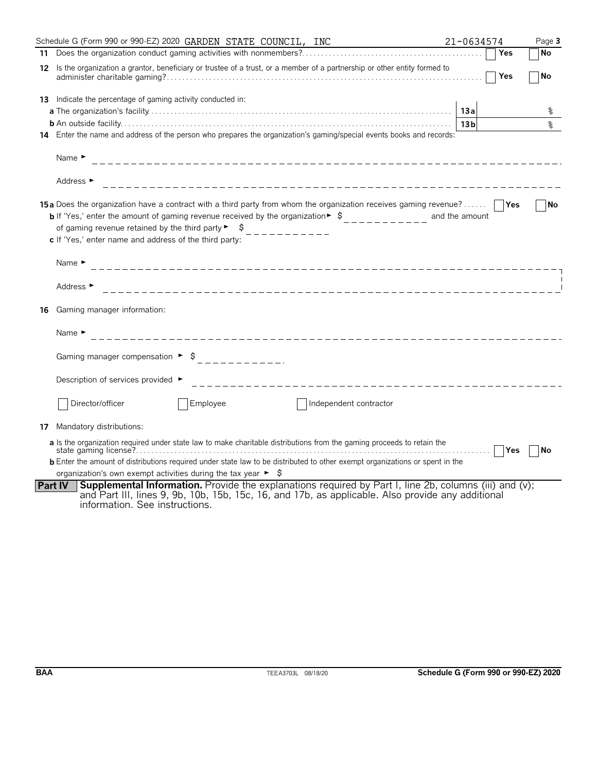Schedule G (Form 990 or 990-EZ) 2020 GARDEN STATE COUNCIL, INC 21-0634574 Page **3**

**11** Does the organization conduct gaming activities with nonmembers? ☐ Yes ☐ No

**12** Is the organization a grantor, beneficiary or trustee of a trust, or a member of a partnership or other entity formed to administer charitable gaming? ☐ Yes ☐ No

**13** Indicate the percentage of gaming activity conducted in:

**a** The organization's facility | **13a** | %

**b** An outside facility | **13b** | %

**14** Enter the name and address of the person who prepares the organization's gaming/special events books and records:

Name ►

Address ►

**15a** Does the organization have a contract with a third party from whom the organization receives gaming revenue? ☐ Yes ☐ No

**b** If 'Yes,' enter the amount of gaming revenue received by the organization ► $ __________ and the amount of gaming revenue retained by the third party ► $ __________

**c** If 'Yes,' enter name and address of the third party:

Name ►

Address ►

**16** Gaming manager information:

Name ►

Gaming manager compensation ► $ __________

Description of services provided ►

☐ Director/officer ☐ Employee ☐ Independent contractor

**17** Mandatory distributions:

**a** Is the organization required under state law to make charitable distributions from the gaming proceeds to retain the state gaming license? ☐ Yes ☐ No

**b** Enter the amount of distributions required under state law to be distributed to other exempt organizations or spent in the organization's own exempt activities during the tax year ► $

**Part IV** **Supplemental Information.** Provide the explanations required by Part I, line 2b, columns (iii) and (v); and Part III, lines 9, 9b, 10b, 15b, 15c, 16, and 17b, as applicable. Also provide any additional information. See instructions.

BAA TEEA3703L 08/18/20 **Schedule G (Form 990 or 990-EZ) 2020**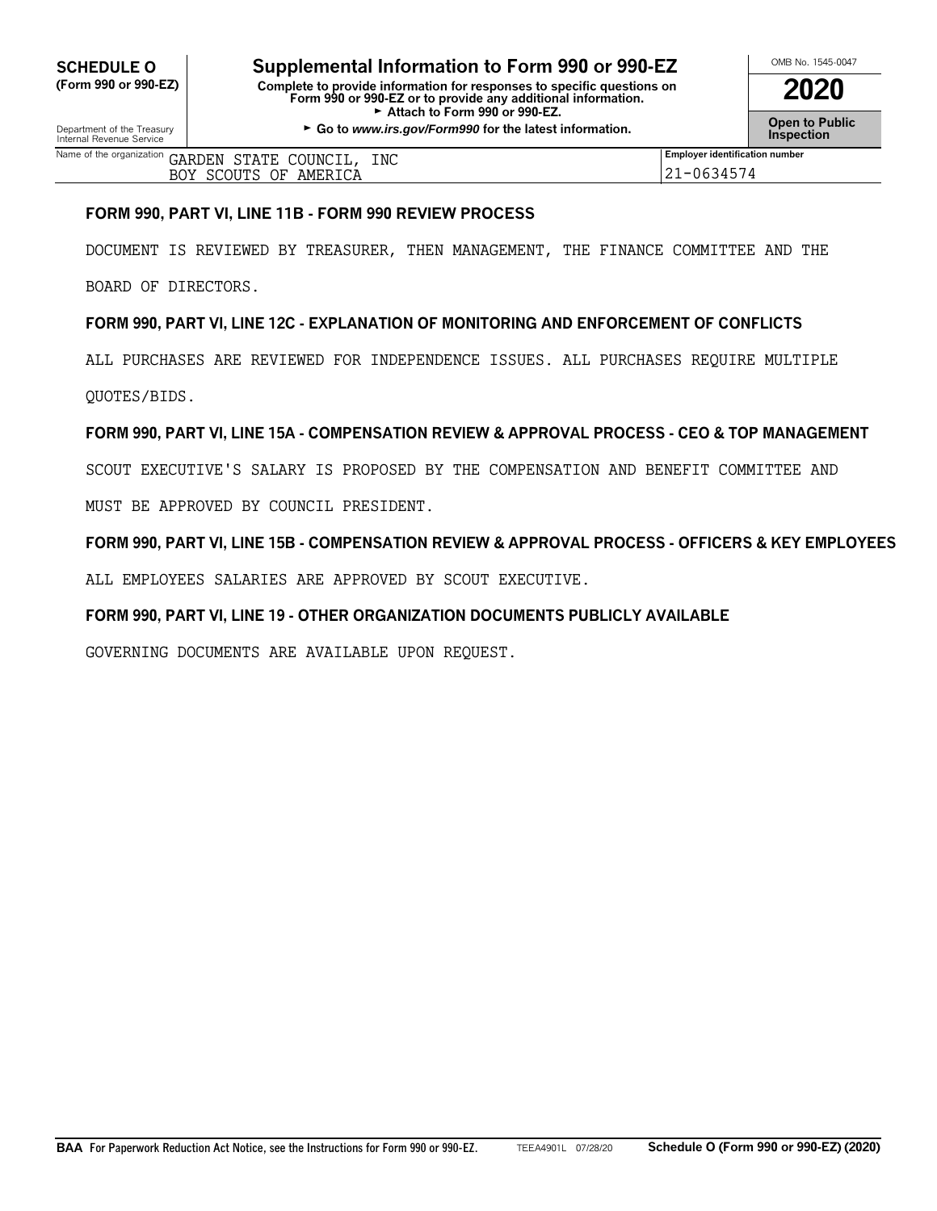**SCHEDULE O (Form 990 or 990-EZ)**

Department of the Treasury
Internal Revenue Service

# Supplemental Information to Form 990 or 990-EZ

**Complete to provide information for responses to specific questions on Form 990 or 990-EZ or to provide any additional information.**
► **Attach to Form 990 or 990-EZ.**
► **Go to *www.irs.gov/Form990* for the latest information.**

OMB No. 1545-0047

**2020**

**Open to Public Inspection**

| Name of the organization | Employer identification number |
| --- | --- |
| GARDEN STATE COUNCIL, INC BOY SCOUTS OF AMERICA | 21-0634574 |

**FORM 990, PART VI, LINE 11B - FORM 990 REVIEW PROCESS**

DOCUMENT IS REVIEWED BY TREASURER, THEN MANAGEMENT, THE FINANCE COMMITTEE AND THE BOARD OF DIRECTORS.

**FORM 990, PART VI, LINE 12C - EXPLANATION OF MONITORING AND ENFORCEMENT OF CONFLICTS**

ALL PURCHASES ARE REVIEWED FOR INDEPENDENCE ISSUES. ALL PURCHASES REQUIRE MULTIPLE QUOTES/BIDS.

**FORM 990, PART VI, LINE 15A - COMPENSATION REVIEW & APPROVAL PROCESS - CEO & TOP MANAGEMENT**

SCOUT EXECUTIVE'S SALARY IS PROPOSED BY THE COMPENSATION AND BENEFIT COMMITTEE AND MUST BE APPROVED BY COUNCIL PRESIDENT.

**FORM 990, PART VI, LINE 15B - COMPENSATION REVIEW & APPROVAL PROCESS - OFFICERS & KEY EMPLOYEES**

ALL EMPLOYEES SALARIES ARE APPROVED BY SCOUT EXECUTIVE.

**FORM 990, PART VI, LINE 19 - OTHER ORGANIZATION DOCUMENTS PUBLICLY AVAILABLE**

GOVERNING DOCUMENTS ARE AVAILABLE UPON REQUEST.

**BAA** For Paperwork Reduction Act Notice, see the Instructions for Form 990 or 990-EZ. TEEA4901L 07/28/20 **Schedule O (Form 990 or 990-EZ) (2020)**